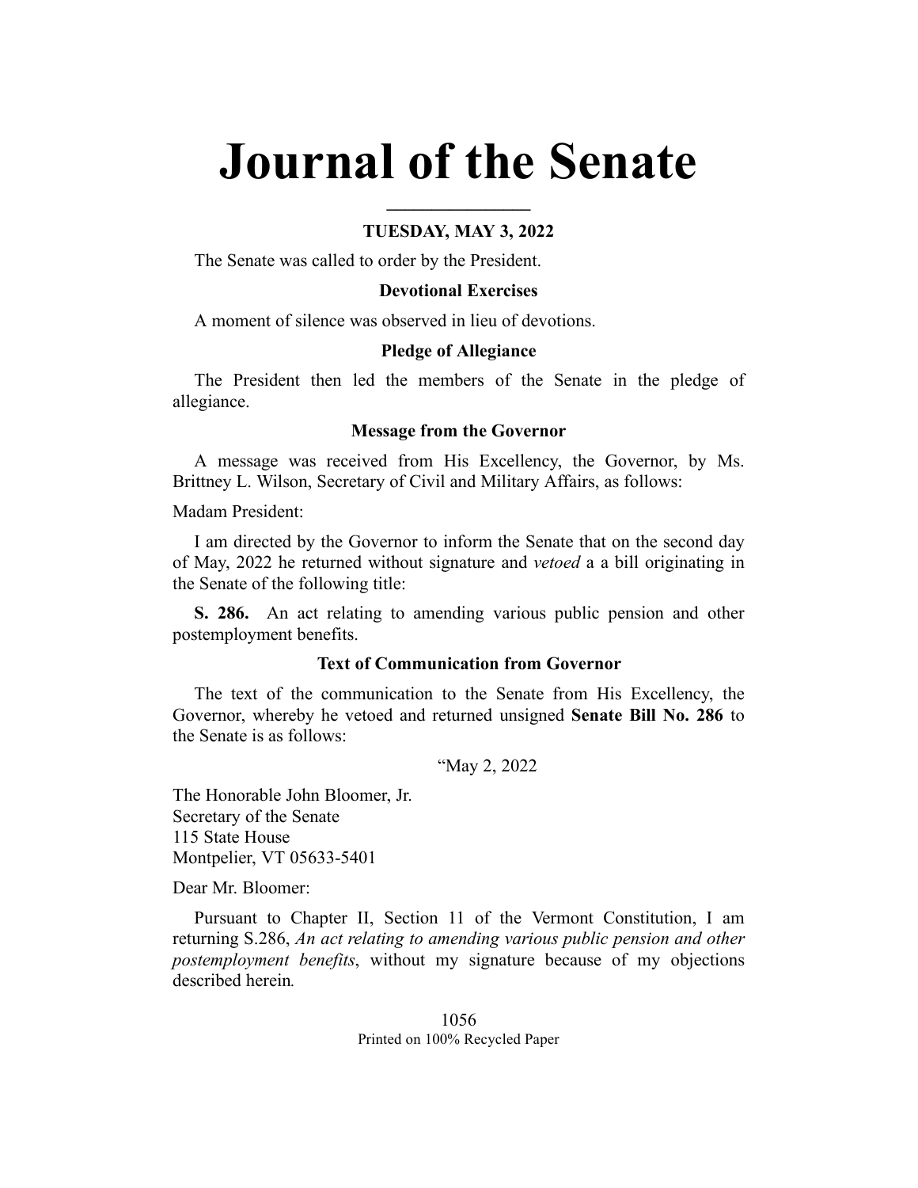# Journal of the Senate

**TUESDAY, MAY 3, 2022**

The Senate was called to order by the President.

**Devotional Exercises**

A moment of silence was observed in lieu of devotions.

**Pledge of Allegiance**

The President then led the members of the Senate in the pledge of allegiance.

**Message from the Governor**

A message was received from His Excellency, the Governor, by Ms. Brittney L. Wilson, Secretary of Civil and Military Affairs, as follows:

Madam President:

I am directed by the Governor to inform the Senate that on the second day of May, 2022 he returned without signature and *vetoed* a a bill originating in the Senate of the following title:

**S. 286.** An act relating to amending various public pension and other postemployment benefits.

**Text of Communication from Governor**

The text of the communication to the Senate from His Excellency, the Governor, whereby he vetoed and returned unsigned **Senate Bill No. 286** to the Senate is as follows:

"May 2, 2022

The Honorable John Bloomer, Jr.
Secretary of the Senate
115 State House
Montpelier, VT 05633-5401

Dear Mr. Bloomer:

Pursuant to Chapter II, Section 11 of the Vermont Constitution, I am returning S.286, *An act relating to amending various public pension and other postemployment benefits*, without my signature because of my objections described herein.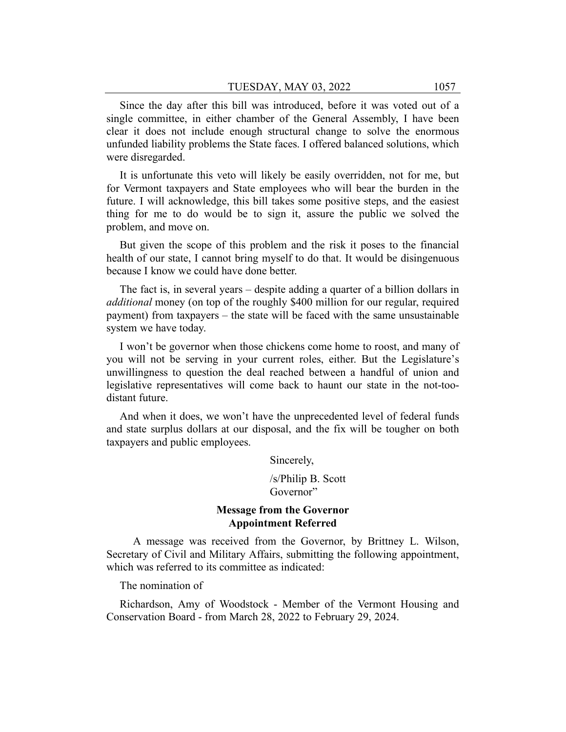Since the day after this bill was introduced, before it was voted out of a single committee, in either chamber of the General Assembly, I have been clear it does not include enough structural change to solve the enormous unfunded liability problems the State faces. I offered balanced solutions, which were disregarded.

It is unfortunate this veto will likely be easily overridden, not for me, but for Vermont taxpayers and State employees who will bear the burden in the future. I will acknowledge, this bill takes some positive steps, and the easiest thing for me to do would be to sign it, assure the public we solved the problem, and move on.

But given the scope of this problem and the risk it poses to the financial health of our state, I cannot bring myself to do that. It would be disingenuous because I know we could have done better.

The fact is, in several years – despite adding a quarter of a billion dollars in *additional* money (on top of the roughly $400 million for our regular, required payment) from taxpayers – the state will be faced with the same unsustainable system we have today.

I won't be governor when those chickens come home to roost, and many of you will not be serving in your current roles, either. But the Legislature's unwillingness to question the deal reached between a handful of union and legislative representatives will come back to haunt our state in the not-too-distant future.

And when it does, we won't have the unprecedented level of federal funds and state surplus dollars at our disposal, and the fix will be tougher on both taxpayers and public employees.

Sincerely,

/s/Philip B. Scott
Governor"

**Message from the Governor**
**Appointment Referred**

A message was received from the Governor, by Brittney L. Wilson, Secretary of Civil and Military Affairs, submitting the following appointment, which was referred to its committee as indicated:

The nomination of

Richardson, Amy of Woodstock - Member of the Vermont Housing and Conservation Board - from March 28, 2022 to February 29, 2024.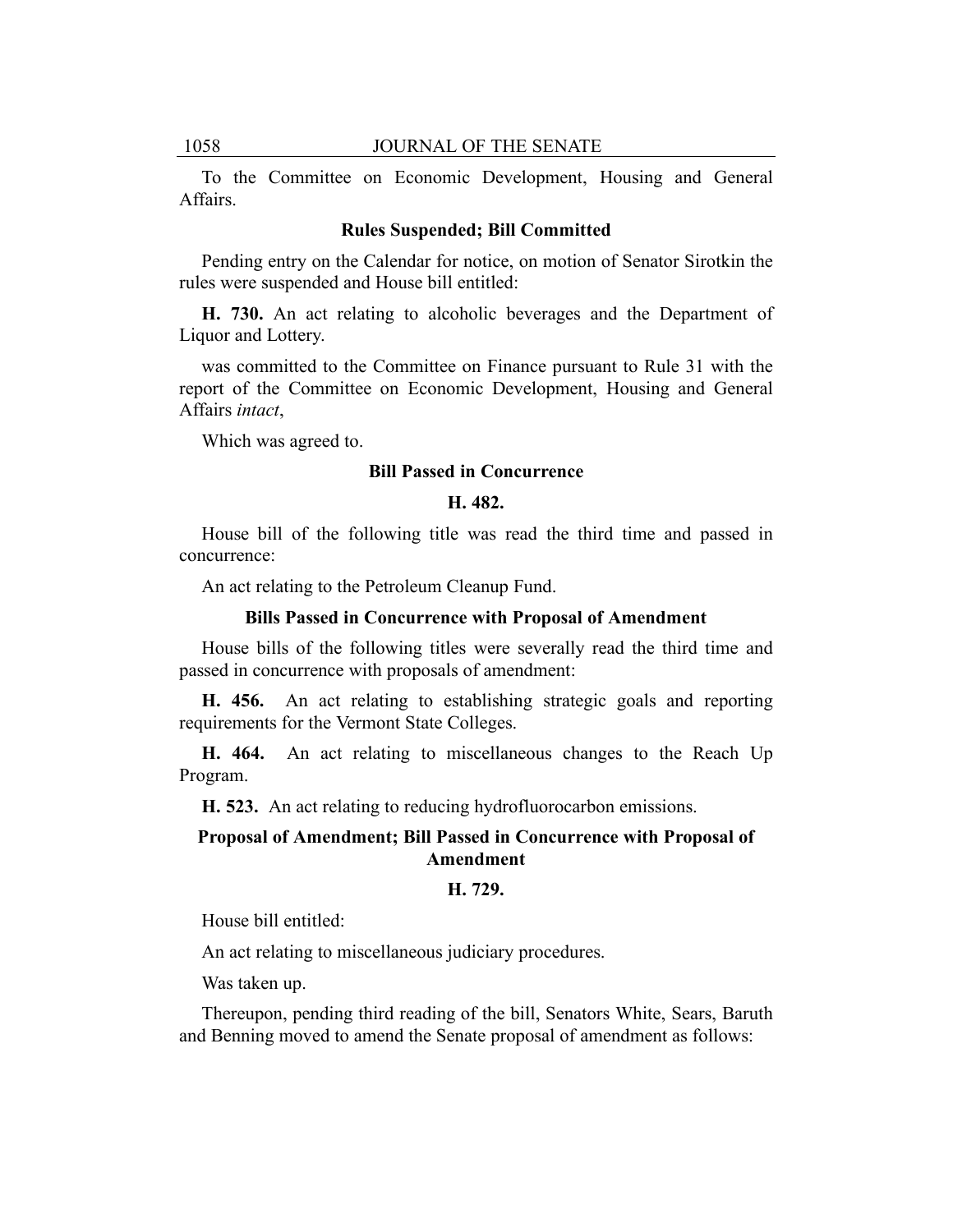To the Committee on Economic Development, Housing and General Affairs.

### Rules Suspended; Bill Committed

Pending entry on the Calendar for notice, on motion of Senator Sirotkin the rules were suspended and House bill entitled:

**H. 730.** An act relating to alcoholic beverages and the Department of Liquor and Lottery.

was committed to the Committee on Finance pursuant to Rule 31 with the report of the Committee on Economic Development, Housing and General Affairs *intact*,

Which was agreed to.

### Bill Passed in Concurrence

### H. 482.

House bill of the following title was read the third time and passed in concurrence:

An act relating to the Petroleum Cleanup Fund.

### Bills Passed in Concurrence with Proposal of Amendment

House bills of the following titles were severally read the third time and passed in concurrence with proposals of amendment:

**H. 456.** An act relating to establishing strategic goals and reporting requirements for the Vermont State Colleges.

**H. 464.** An act relating to miscellaneous changes to the Reach Up Program.

**H. 523.** An act relating to reducing hydrofluorocarbon emissions.

### Proposal of Amendment; Bill Passed in Concurrence with Proposal of Amendment

### H. 729.

House bill entitled:

An act relating to miscellaneous judiciary procedures.

Was taken up.

Thereupon, pending third reading of the bill, Senators White, Sears, Baruth and Benning moved to amend the Senate proposal of amendment as follows: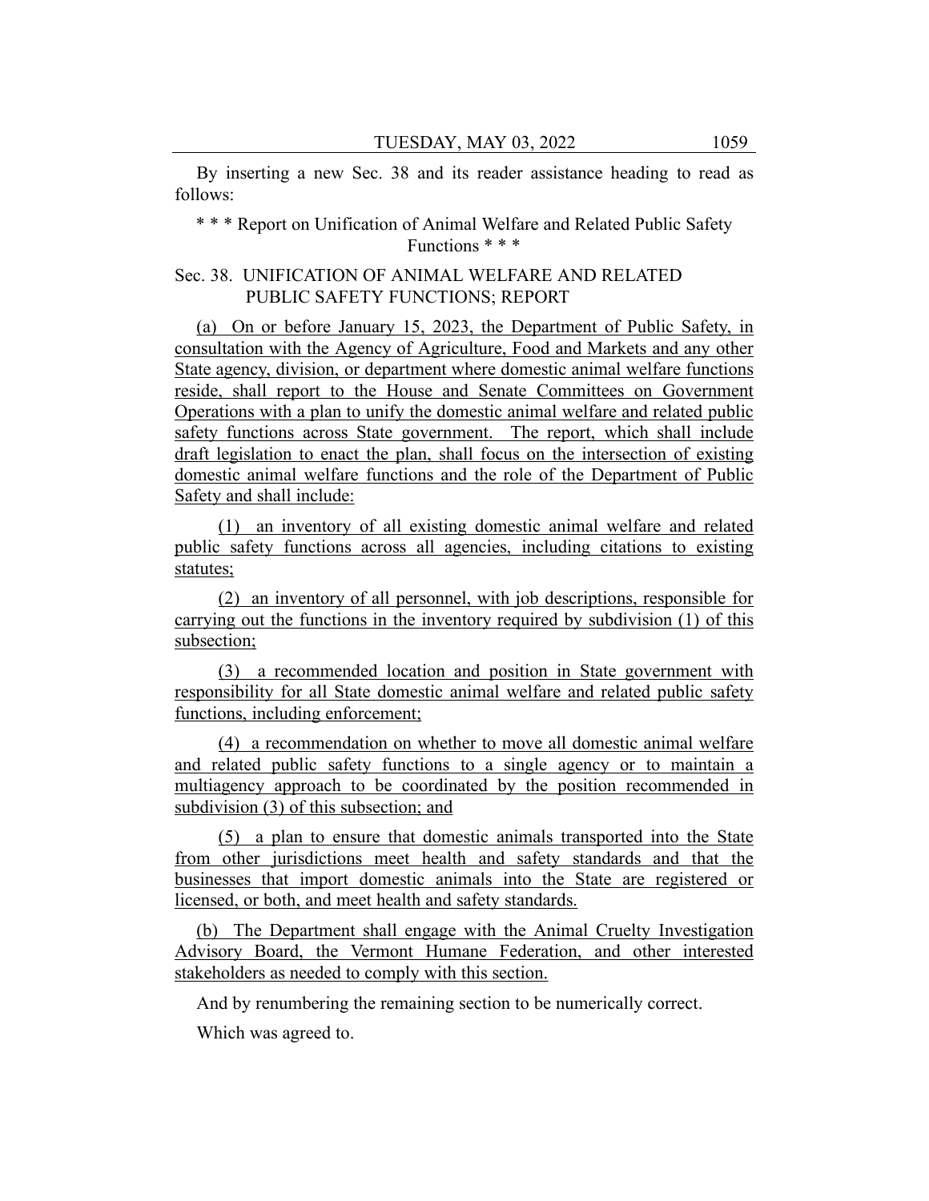By inserting a new Sec. 38 and its reader assistance heading to read as follows:

\* \* \* Report on Unification of Animal Welfare and Related Public Safety Functions \* \* \*

Sec. 38. UNIFICATION OF ANIMAL WELFARE AND RELATED PUBLIC SAFETY FUNCTIONS; REPORT

(a) On or before January 15, 2023, the Department of Public Safety, in consultation with the Agency of Agriculture, Food and Markets and any other State agency, division, or department where domestic animal welfare functions reside, shall report to the House and Senate Committees on Government Operations with a plan to unify the domestic animal welfare and related public safety functions across State government. The report, which shall include draft legislation to enact the plan, shall focus on the intersection of existing domestic animal welfare functions and the role of the Department of Public Safety and shall include:

(1) an inventory of all existing domestic animal welfare and related public safety functions across all agencies, including citations to existing statutes;

(2) an inventory of all personnel, with job descriptions, responsible for carrying out the functions in the inventory required by subdivision (1) of this subsection;

(3) a recommended location and position in State government with responsibility for all State domestic animal welfare and related public safety functions, including enforcement;

(4) a recommendation on whether to move all domestic animal welfare and related public safety functions to a single agency or to maintain a multiagency approach to be coordinated by the position recommended in subdivision (3) of this subsection; and

(5) a plan to ensure that domestic animals transported into the State from other jurisdictions meet health and safety standards and that the businesses that import domestic animals into the State are registered or licensed, or both, and meet health and safety standards.

(b) The Department shall engage with the Animal Cruelty Investigation Advisory Board, the Vermont Humane Federation, and other interested stakeholders as needed to comply with this section.

And by renumbering the remaining section to be numerically correct.

Which was agreed to.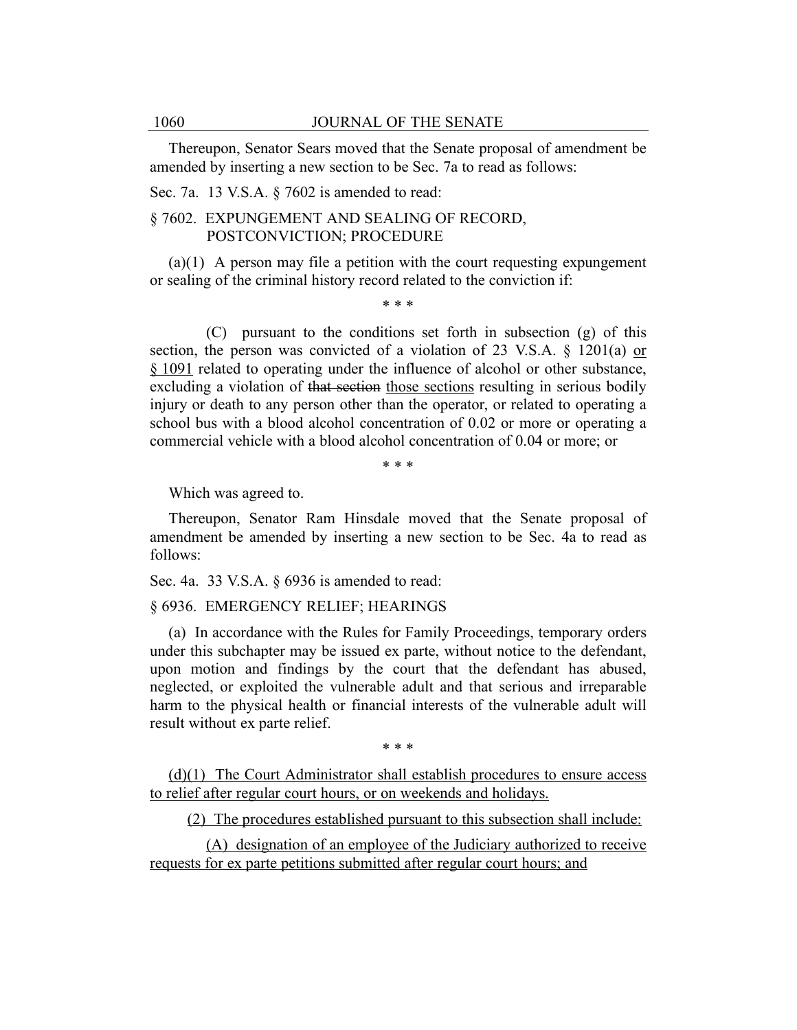Thereupon, Senator Sears moved that the Senate proposal of amendment be amended by inserting a new section to be Sec. 7a to read as follows:

Sec. 7a. 13 V.S.A. § 7602 is amended to read:

§ 7602. EXPUNGEMENT AND SEALING OF RECORD, POSTCONVICTION; PROCEDURE

(a)(1) A person may file a petition with the court requesting expungement or sealing of the criminal history record related to the conviction if:

\* \* \*

(C) pursuant to the conditions set forth in subsection (g) of this section, the person was convicted of a violation of 23 V.S.A. § 1201(a) <u>or § 1091</u> related to operating under the influence of alcohol or other substance, excluding a violation of ~~that section~~ <u>those sections</u> resulting in serious bodily injury or death to any person other than the operator, or related to operating a school bus with a blood alcohol concentration of 0.02 or more or operating a commercial vehicle with a blood alcohol concentration of 0.04 or more; or

\* \* \*

Which was agreed to.

Thereupon, Senator Ram Hinsdale moved that the Senate proposal of amendment be amended by inserting a new section to be Sec. 4a to read as follows:

Sec. 4a. 33 V.S.A. § 6936 is amended to read:

§ 6936. EMERGENCY RELIEF; HEARINGS

(a) In accordance with the Rules for Family Proceedings, temporary orders under this subchapter may be issued ex parte, without notice to the defendant, upon motion and findings by the court that the defendant has abused, neglected, or exploited the vulnerable adult and that serious and irreparable harm to the physical health or financial interests of the vulnerable adult will result without ex parte relief.

\* \* \*

<u>(d)(1) The Court Administrator shall establish procedures to ensure access to relief after regular court hours, or on weekends and holidays.</u>

<u>(2) The procedures established pursuant to this subsection shall include:</u>

<u>(A) designation of an employee of the Judiciary authorized to receive requests for ex parte petitions submitted after regular court hours; and</u>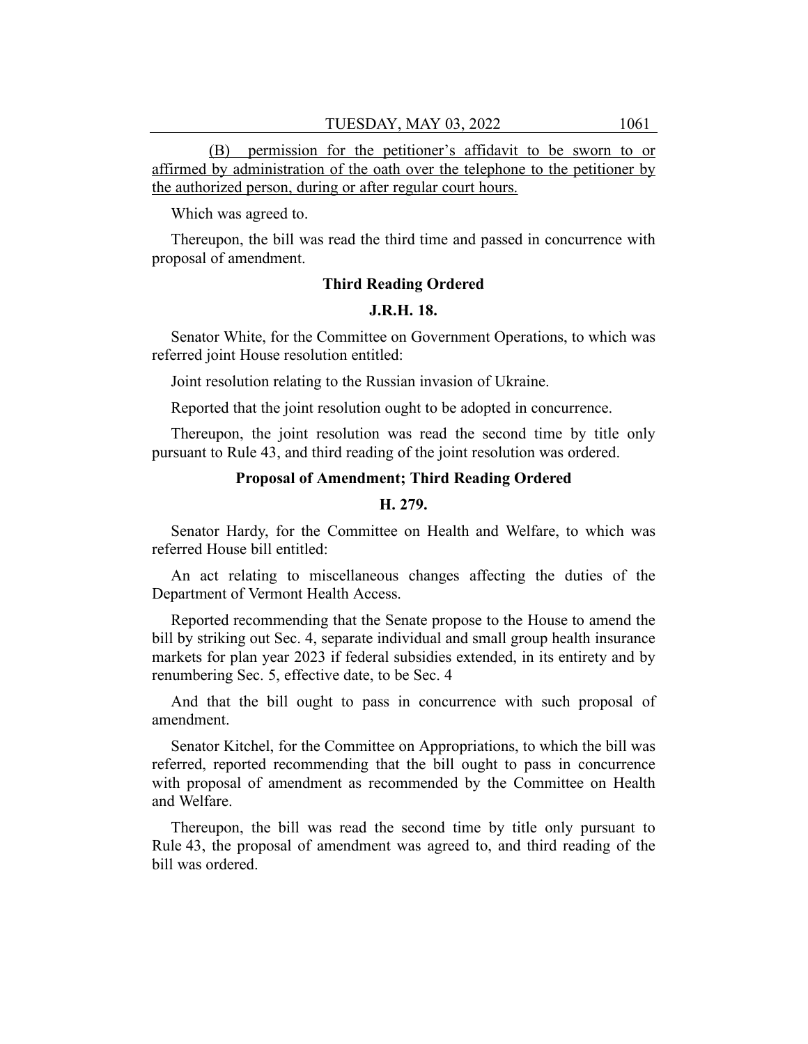(B) permission for the petitioner's affidavit to be sworn to or affirmed by administration of the oath over the telephone to the petitioner by the authorized person, during or after regular court hours.

Which was agreed to.

Thereupon, the bill was read the third time and passed in concurrence with proposal of amendment.

### Third Reading Ordered

### J.R.H. 18.

Senator White, for the Committee on Government Operations, to which was referred joint House resolution entitled:

Joint resolution relating to the Russian invasion of Ukraine.

Reported that the joint resolution ought to be adopted in concurrence.

Thereupon, the joint resolution was read the second time by title only pursuant to Rule 43, and third reading of the joint resolution was ordered.

### Proposal of Amendment; Third Reading Ordered

### H. 279.

Senator Hardy, for the Committee on Health and Welfare, to which was referred House bill entitled:

An act relating to miscellaneous changes affecting the duties of the Department of Vermont Health Access.

Reported recommending that the Senate propose to the House to amend the bill by striking out Sec. 4, separate individual and small group health insurance markets for plan year 2023 if federal subsidies extended, in its entirety and by renumbering Sec. 5, effective date, to be Sec. 4

And that the bill ought to pass in concurrence with such proposal of amendment.

Senator Kitchel, for the Committee on Appropriations, to which the bill was referred, reported recommending that the bill ought to pass in concurrence with proposal of amendment as recommended by the Committee on Health and Welfare.

Thereupon, the bill was read the second time by title only pursuant to Rule 43, the proposal of amendment was agreed to, and third reading of the bill was ordered.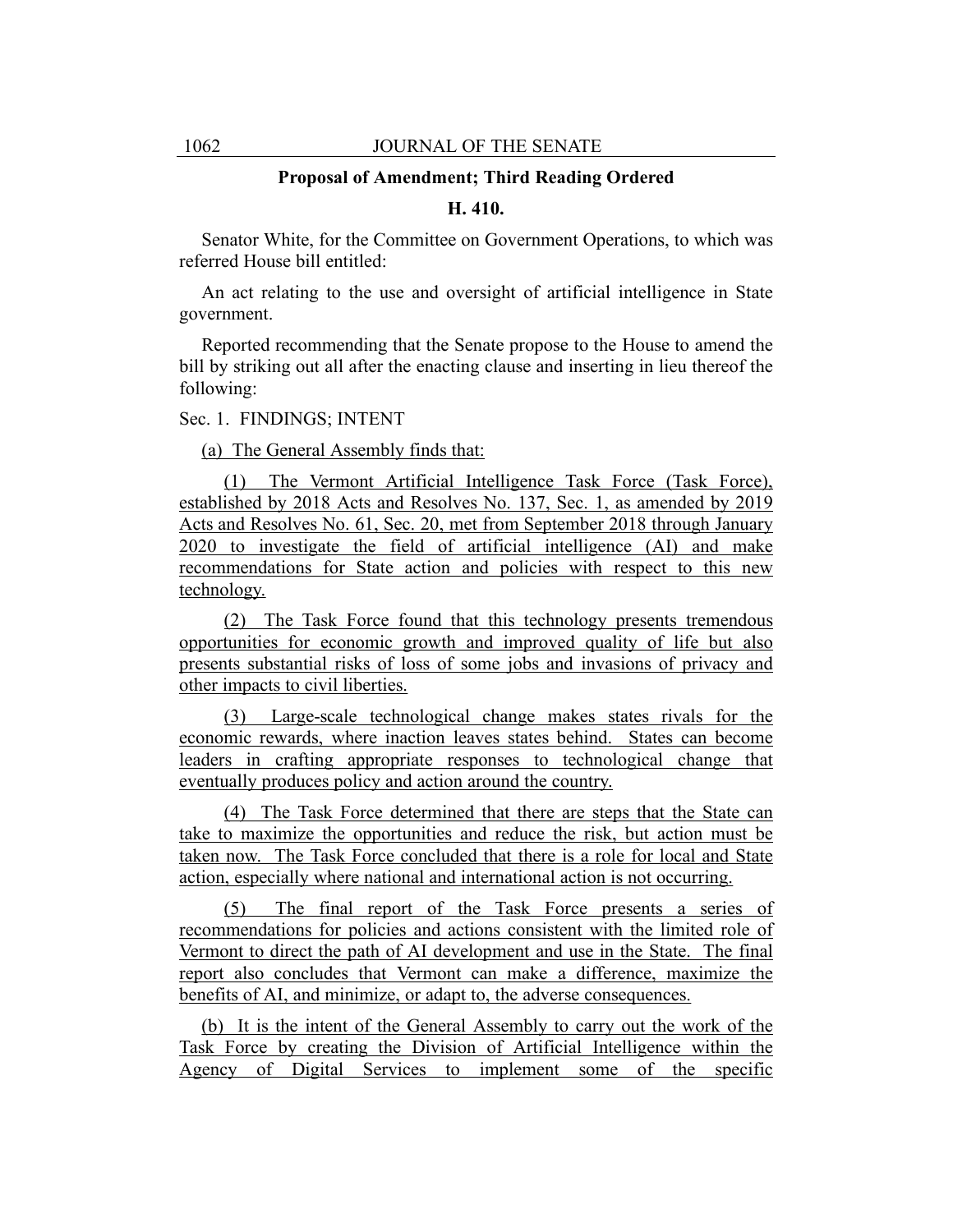**Proposal of Amendment; Third Reading Ordered**

**H. 410.**

Senator White, for the Committee on Government Operations, to which was referred House bill entitled:

An act relating to the use and oversight of artificial intelligence in State government.

Reported recommending that the Senate propose to the House to amend the bill by striking out all after the enacting clause and inserting in lieu thereof the following:

Sec. 1. FINDINGS; INTENT

(a) The General Assembly finds that:

(1) The Vermont Artificial Intelligence Task Force (Task Force), established by 2018 Acts and Resolves No. 137, Sec. 1, as amended by 2019 Acts and Resolves No. 61, Sec. 20, met from September 2018 through January 2020 to investigate the field of artificial intelligence (AI) and make recommendations for State action and policies with respect to this new technology.

(2) The Task Force found that this technology presents tremendous opportunities for economic growth and improved quality of life but also presents substantial risks of loss of some jobs and invasions of privacy and other impacts to civil liberties.

(3) Large-scale technological change makes states rivals for the economic rewards, where inaction leaves states behind. States can become leaders in crafting appropriate responses to technological change that eventually produces policy and action around the country.

(4) The Task Force determined that there are steps that the State can take to maximize the opportunities and reduce the risk, but action must be taken now. The Task Force concluded that there is a role for local and State action, especially where national and international action is not occurring.

(5) The final report of the Task Force presents a series of recommendations for policies and actions consistent with the limited role of Vermont to direct the path of AI development and use in the State. The final report also concludes that Vermont can make a difference, maximize the benefits of AI, and minimize, or adapt to, the adverse consequences.

(b) It is the intent of the General Assembly to carry out the work of the Task Force by creating the Division of Artificial Intelligence within the Agency of Digital Services to implement some of the specific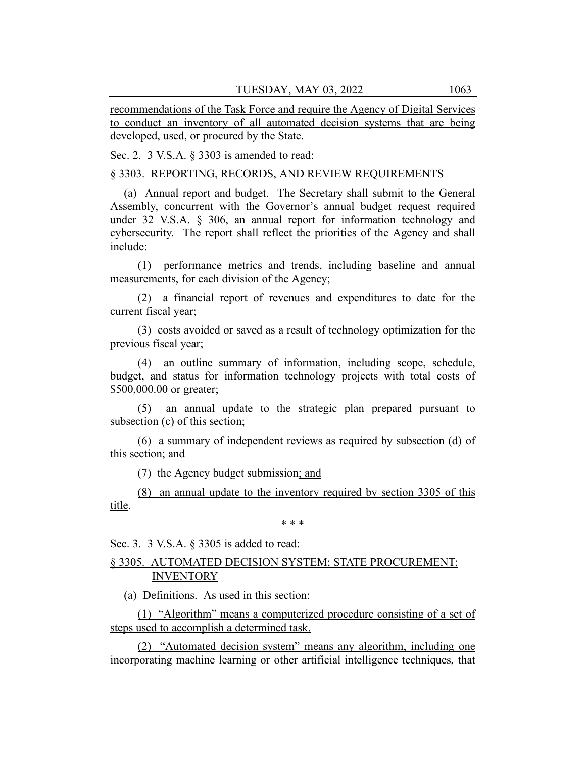recommendations of the Task Force and require the Agency of Digital Services to conduct an inventory of all automated decision systems that are being developed, used, or procured by the State.

Sec. 2. 3 V.S.A. § 3303 is amended to read:

§ 3303. REPORTING, RECORDS, AND REVIEW REQUIREMENTS

(a) Annual report and budget. The Secretary shall submit to the General Assembly, concurrent with the Governor's annual budget request required under 32 V.S.A. § 306, an annual report for information technology and cybersecurity. The report shall reflect the priorities of the Agency and shall include:

(1) performance metrics and trends, including baseline and annual measurements, for each division of the Agency;

(2) a financial report of revenues and expenditures to date for the current fiscal year;

(3) costs avoided or saved as a result of technology optimization for the previous fiscal year;

(4) an outline summary of information, including scope, schedule, budget, and status for information technology projects with total costs of $500,000.00 or greater;

(5) an annual update to the strategic plan prepared pursuant to subsection (c) of this section;

(6) a summary of independent reviews as required by subsection (d) of this section; ~~and~~

(7) the Agency budget submission; and

(8) an annual update to the inventory required by section 3305 of this title.

\* \* \*

Sec. 3. 3 V.S.A. § 3305 is added to read:

§ 3305. AUTOMATED DECISION SYSTEM; STATE PROCUREMENT; INVENTORY

(a) Definitions. As used in this section:

(1) "Algorithm" means a computerized procedure consisting of a set of steps used to accomplish a determined task.

(2) "Automated decision system" means any algorithm, including one incorporating machine learning or other artificial intelligence techniques, that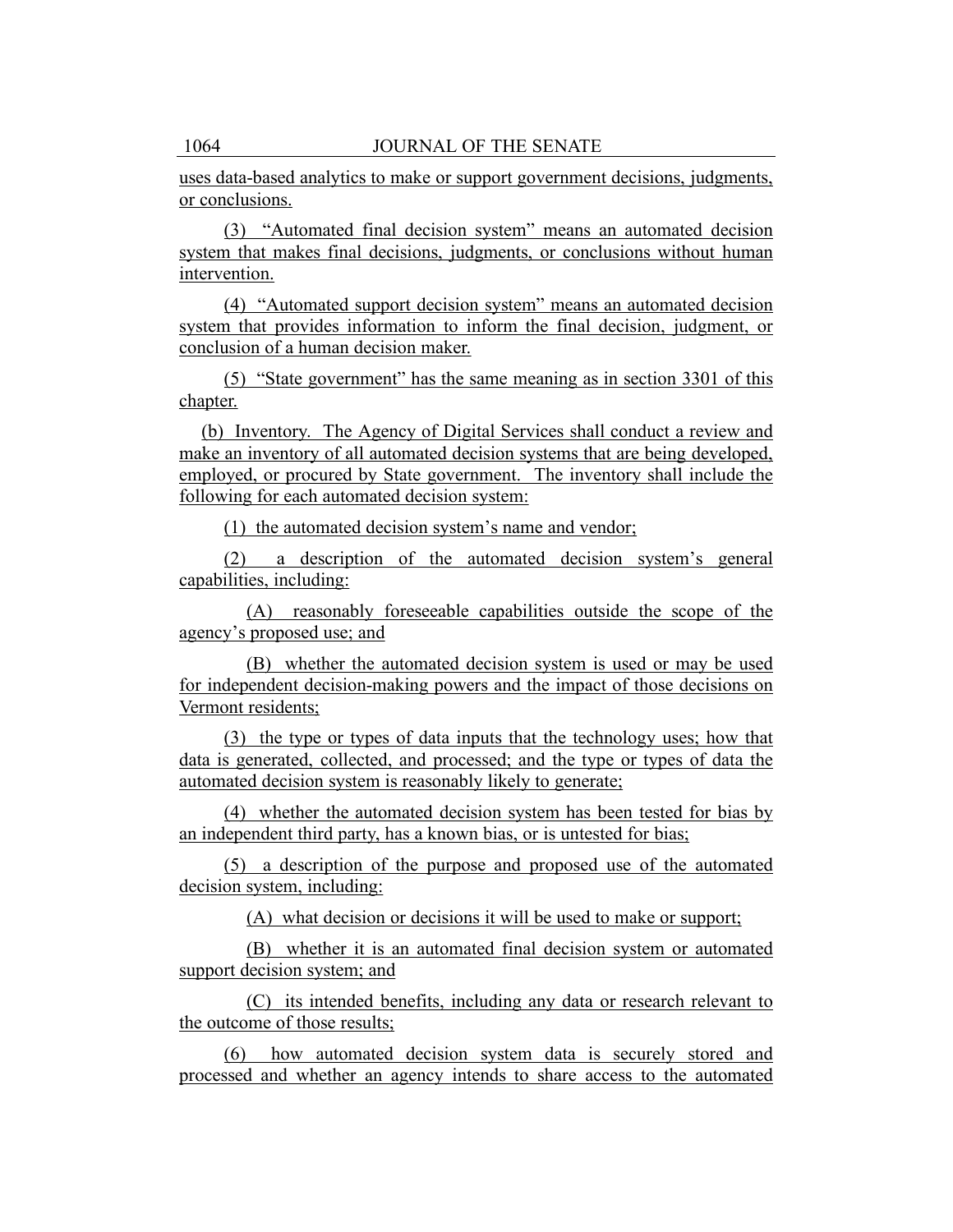uses data-based analytics to make or support government decisions, judgments, or conclusions.

(3) "Automated final decision system" means an automated decision system that makes final decisions, judgments, or conclusions without human intervention.

(4) "Automated support decision system" means an automated decision system that provides information to inform the final decision, judgment, or conclusion of a human decision maker.

(5) "State government" has the same meaning as in section 3301 of this chapter.

(b) Inventory. The Agency of Digital Services shall conduct a review and make an inventory of all automated decision systems that are being developed, employed, or procured by State government. The inventory shall include the following for each automated decision system:

(1) the automated decision system's name and vendor;

(2) a description of the automated decision system's general capabilities, including:

(A) reasonably foreseeable capabilities outside the scope of the agency's proposed use; and

(B) whether the automated decision system is used or may be used for independent decision-making powers and the impact of those decisions on Vermont residents;

(3) the type or types of data inputs that the technology uses; how that data is generated, collected, and processed; and the type or types of data the automated decision system is reasonably likely to generate;

(4) whether the automated decision system has been tested for bias by an independent third party, has a known bias, or is untested for bias;

(5) a description of the purpose and proposed use of the automated decision system, including:

(A) what decision or decisions it will be used to make or support;

(B) whether it is an automated final decision system or automated support decision system; and

(C) its intended benefits, including any data or research relevant to the outcome of those results;

(6) how automated decision system data is securely stored and processed and whether an agency intends to share access to the automated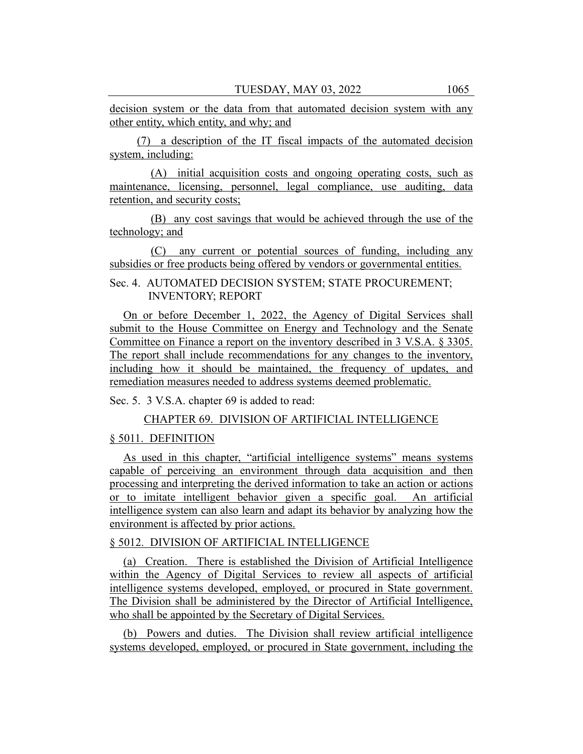decision system or the data from that automated decision system with any other entity, which entity, and why; and

(7) a description of the IT fiscal impacts of the automated decision system, including:

(A) initial acquisition costs and ongoing operating costs, such as maintenance, licensing, personnel, legal compliance, use auditing, data retention, and security costs;

(B) any cost savings that would be achieved through the use of the technology; and

(C) any current or potential sources of funding, including any subsidies or free products being offered by vendors or governmental entities.

Sec. 4. AUTOMATED DECISION SYSTEM; STATE PROCUREMENT; INVENTORY; REPORT

On or before December 1, 2022, the Agency of Digital Services shall submit to the House Committee on Energy and Technology and the Senate Committee on Finance a report on the inventory described in 3 V.S.A. § 3305. The report shall include recommendations for any changes to the inventory, including how it should be maintained, the frequency of updates, and remediation measures needed to address systems deemed problematic.

Sec. 5. 3 V.S.A. chapter 69 is added to read:

CHAPTER 69. DIVISION OF ARTIFICIAL INTELLIGENCE

§ 5011. DEFINITION

As used in this chapter, "artificial intelligence systems" means systems capable of perceiving an environment through data acquisition and then processing and interpreting the derived information to take an action or actions or to imitate intelligent behavior given a specific goal. An artificial intelligence system can also learn and adapt its behavior by analyzing how the environment is affected by prior actions.

§ 5012. DIVISION OF ARTIFICIAL INTELLIGENCE

(a) Creation. There is established the Division of Artificial Intelligence within the Agency of Digital Services to review all aspects of artificial intelligence systems developed, employed, or procured in State government. The Division shall be administered by the Director of Artificial Intelligence, who shall be appointed by the Secretary of Digital Services.

(b) Powers and duties. The Division shall review artificial intelligence systems developed, employed, or procured in State government, including the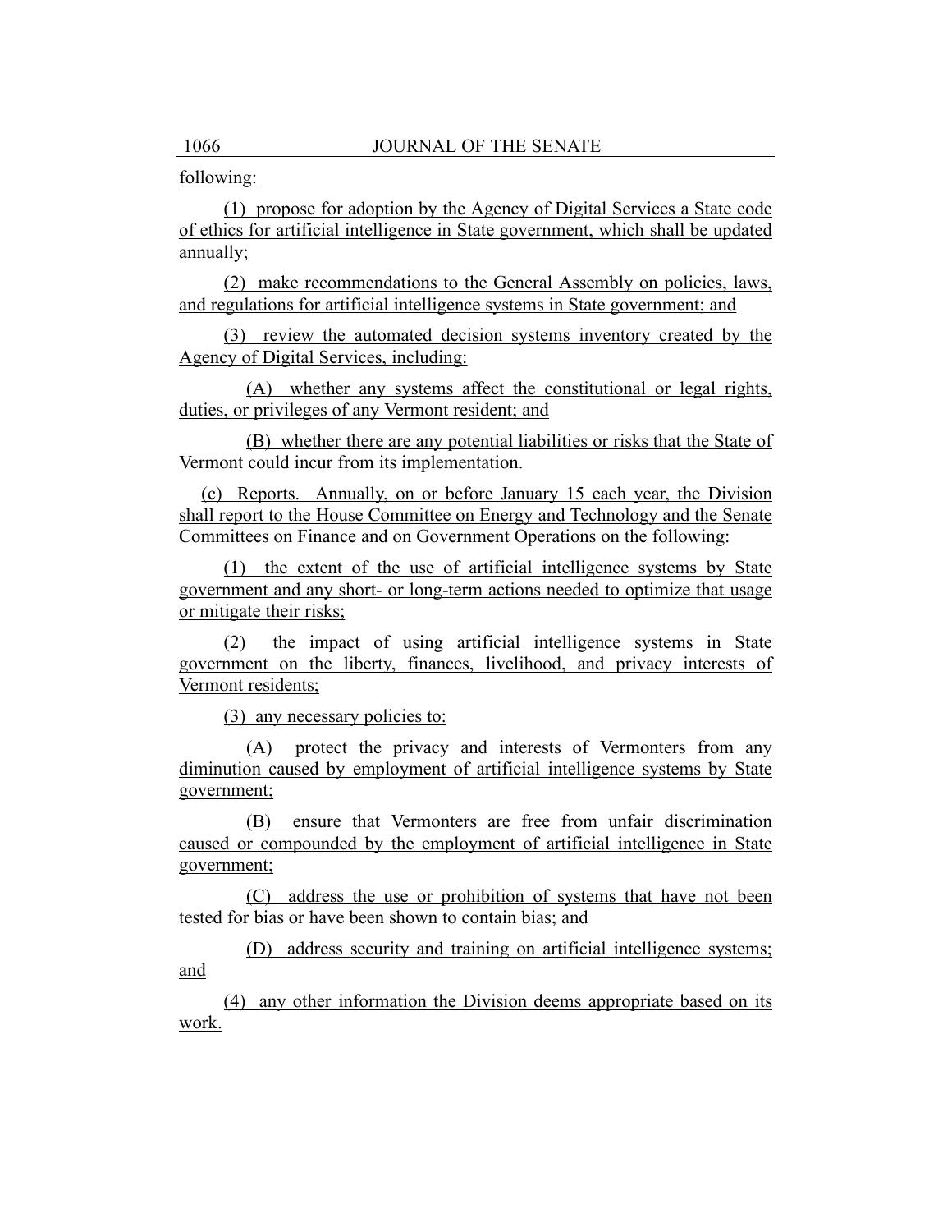following:

(1) propose for adoption by the Agency of Digital Services a State code of ethics for artificial intelligence in State government, which shall be updated annually;

(2) make recommendations to the General Assembly on policies, laws, and regulations for artificial intelligence systems in State government; and

(3) review the automated decision systems inventory created by the Agency of Digital Services, including:

(A) whether any systems affect the constitutional or legal rights, duties, or privileges of any Vermont resident; and

(B) whether there are any potential liabilities or risks that the State of Vermont could incur from its implementation.

(c) Reports. Annually, on or before January 15 each year, the Division shall report to the House Committee on Energy and Technology and the Senate Committees on Finance and on Government Operations on the following:

(1) the extent of the use of artificial intelligence systems by State government and any short- or long-term actions needed to optimize that usage or mitigate their risks;

(2) the impact of using artificial intelligence systems in State government on the liberty, finances, livelihood, and privacy interests of Vermont residents;

(3) any necessary policies to:

(A) protect the privacy and interests of Vermonters from any diminution caused by employment of artificial intelligence systems by State government;

(B) ensure that Vermonters are free from unfair discrimination caused or compounded by the employment of artificial intelligence in State government;

(C) address the use or prohibition of systems that have not been tested for bias or have been shown to contain bias; and

(D) address security and training on artificial intelligence systems; and

(4) any other information the Division deems appropriate based on its work.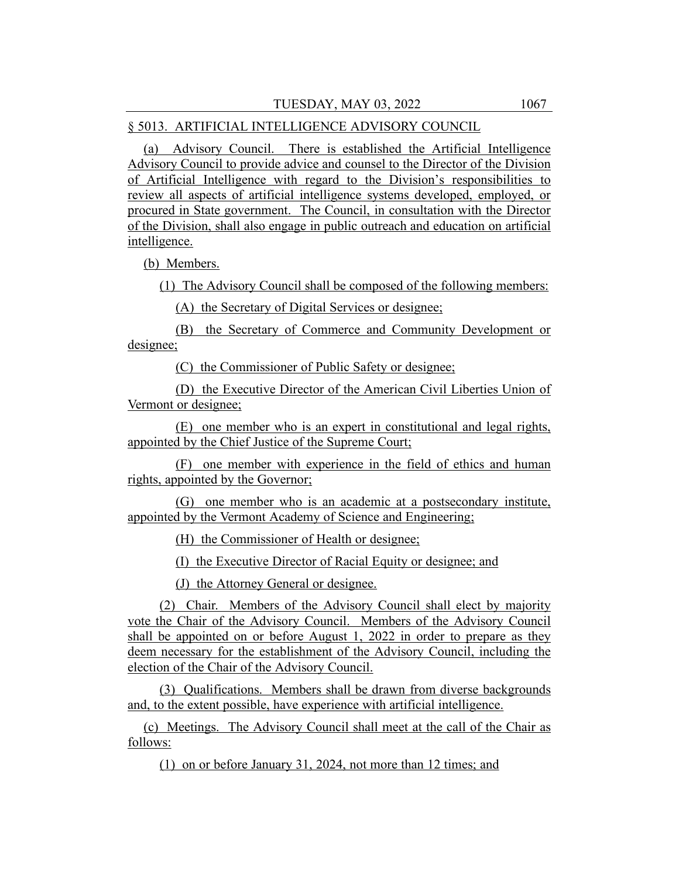§ 5013. ARTIFICIAL INTELLIGENCE ADVISORY COUNCIL

(a) Advisory Council. There is established the Artificial Intelligence Advisory Council to provide advice and counsel to the Director of the Division of Artificial Intelligence with regard to the Division's responsibilities to review all aspects of artificial intelligence systems developed, employed, or procured in State government. The Council, in consultation with the Director of the Division, shall also engage in public outreach and education on artificial intelligence.

(b) Members.

(1) The Advisory Council shall be composed of the following members:

(A) the Secretary of Digital Services or designee;

(B) the Secretary of Commerce and Community Development or designee;

(C) the Commissioner of Public Safety or designee;

(D) the Executive Director of the American Civil Liberties Union of Vermont or designee;

(E) one member who is an expert in constitutional and legal rights, appointed by the Chief Justice of the Supreme Court;

(F) one member with experience in the field of ethics and human rights, appointed by the Governor;

(G) one member who is an academic at a postsecondary institute, appointed by the Vermont Academy of Science and Engineering;

(H) the Commissioner of Health or designee;

(I) the Executive Director of Racial Equity or designee; and

(J) the Attorney General or designee.

(2) Chair. Members of the Advisory Council shall elect by majority vote the Chair of the Advisory Council. Members of the Advisory Council shall be appointed on or before August 1, 2022 in order to prepare as they deem necessary for the establishment of the Advisory Council, including the election of the Chair of the Advisory Council.

(3) Qualifications. Members shall be drawn from diverse backgrounds and, to the extent possible, have experience with artificial intelligence.

(c) Meetings. The Advisory Council shall meet at the call of the Chair as follows:

(1) on or before January 31, 2024, not more than 12 times; and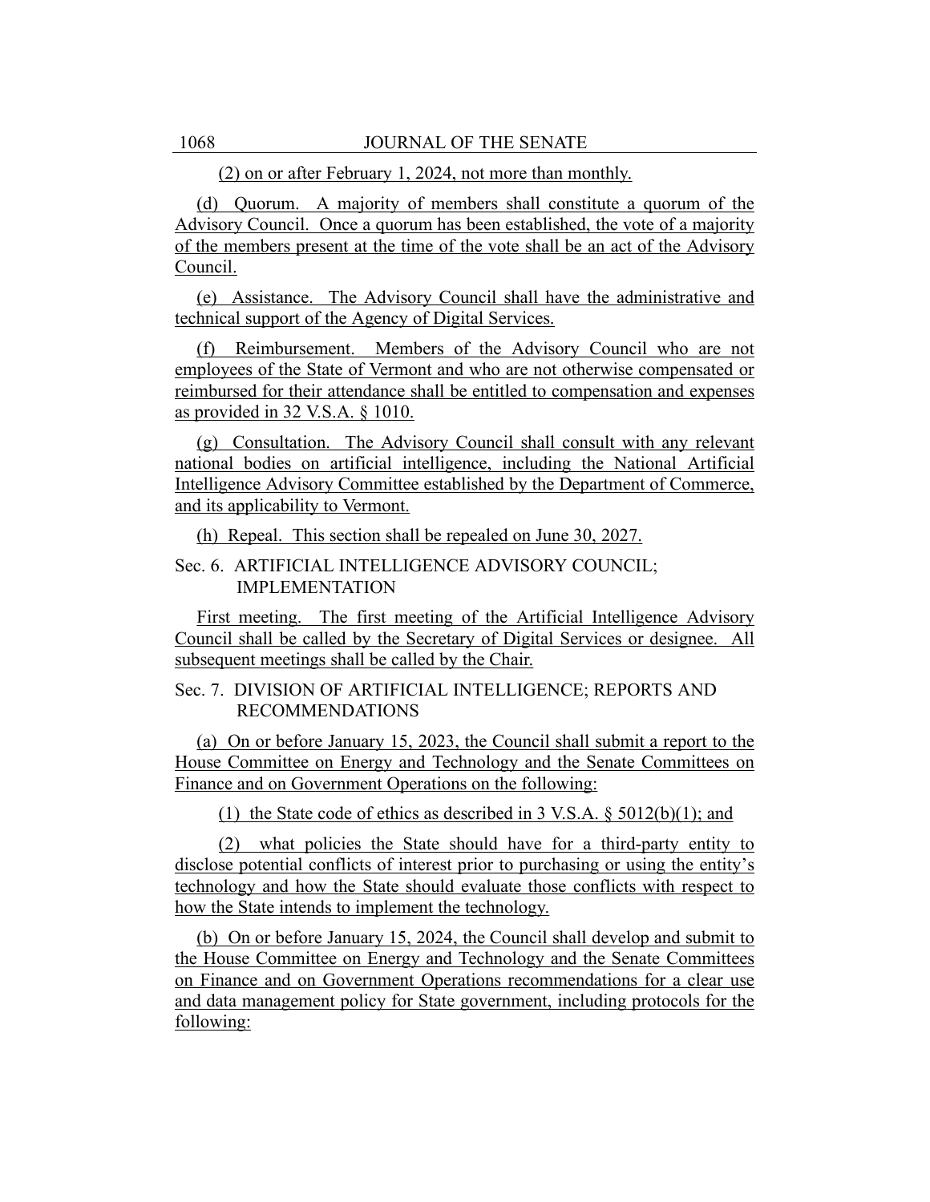(2) on or after February 1, 2024, not more than monthly.

(d) Quorum. A majority of members shall constitute a quorum of the Advisory Council. Once a quorum has been established, the vote of a majority of the members present at the time of the vote shall be an act of the Advisory Council.

(e) Assistance. The Advisory Council shall have the administrative and technical support of the Agency of Digital Services.

(f) Reimbursement. Members of the Advisory Council who are not employees of the State of Vermont and who are not otherwise compensated or reimbursed for their attendance shall be entitled to compensation and expenses as provided in 32 V.S.A. § 1010.

(g) Consultation. The Advisory Council shall consult with any relevant national bodies on artificial intelligence, including the National Artificial Intelligence Advisory Committee established by the Department of Commerce, and its applicability to Vermont.

(h) Repeal. This section shall be repealed on June 30, 2027.

Sec. 6. ARTIFICIAL INTELLIGENCE ADVISORY COUNCIL; IMPLEMENTATION

First meeting. The first meeting of the Artificial Intelligence Advisory Council shall be called by the Secretary of Digital Services or designee. All subsequent meetings shall be called by the Chair.

Sec. 7. DIVISION OF ARTIFICIAL INTELLIGENCE; REPORTS AND RECOMMENDATIONS

(a) On or before January 15, 2023, the Council shall submit a report to the House Committee on Energy and Technology and the Senate Committees on Finance and on Government Operations on the following:

(1) the State code of ethics as described in 3 V.S.A. § 5012(b)(1); and

(2) what policies the State should have for a third-party entity to disclose potential conflicts of interest prior to purchasing or using the entity's technology and how the State should evaluate those conflicts with respect to how the State intends to implement the technology.

(b) On or before January 15, 2024, the Council shall develop and submit to the House Committee on Energy and Technology and the Senate Committees on Finance and on Government Operations recommendations for a clear use and data management policy for State government, including protocols for the following: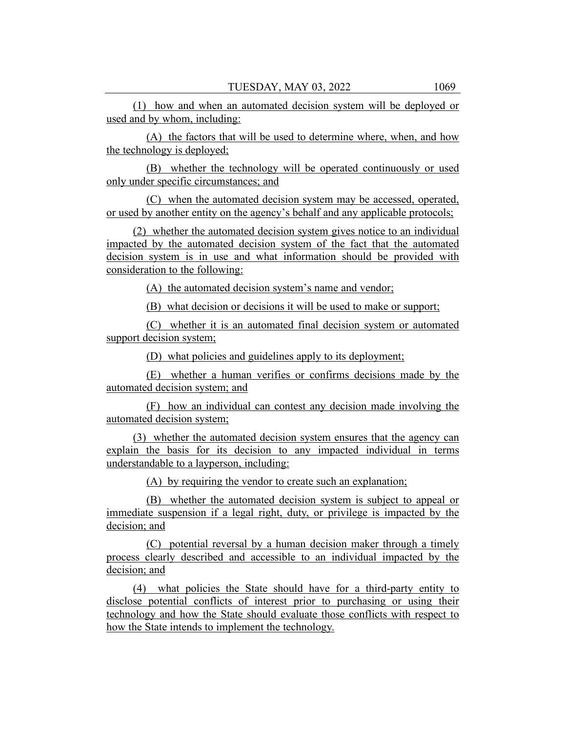(1) how and when an automated decision system will be deployed or used and by whom, including:

(A) the factors that will be used to determine where, when, and how the technology is deployed;

(B) whether the technology will be operated continuously or used only under specific circumstances; and

(C) when the automated decision system may be accessed, operated, or used by another entity on the agency's behalf and any applicable protocols;

(2) whether the automated decision system gives notice to an individual impacted by the automated decision system of the fact that the automated decision system is in use and what information should be provided with consideration to the following:

(A) the automated decision system's name and vendor;

(B) what decision or decisions it will be used to make or support;

(C) whether it is an automated final decision system or automated support decision system;

(D) what policies and guidelines apply to its deployment;

(E) whether a human verifies or confirms decisions made by the automated decision system; and

(F) how an individual can contest any decision made involving the automated decision system;

(3) whether the automated decision system ensures that the agency can explain the basis for its decision to any impacted individual in terms understandable to a layperson, including:

(A) by requiring the vendor to create such an explanation;

(B) whether the automated decision system is subject to appeal or immediate suspension if a legal right, duty, or privilege is impacted by the decision; and

(C) potential reversal by a human decision maker through a timely process clearly described and accessible to an individual impacted by the decision; and

(4) what policies the State should have for a third-party entity to disclose potential conflicts of interest prior to purchasing or using their technology and how the State should evaluate those conflicts with respect to how the State intends to implement the technology.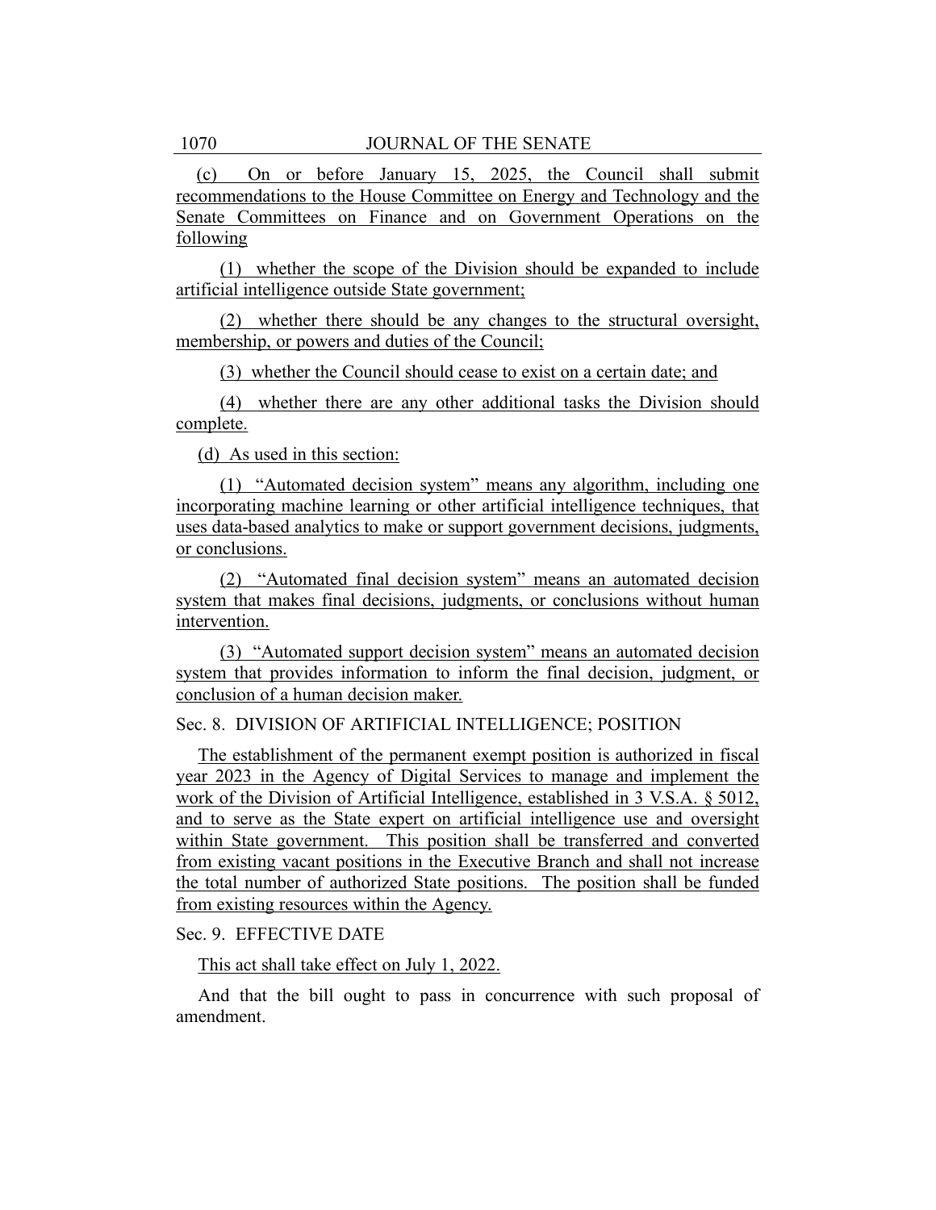(c) On or before January 15, 2025, the Council shall submit recommendations to the House Committee on Energy and Technology and the Senate Committees on Finance and on Government Operations on the following

(1) whether the scope of the Division should be expanded to include artificial intelligence outside State government;

(2) whether there should be any changes to the structural oversight, membership, or powers and duties of the Council;

(3) whether the Council should cease to exist on a certain date; and

(4) whether there are any other additional tasks the Division should complete.

(d) As used in this section:

(1) "Automated decision system" means any algorithm, including one incorporating machine learning or other artificial intelligence techniques, that uses data-based analytics to make or support government decisions, judgments, or conclusions.

(2) "Automated final decision system" means an automated decision system that makes final decisions, judgments, or conclusions without human intervention.

(3) "Automated support decision system" means an automated decision system that provides information to inform the final decision, judgment, or conclusion of a human decision maker.

Sec. 8. DIVISION OF ARTIFICIAL INTELLIGENCE; POSITION

The establishment of the permanent exempt position is authorized in fiscal year 2023 in the Agency of Digital Services to manage and implement the work of the Division of Artificial Intelligence, established in 3 V.S.A. § 5012, and to serve as the State expert on artificial intelligence use and oversight within State government. This position shall be transferred and converted from existing vacant positions in the Executive Branch and shall not increase the total number of authorized State positions. The position shall be funded from existing resources within the Agency.

Sec. 9. EFFECTIVE DATE

This act shall take effect on July 1, 2022.

And that the bill ought to pass in concurrence with such proposal of amendment.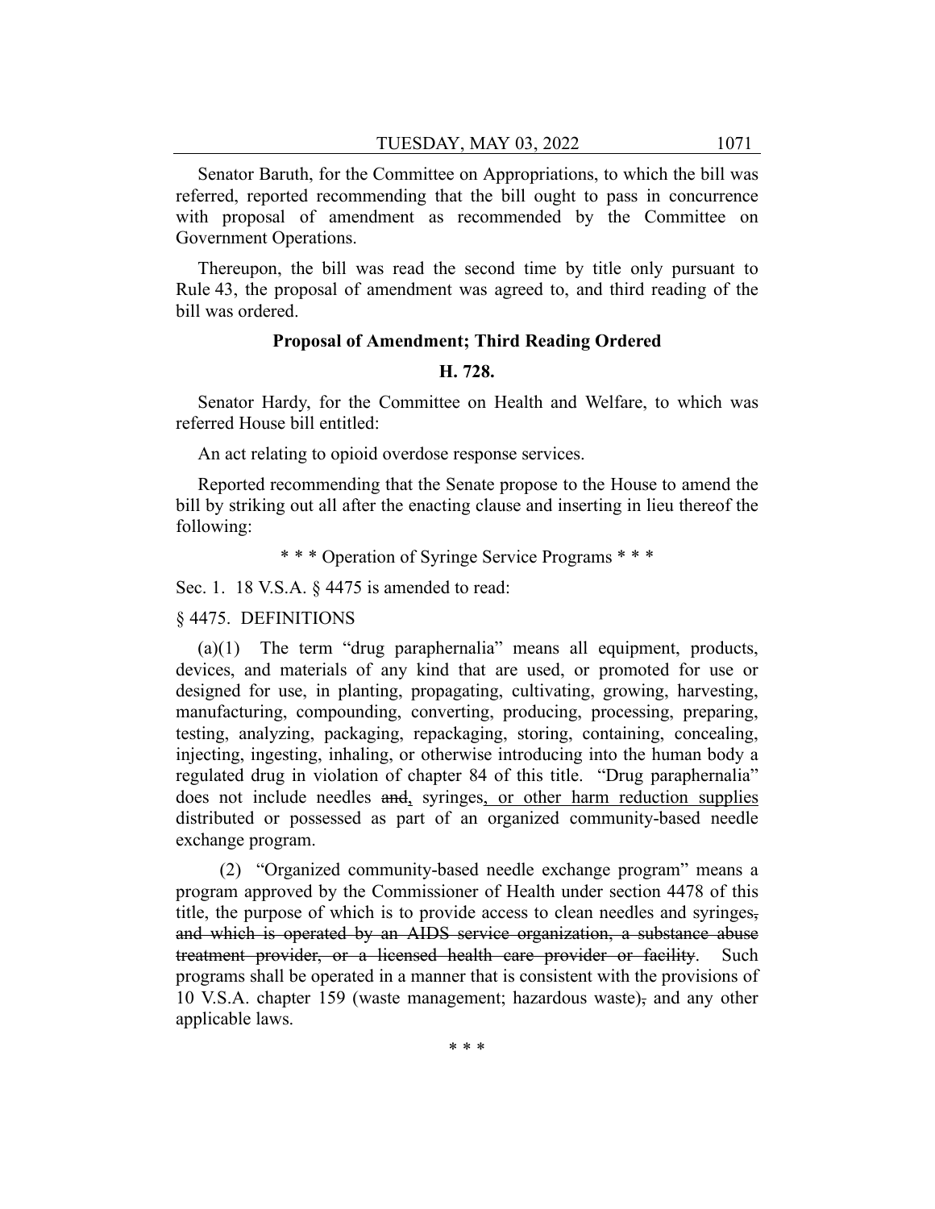Senator Baruth, for the Committee on Appropriations, to which the bill was referred, reported recommending that the bill ought to pass in concurrence with proposal of amendment as recommended by the Committee on Government Operations.

Thereupon, the bill was read the second time by title only pursuant to Rule 43, the proposal of amendment was agreed to, and third reading of the bill was ordered.

**Proposal of Amendment; Third Reading Ordered**

**H. 728.**

Senator Hardy, for the Committee on Health and Welfare, to which was referred House bill entitled:

An act relating to opioid overdose response services.

Reported recommending that the Senate propose to the House to amend the bill by striking out all after the enacting clause and inserting in lieu thereof the following:

\* \* \* Operation of Syringe Service Programs \* \* \*

Sec. 1. 18 V.S.A. § 4475 is amended to read:

§ 4475. DEFINITIONS

(a)(1) The term "drug paraphernalia" means all equipment, products, devices, and materials of any kind that are used, or promoted for use or designed for use, in planting, propagating, cultivating, growing, harvesting, manufacturing, compounding, converting, producing, processing, preparing, testing, analyzing, packaging, repackaging, storing, containing, concealing, injecting, ingesting, inhaling, or otherwise introducing into the human body a regulated drug in violation of chapter 84 of this title. "Drug paraphernalia" does not include needles ~~and~~<u>,</u> syringes<u>, or other harm reduction supplies</u> distributed or possessed as part of an organized community-based needle exchange program.

(2) "Organized community-based needle exchange program" means a program approved by the Commissioner of Health under section 4478 of this title, the purpose of which is to provide access to clean needles and syringes~~, and which is operated by an AIDS service organization, a substance abuse treatment provider, or a licensed health care provider or facility~~. Such programs shall be operated in a manner that is consistent with the provisions of 10 V.S.A. chapter 159 (waste management; hazardous waste)~~,~~ and any other applicable laws.

\* \* \*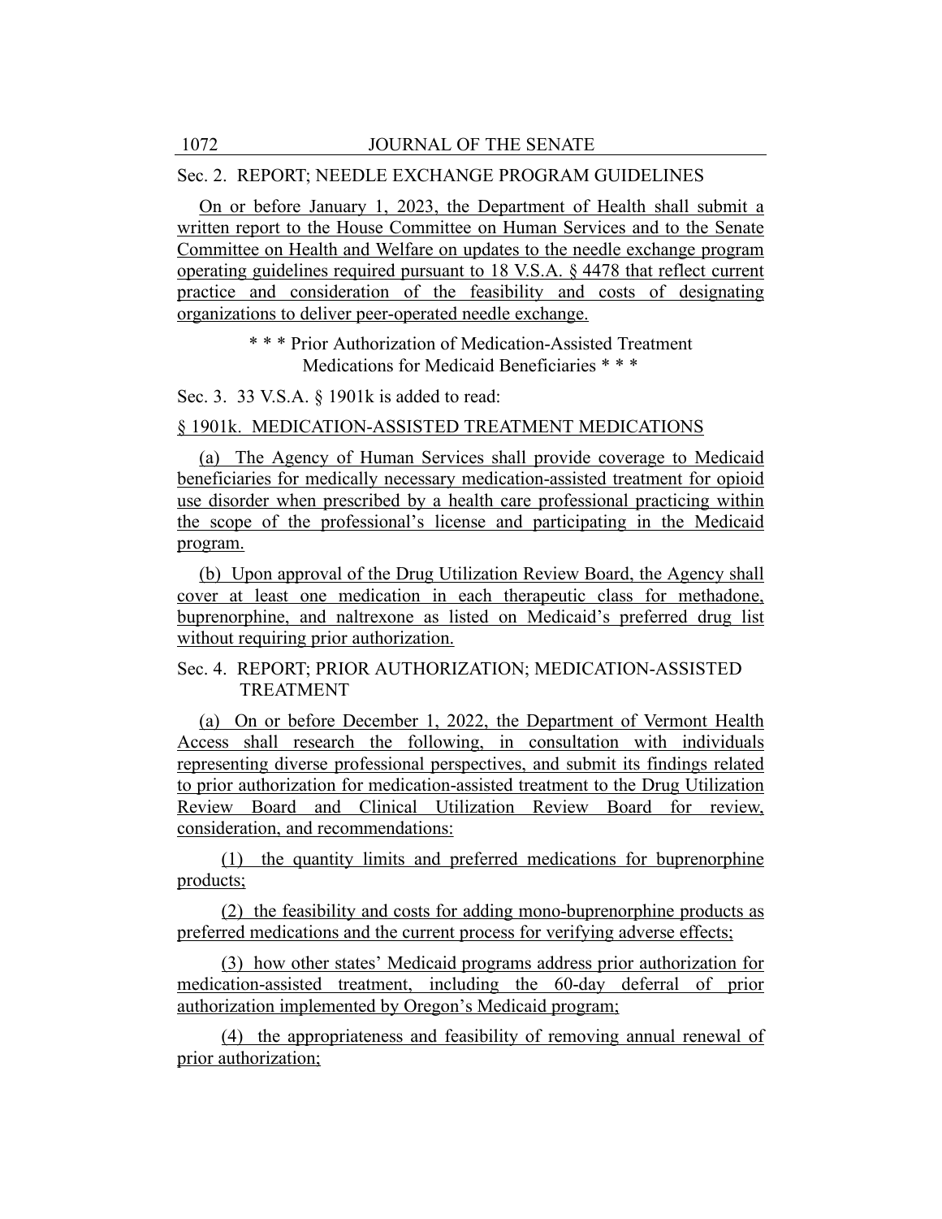Sec. 2. REPORT; NEEDLE EXCHANGE PROGRAM GUIDELINES

On or before January 1, 2023, the Department of Health shall submit a written report to the House Committee on Human Services and to the Senate Committee on Health and Welfare on updates to the needle exchange program operating guidelines required pursuant to 18 V.S.A. § 4478 that reflect current practice and consideration of the feasibility and costs of designating organizations to deliver peer-operated needle exchange.

\* \* \* Prior Authorization of Medication-Assisted Treatment Medications for Medicaid Beneficiaries \* \* \*

Sec. 3. 33 V.S.A. § 1901k is added to read:

§ 1901k. MEDICATION-ASSISTED TREATMENT MEDICATIONS

(a) The Agency of Human Services shall provide coverage to Medicaid beneficiaries for medically necessary medication-assisted treatment for opioid use disorder when prescribed by a health care professional practicing within the scope of the professional's license and participating in the Medicaid program.

(b) Upon approval of the Drug Utilization Review Board, the Agency shall cover at least one medication in each therapeutic class for methadone, buprenorphine, and naltrexone as listed on Medicaid's preferred drug list without requiring prior authorization.

Sec. 4. REPORT; PRIOR AUTHORIZATION; MEDICATION-ASSISTED TREATMENT

(a) On or before December 1, 2022, the Department of Vermont Health Access shall research the following, in consultation with individuals representing diverse professional perspectives, and submit its findings related to prior authorization for medication-assisted treatment to the Drug Utilization Review Board and Clinical Utilization Review Board for review, consideration, and recommendations:

(1) the quantity limits and preferred medications for buprenorphine products;

(2) the feasibility and costs for adding mono-buprenorphine products as preferred medications and the current process for verifying adverse effects;

(3) how other states' Medicaid programs address prior authorization for medication-assisted treatment, including the 60-day deferral of prior authorization implemented by Oregon's Medicaid program;

(4) the appropriateness and feasibility of removing annual renewal of prior authorization;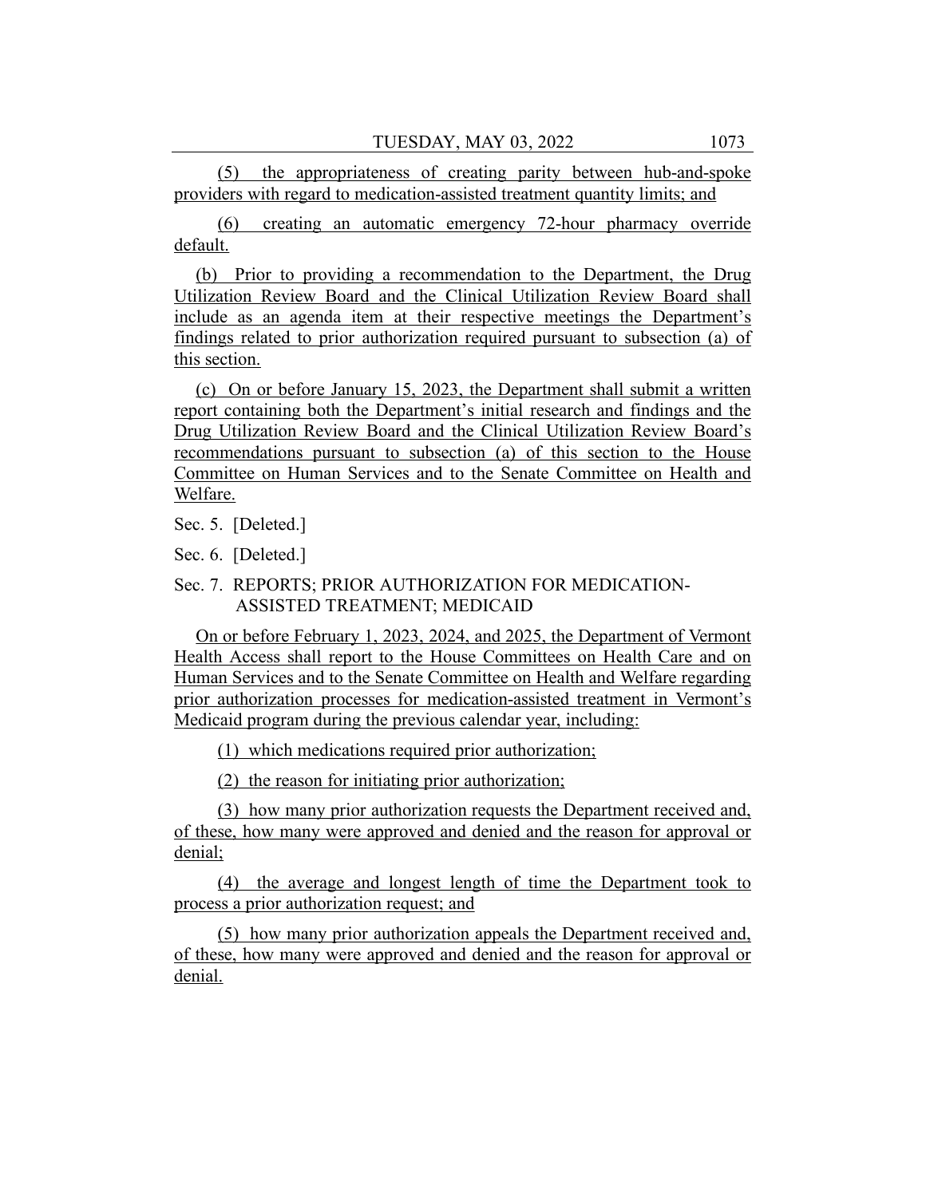(5) the appropriateness of creating parity between hub-and-spoke providers with regard to medication-assisted treatment quantity limits; and

(6) creating an automatic emergency 72-hour pharmacy override default.

(b) Prior to providing a recommendation to the Department, the Drug Utilization Review Board and the Clinical Utilization Review Board shall include as an agenda item at their respective meetings the Department's findings related to prior authorization required pursuant to subsection (a) of this section.

(c) On or before January 15, 2023, the Department shall submit a written report containing both the Department's initial research and findings and the Drug Utilization Review Board and the Clinical Utilization Review Board's recommendations pursuant to subsection (a) of this section to the House Committee on Human Services and to the Senate Committee on Health and Welfare.

Sec. 5. [Deleted.]

Sec. 6. [Deleted.]

Sec. 7. REPORTS; PRIOR AUTHORIZATION FOR MEDICATION-ASSISTED TREATMENT; MEDICAID

On or before February 1, 2023, 2024, and 2025, the Department of Vermont Health Access shall report to the House Committees on Health Care and on Human Services and to the Senate Committee on Health and Welfare regarding prior authorization processes for medication-assisted treatment in Vermont's Medicaid program during the previous calendar year, including:

(1) which medications required prior authorization;

(2) the reason for initiating prior authorization;

(3) how many prior authorization requests the Department received and, of these, how many were approved and denied and the reason for approval or denial;

(4) the average and longest length of time the Department took to process a prior authorization request; and

(5) how many prior authorization appeals the Department received and, of these, how many were approved and denied and the reason for approval or denial.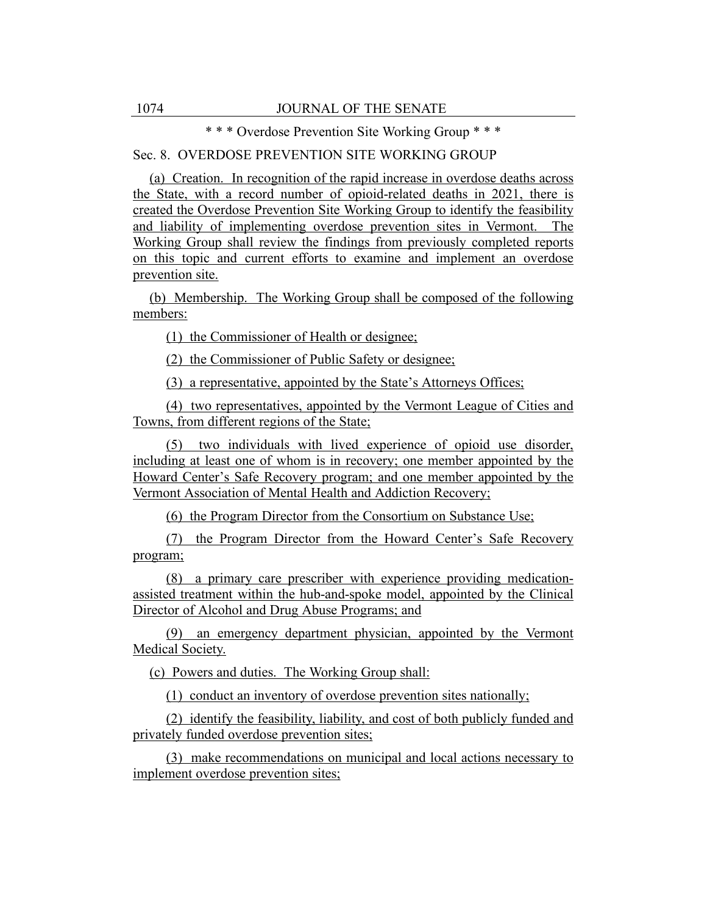\* \* \* Overdose Prevention Site Working Group \* \* \*

Sec. 8. OVERDOSE PREVENTION SITE WORKING GROUP

(a) Creation. In recognition of the rapid increase in overdose deaths across the State, with a record number of opioid-related deaths in 2021, there is created the Overdose Prevention Site Working Group to identify the feasibility and liability of implementing overdose prevention sites in Vermont. The Working Group shall review the findings from previously completed reports on this topic and current efforts to examine and implement an overdose prevention site.

(b) Membership. The Working Group shall be composed of the following members:

(1) the Commissioner of Health or designee;

(2) the Commissioner of Public Safety or designee;

(3) a representative, appointed by the State's Attorneys Offices;

(4) two representatives, appointed by the Vermont League of Cities and Towns, from different regions of the State;

(5) two individuals with lived experience of opioid use disorder, including at least one of whom is in recovery; one member appointed by the Howard Center's Safe Recovery program; and one member appointed by the Vermont Association of Mental Health and Addiction Recovery;

(6) the Program Director from the Consortium on Substance Use;

(7) the Program Director from the Howard Center's Safe Recovery program;

(8) a primary care prescriber with experience providing medication-assisted treatment within the hub-and-spoke model, appointed by the Clinical Director of Alcohol and Drug Abuse Programs; and

(9) an emergency department physician, appointed by the Vermont Medical Society.

(c) Powers and duties. The Working Group shall:

(1) conduct an inventory of overdose prevention sites nationally;

(2) identify the feasibility, liability, and cost of both publicly funded and privately funded overdose prevention sites;

(3) make recommendations on municipal and local actions necessary to implement overdose prevention sites;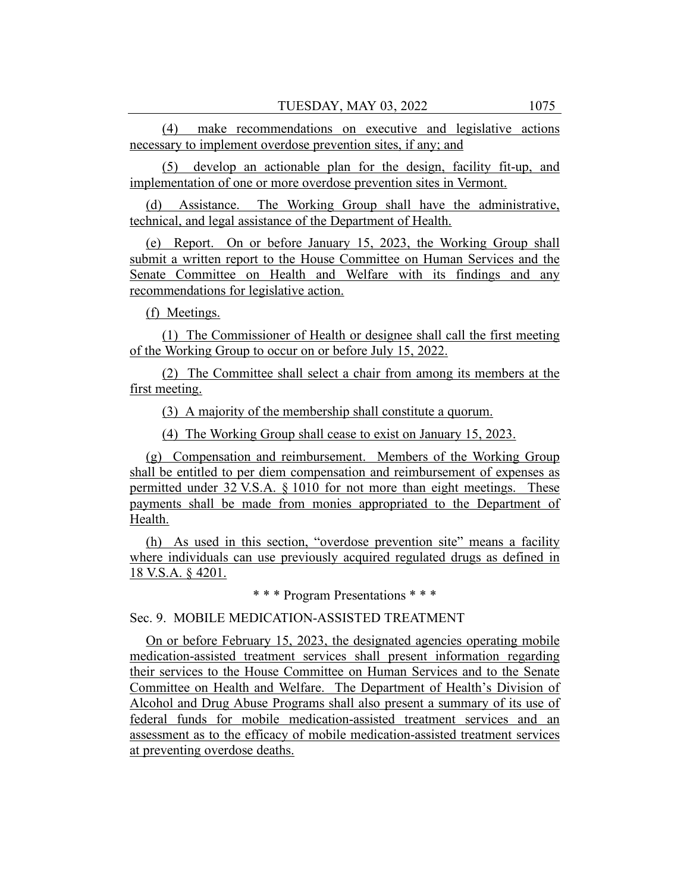(4) make recommendations on executive and legislative actions necessary to implement overdose prevention sites, if any; and

(5) develop an actionable plan for the design, facility fit-up, and implementation of one or more overdose prevention sites in Vermont.

(d) Assistance. The Working Group shall have the administrative, technical, and legal assistance of the Department of Health.

(e) Report. On or before January 15, 2023, the Working Group shall submit a written report to the House Committee on Human Services and the Senate Committee on Health and Welfare with its findings and any recommendations for legislative action.

(f) Meetings.

(1) The Commissioner of Health or designee shall call the first meeting of the Working Group to occur on or before July 15, 2022.

(2) The Committee shall select a chair from among its members at the first meeting.

(3) A majority of the membership shall constitute a quorum.

(4) The Working Group shall cease to exist on January 15, 2023.

(g) Compensation and reimbursement. Members of the Working Group shall be entitled to per diem compensation and reimbursement of expenses as permitted under 32 V.S.A. § 1010 for not more than eight meetings. These payments shall be made from monies appropriated to the Department of Health.

(h) As used in this section, "overdose prevention site" means a facility where individuals can use previously acquired regulated drugs as defined in 18 V.S.A. § 4201.

\* \* \* Program Presentations \* \* \*

Sec. 9. MOBILE MEDICATION-ASSISTED TREATMENT

On or before February 15, 2023, the designated agencies operating mobile medication-assisted treatment services shall present information regarding their services to the House Committee on Human Services and to the Senate Committee on Health and Welfare. The Department of Health's Division of Alcohol and Drug Abuse Programs shall also present a summary of its use of federal funds for mobile medication-assisted treatment services and an assessment as to the efficacy of mobile medication-assisted treatment services at preventing overdose deaths.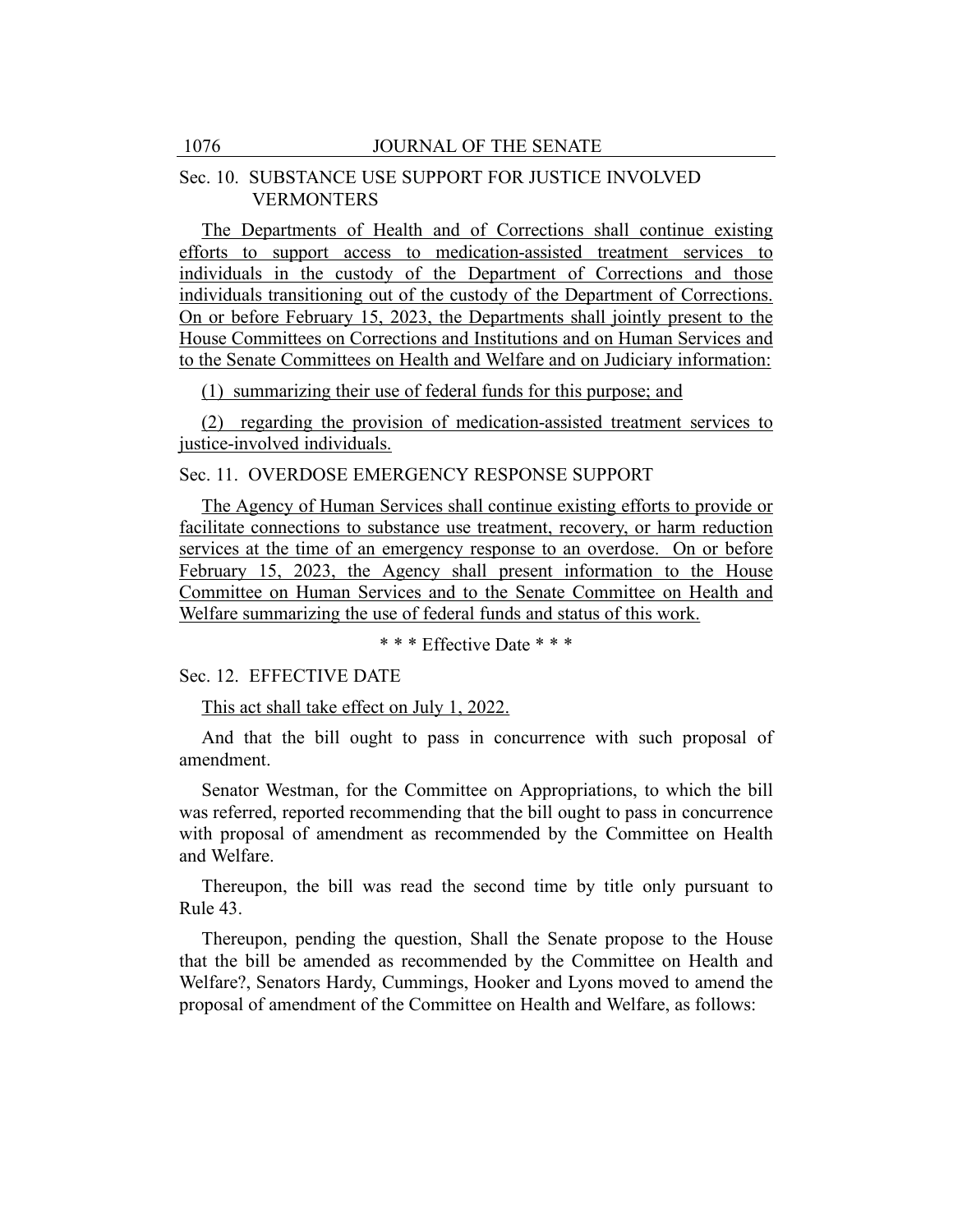Sec. 10. SUBSTANCE USE SUPPORT FOR JUSTICE INVOLVED VERMONTERS

The Departments of Health and of Corrections shall continue existing efforts to support access to medication-assisted treatment services to individuals in the custody of the Department of Corrections and those individuals transitioning out of the custody of the Department of Corrections. On or before February 15, 2023, the Departments shall jointly present to the House Committees on Corrections and Institutions and on Human Services and to the Senate Committees on Health and Welfare and on Judiciary information:

(1) summarizing their use of federal funds for this purpose; and

(2) regarding the provision of medication-assisted treatment services to justice-involved individuals.

Sec. 11. OVERDOSE EMERGENCY RESPONSE SUPPORT

The Agency of Human Services shall continue existing efforts to provide or facilitate connections to substance use treatment, recovery, or harm reduction services at the time of an emergency response to an overdose. On or before February 15, 2023, the Agency shall present information to the House Committee on Human Services and to the Senate Committee on Health and Welfare summarizing the use of federal funds and status of this work.

\* \* \* Effective Date \* \* \*

Sec. 12. EFFECTIVE DATE

This act shall take effect on July 1, 2022.

And that the bill ought to pass in concurrence with such proposal of amendment.

Senator Westman, for the Committee on Appropriations, to which the bill was referred, reported recommending that the bill ought to pass in concurrence with proposal of amendment as recommended by the Committee on Health and Welfare.

Thereupon, the bill was read the second time by title only pursuant to Rule 43.

Thereupon, pending the question, Shall the Senate propose to the House that the bill be amended as recommended by the Committee on Health and Welfare?, Senators Hardy, Cummings, Hooker and Lyons moved to amend the proposal of amendment of the Committee on Health and Welfare, as follows: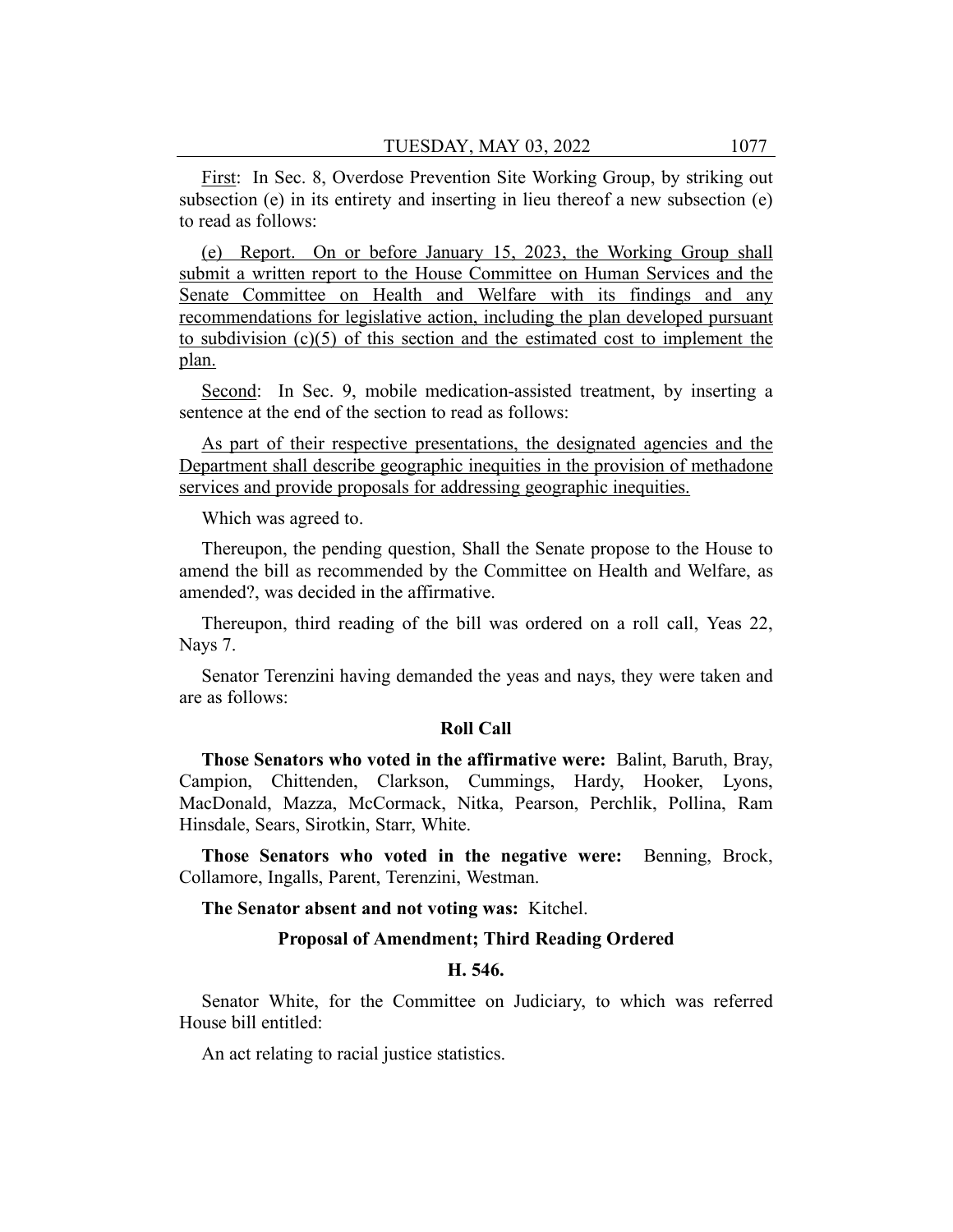First: In Sec. 8, Overdose Prevention Site Working Group, by striking out subsection (e) in its entirety and inserting in lieu thereof a new subsection (e) to read as follows:

(e) Report. On or before January 15, 2023, the Working Group shall submit a written report to the House Committee on Human Services and the Senate Committee on Health and Welfare with its findings and any recommendations for legislative action, including the plan developed pursuant to subdivision (c)(5) of this section and the estimated cost to implement the plan.

Second: In Sec. 9, mobile medication-assisted treatment, by inserting a sentence at the end of the section to read as follows:

As part of their respective presentations, the designated agencies and the Department shall describe geographic inequities in the provision of methadone services and provide proposals for addressing geographic inequities.

Which was agreed to.

Thereupon, the pending question, Shall the Senate propose to the House to amend the bill as recommended by the Committee on Health and Welfare, as amended?, was decided in the affirmative.

Thereupon, third reading of the bill was ordered on a roll call, Yeas 22, Nays 7.

Senator Terenzini having demanded the yeas and nays, they were taken and are as follows:

### Roll Call

**Those Senators who voted in the affirmative were:** Balint, Baruth, Bray, Campion, Chittenden, Clarkson, Cummings, Hardy, Hooker, Lyons, MacDonald, Mazza, McCormack, Nitka, Pearson, Perchlik, Pollina, Ram Hinsdale, Sears, Sirotkin, Starr, White.

**Those Senators who voted in the negative were:** Benning, Brock, Collamore, Ingalls, Parent, Terenzini, Westman.

**The Senator absent and not voting was:** Kitchel.

### Proposal of Amendment; Third Reading Ordered

### H. 546.

Senator White, for the Committee on Judiciary, to which was referred House bill entitled:

An act relating to racial justice statistics.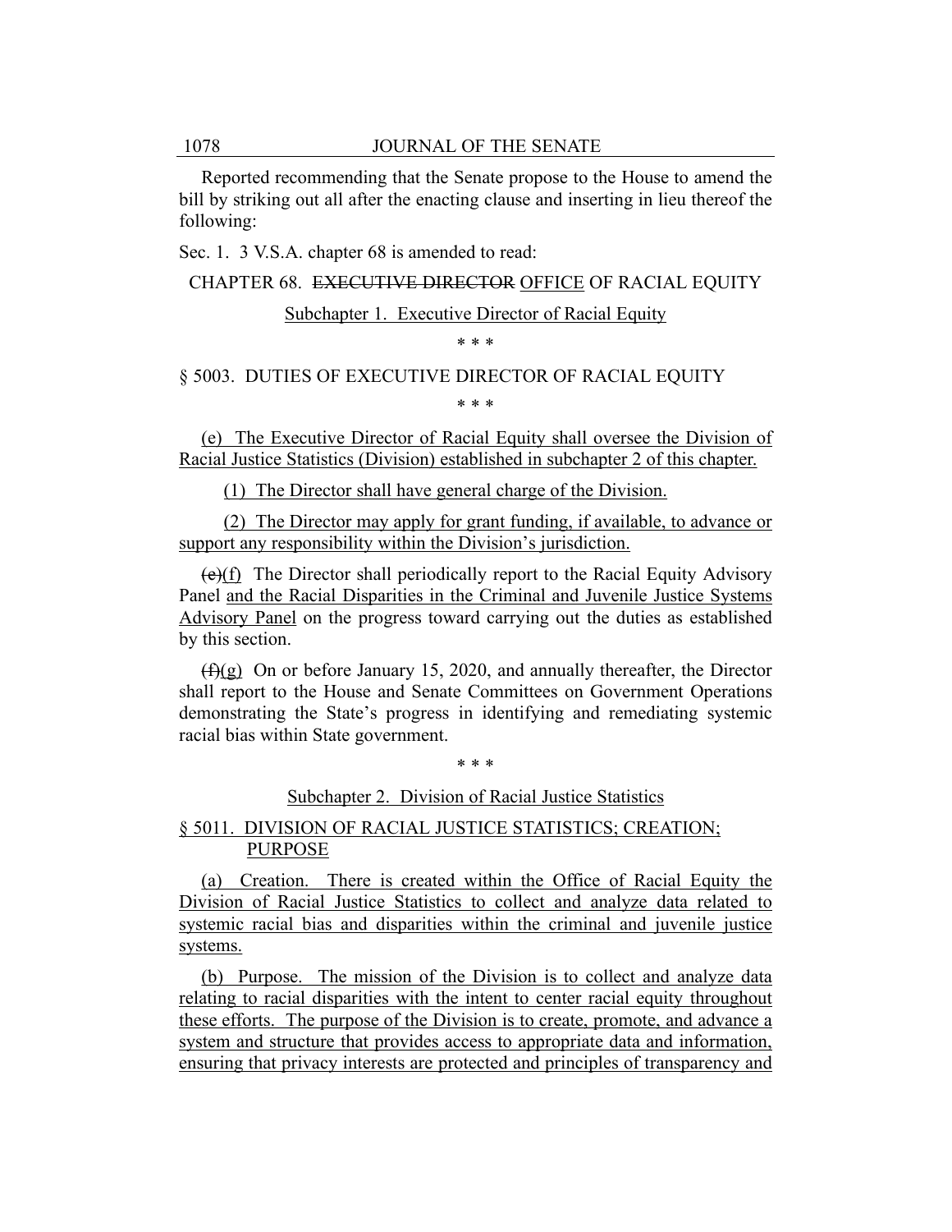Reported recommending that the Senate propose to the House to amend the bill by striking out all after the enacting clause and inserting in lieu thereof the following:

Sec. 1. 3 V.S.A. chapter 68 is amended to read:

CHAPTER 68. ~~EXECUTIVE DIRECTOR~~ OFFICE OF RACIAL EQUITY

Subchapter 1. Executive Director of Racial Equity

\* \* \*

§ 5003. DUTIES OF EXECUTIVE DIRECTOR OF RACIAL EQUITY

\* \* \*

(e) The Executive Director of Racial Equity shall oversee the Division of Racial Justice Statistics (Division) established in subchapter 2 of this chapter.

(1) The Director shall have general charge of the Division.

(2) The Director may apply for grant funding, if available, to advance or support any responsibility within the Division's jurisdiction.

~~(e)~~(f) The Director shall periodically report to the Racial Equity Advisory Panel and the Racial Disparities in the Criminal and Juvenile Justice Systems Advisory Panel on the progress toward carrying out the duties as established by this section.

~~(f)~~(g) On or before January 15, 2020, and annually thereafter, the Director shall report to the House and Senate Committees on Government Operations demonstrating the State's progress in identifying and remediating systemic racial bias within State government.

\* \* \*

Subchapter 2. Division of Racial Justice Statistics

§ 5011. DIVISION OF RACIAL JUSTICE STATISTICS; CREATION; PURPOSE

(a) Creation. There is created within the Office of Racial Equity the Division of Racial Justice Statistics to collect and analyze data related to systemic racial bias and disparities within the criminal and juvenile justice systems.

(b) Purpose. The mission of the Division is to collect and analyze data relating to racial disparities with the intent to center racial equity throughout these efforts. The purpose of the Division is to create, promote, and advance a system and structure that provides access to appropriate data and information, ensuring that privacy interests are protected and principles of transparency and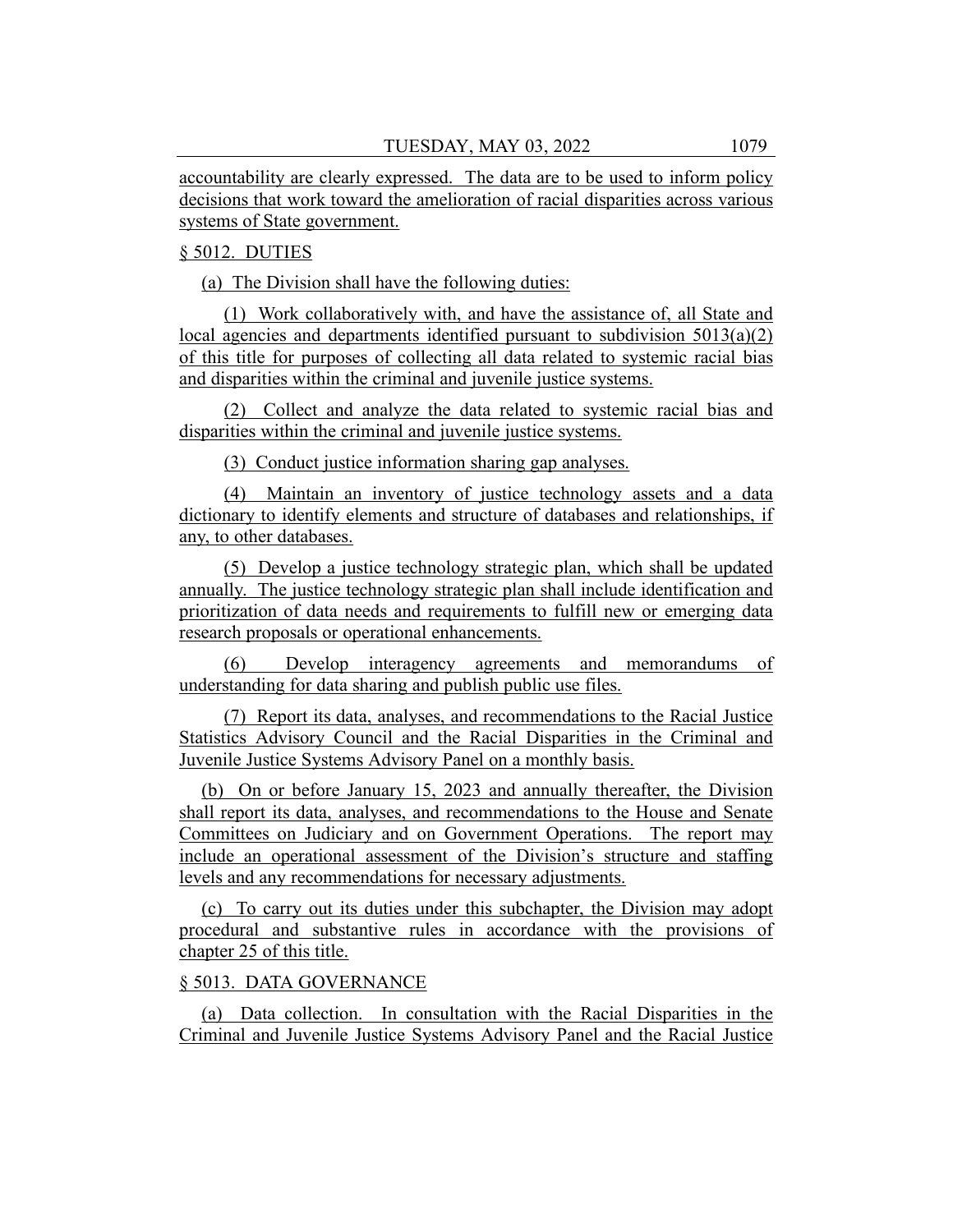accountability are clearly expressed. The data are to be used to inform policy decisions that work toward the amelioration of racial disparities across various systems of State government.

§ 5012. DUTIES

(a) The Division shall have the following duties:

(1) Work collaboratively with, and have the assistance of, all State and local agencies and departments identified pursuant to subdivision 5013(a)(2) of this title for purposes of collecting all data related to systemic racial bias and disparities within the criminal and juvenile justice systems.

(2) Collect and analyze the data related to systemic racial bias and disparities within the criminal and juvenile justice systems.

(3) Conduct justice information sharing gap analyses.

(4) Maintain an inventory of justice technology assets and a data dictionary to identify elements and structure of databases and relationships, if any, to other databases.

(5) Develop a justice technology strategic plan, which shall be updated annually. The justice technology strategic plan shall include identification and prioritization of data needs and requirements to fulfill new or emerging data research proposals or operational enhancements.

(6) Develop interagency agreements and memorandums of understanding for data sharing and publish public use files.

(7) Report its data, analyses, and recommendations to the Racial Justice Statistics Advisory Council and the Racial Disparities in the Criminal and Juvenile Justice Systems Advisory Panel on a monthly basis.

(b) On or before January 15, 2023 and annually thereafter, the Division shall report its data, analyses, and recommendations to the House and Senate Committees on Judiciary and on Government Operations. The report may include an operational assessment of the Division's structure and staffing levels and any recommendations for necessary adjustments.

(c) To carry out its duties under this subchapter, the Division may adopt procedural and substantive rules in accordance with the provisions of chapter 25 of this title.

§ 5013. DATA GOVERNANCE

(a) Data collection. In consultation with the Racial Disparities in the Criminal and Juvenile Justice Systems Advisory Panel and the Racial Justice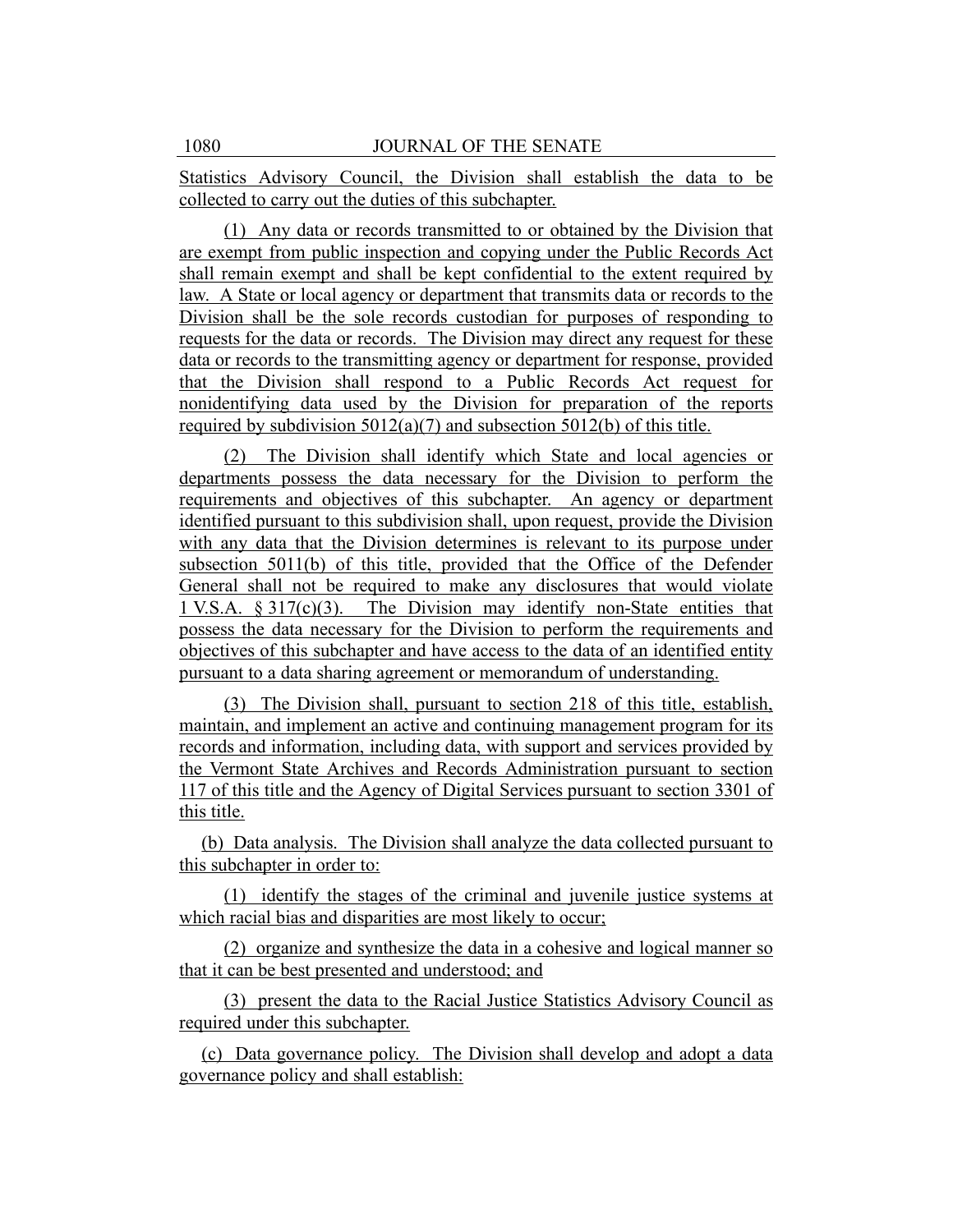Statistics Advisory Council, the Division shall establish the data to be collected to carry out the duties of this subchapter.

(1) Any data or records transmitted to or obtained by the Division that are exempt from public inspection and copying under the Public Records Act shall remain exempt and shall be kept confidential to the extent required by law. A State or local agency or department that transmits data or records to the Division shall be the sole records custodian for purposes of responding to requests for the data or records. The Division may direct any request for these data or records to the transmitting agency or department for response, provided that the Division shall respond to a Public Records Act request for nonidentifying data used by the Division for preparation of the reports required by subdivision 5012(a)(7) and subsection 5012(b) of this title.

(2) The Division shall identify which State and local agencies or departments possess the data necessary for the Division to perform the requirements and objectives of this subchapter. An agency or department identified pursuant to this subdivision shall, upon request, provide the Division with any data that the Division determines is relevant to its purpose under subsection 5011(b) of this title, provided that the Office of the Defender General shall not be required to make any disclosures that would violate 1 V.S.A. § 317(c)(3). The Division may identify non-State entities that possess the data necessary for the Division to perform the requirements and objectives of this subchapter and have access to the data of an identified entity pursuant to a data sharing agreement or memorandum of understanding.

(3) The Division shall, pursuant to section 218 of this title, establish, maintain, and implement an active and continuing management program for its records and information, including data, with support and services provided by the Vermont State Archives and Records Administration pursuant to section 117 of this title and the Agency of Digital Services pursuant to section 3301 of this title.

(b) Data analysis. The Division shall analyze the data collected pursuant to this subchapter in order to:

(1) identify the stages of the criminal and juvenile justice systems at which racial bias and disparities are most likely to occur;

(2) organize and synthesize the data in a cohesive and logical manner so that it can be best presented and understood; and

(3) present the data to the Racial Justice Statistics Advisory Council as required under this subchapter.

(c) Data governance policy. The Division shall develop and adopt a data governance policy and shall establish: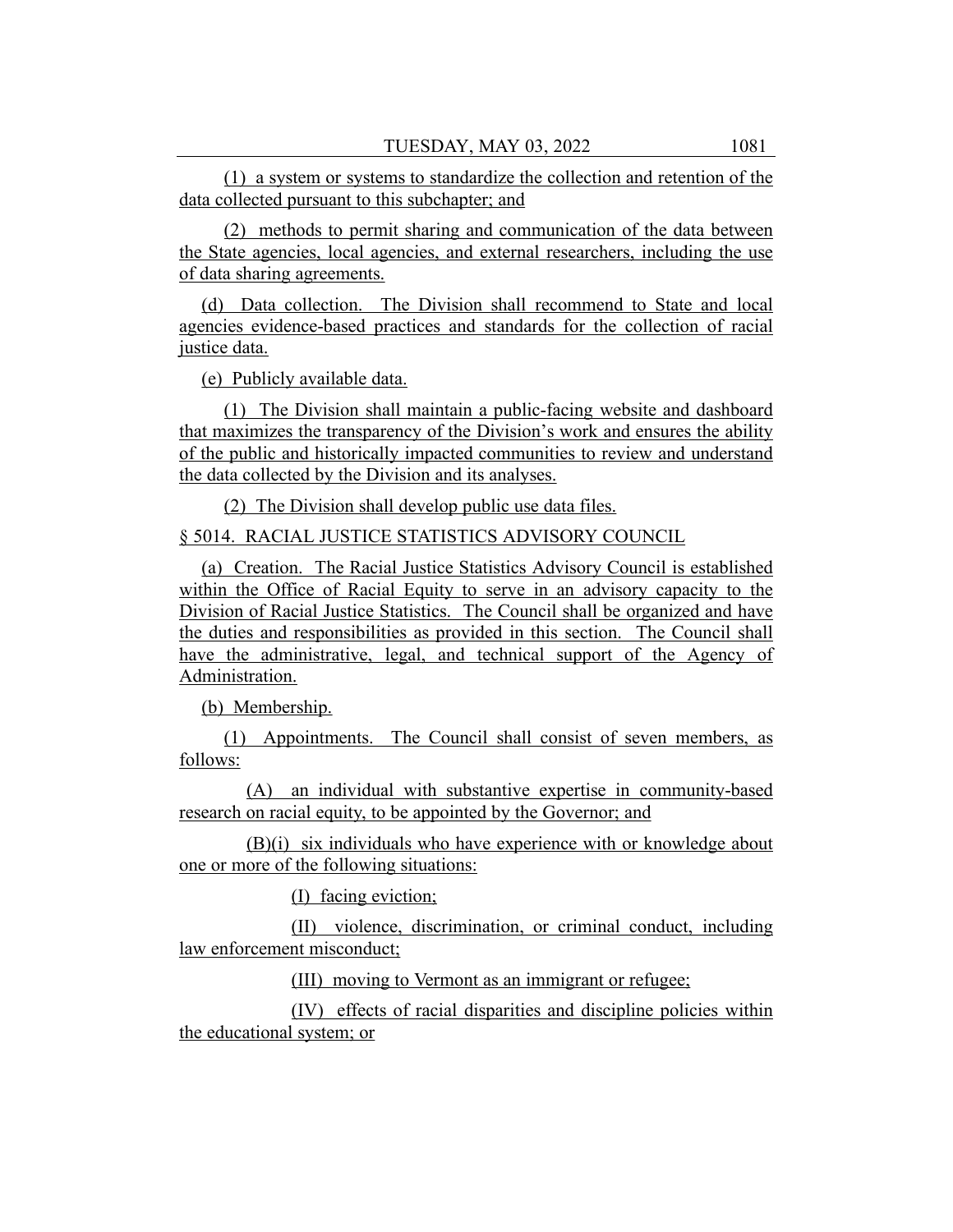(1) a system or systems to standardize the collection and retention of the data collected pursuant to this subchapter; and

(2) methods to permit sharing and communication of the data between the State agencies, local agencies, and external researchers, including the use of data sharing agreements.

(d) Data collection. The Division shall recommend to State and local agencies evidence-based practices and standards for the collection of racial justice data.

(e) Publicly available data.

(1) The Division shall maintain a public-facing website and dashboard that maximizes the transparency of the Division's work and ensures the ability of the public and historically impacted communities to review and understand the data collected by the Division and its analyses.

(2) The Division shall develop public use data files.

§ 5014. RACIAL JUSTICE STATISTICS ADVISORY COUNCIL

(a) Creation. The Racial Justice Statistics Advisory Council is established within the Office of Racial Equity to serve in an advisory capacity to the Division of Racial Justice Statistics. The Council shall be organized and have the duties and responsibilities as provided in this section. The Council shall have the administrative, legal, and technical support of the Agency of Administration.

(b) Membership.

(1) Appointments. The Council shall consist of seven members, as follows:

(A) an individual with substantive expertise in community-based research on racial equity, to be appointed by the Governor; and

(B)(i) six individuals who have experience with or knowledge about one or more of the following situations:

(I) facing eviction;

(II) violence, discrimination, or criminal conduct, including law enforcement misconduct;

(III) moving to Vermont as an immigrant or refugee;

(IV) effects of racial disparities and discipline policies within the educational system; or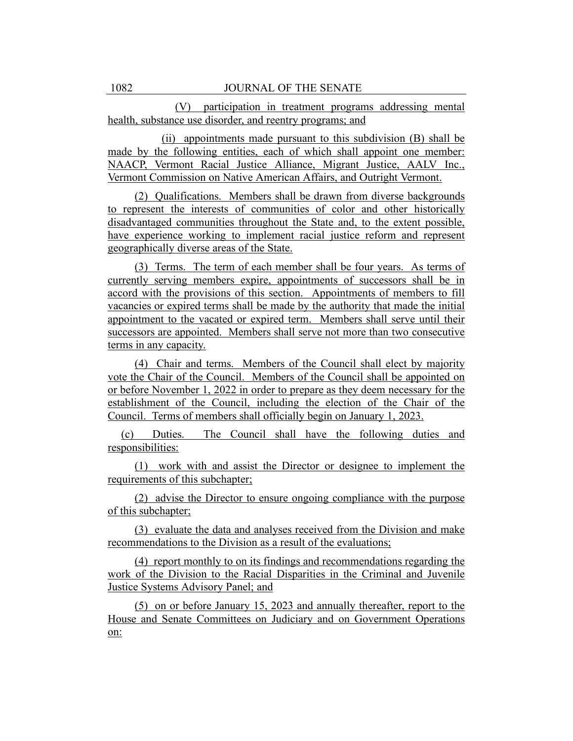(V) participation in treatment programs addressing mental health, substance use disorder, and reentry programs; and

(ii) appointments made pursuant to this subdivision (B) shall be made by the following entities, each of which shall appoint one member: NAACP, Vermont Racial Justice Alliance, Migrant Justice, AALV Inc., Vermont Commission on Native American Affairs, and Outright Vermont.

(2) Qualifications. Members shall be drawn from diverse backgrounds to represent the interests of communities of color and other historically disadvantaged communities throughout the State and, to the extent possible, have experience working to implement racial justice reform and represent geographically diverse areas of the State.

(3) Terms. The term of each member shall be four years. As terms of currently serving members expire, appointments of successors shall be in accord with the provisions of this section. Appointments of members to fill vacancies or expired terms shall be made by the authority that made the initial appointment to the vacated or expired term. Members shall serve until their successors are appointed. Members shall serve not more than two consecutive terms in any capacity.

(4) Chair and terms. Members of the Council shall elect by majority vote the Chair of the Council. Members of the Council shall be appointed on or before November 1, 2022 in order to prepare as they deem necessary for the establishment of the Council, including the election of the Chair of the Council. Terms of members shall officially begin on January 1, 2023.

(c) Duties. The Council shall have the following duties and responsibilities:

(1) work with and assist the Director or designee to implement the requirements of this subchapter;

(2) advise the Director to ensure ongoing compliance with the purpose of this subchapter;

(3) evaluate the data and analyses received from the Division and make recommendations to the Division as a result of the evaluations;

(4) report monthly to on its findings and recommendations regarding the work of the Division to the Racial Disparities in the Criminal and Juvenile Justice Systems Advisory Panel; and

(5) on or before January 15, 2023 and annually thereafter, report to the House and Senate Committees on Judiciary and on Government Operations on: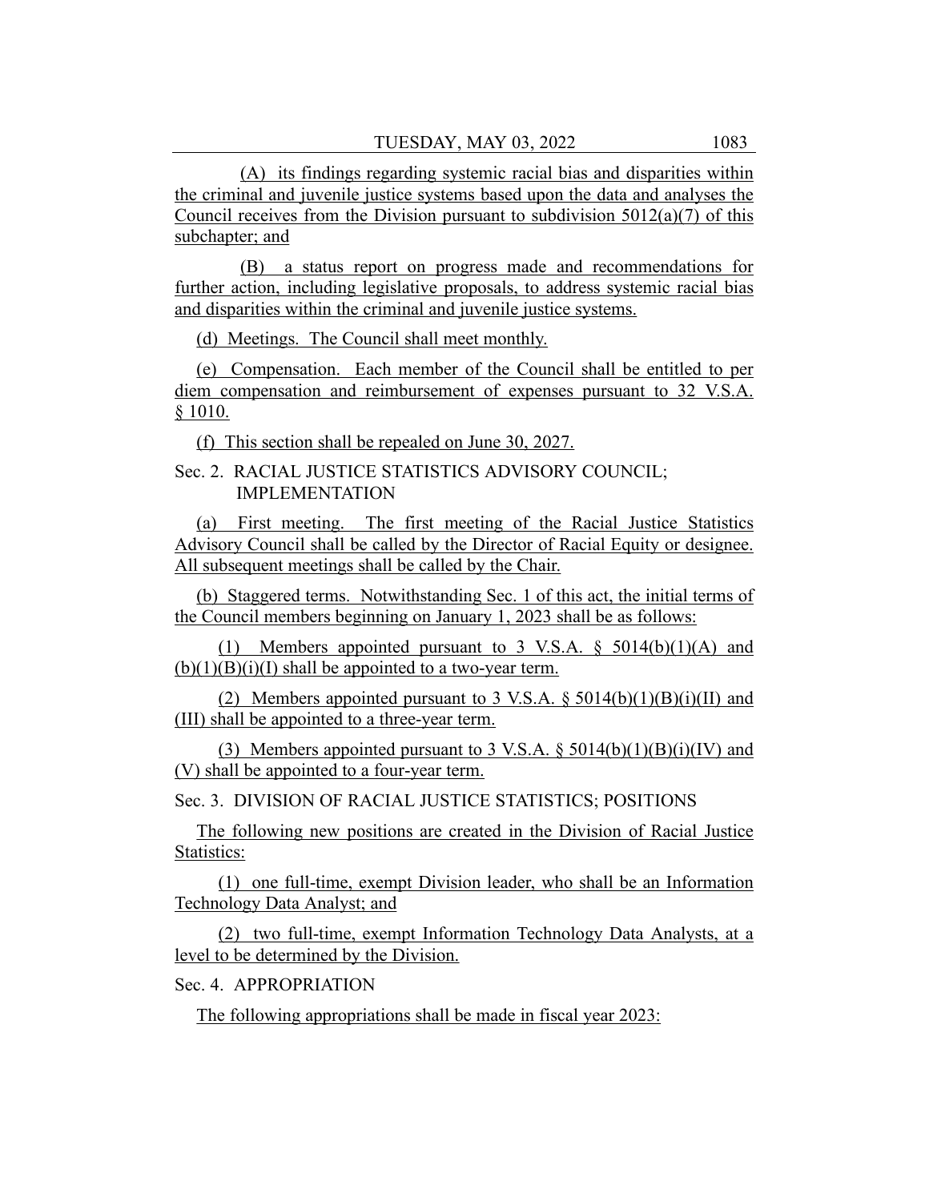(A) its findings regarding systemic racial bias and disparities within the criminal and juvenile justice systems based upon the data and analyses the Council receives from the Division pursuant to subdivision 5012(a)(7) of this subchapter; and

(B) a status report on progress made and recommendations for further action, including legislative proposals, to address systemic racial bias and disparities within the criminal and juvenile justice systems.

(d) Meetings. The Council shall meet monthly.

(e) Compensation. Each member of the Council shall be entitled to per diem compensation and reimbursement of expenses pursuant to 32 V.S.A. § 1010.

(f) This section shall be repealed on June 30, 2027.

Sec. 2. RACIAL JUSTICE STATISTICS ADVISORY COUNCIL; IMPLEMENTATION

(a) First meeting. The first meeting of the Racial Justice Statistics Advisory Council shall be called by the Director of Racial Equity or designee. All subsequent meetings shall be called by the Chair.

(b) Staggered terms. Notwithstanding Sec. 1 of this act, the initial terms of the Council members beginning on January 1, 2023 shall be as follows:

(1) Members appointed pursuant to 3 V.S.A. § 5014(b)(1)(A) and (b)(1)(B)(i)(I) shall be appointed to a two-year term.

(2) Members appointed pursuant to 3 V.S.A. § 5014(b)(1)(B)(i)(II) and (III) shall be appointed to a three-year term.

(3) Members appointed pursuant to 3 V.S.A. § 5014(b)(1)(B)(i)(IV) and (V) shall be appointed to a four-year term.

Sec. 3. DIVISION OF RACIAL JUSTICE STATISTICS; POSITIONS

The following new positions are created in the Division of Racial Justice Statistics:

(1) one full-time, exempt Division leader, who shall be an Information Technology Data Analyst; and

(2) two full-time, exempt Information Technology Data Analysts, at a level to be determined by the Division.

Sec. 4. APPROPRIATION

The following appropriations shall be made in fiscal year 2023: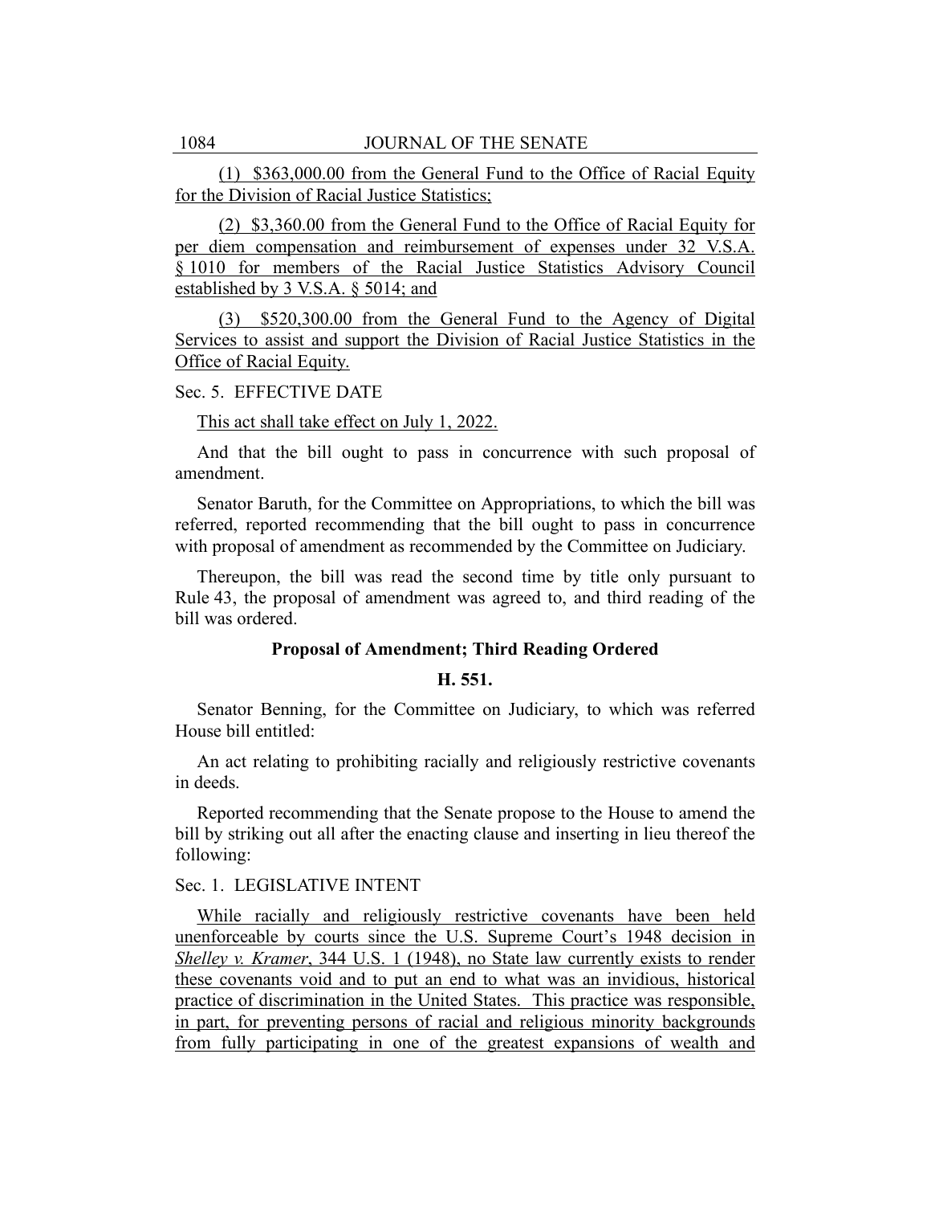(1) $363,000.00 from the General Fund to the Office of Racial Equity for the Division of Racial Justice Statistics;

(2) $3,360.00 from the General Fund to the Office of Racial Equity for per diem compensation and reimbursement of expenses under 32 V.S.A. § 1010 for members of the Racial Justice Statistics Advisory Council established by 3 V.S.A. § 5014; and

(3) $520,300.00 from the General Fund to the Agency of Digital Services to assist and support the Division of Racial Justice Statistics in the Office of Racial Equity.

Sec. 5. EFFECTIVE DATE

This act shall take effect on July 1, 2022.

And that the bill ought to pass in concurrence with such proposal of amendment.

Senator Baruth, for the Committee on Appropriations, to which the bill was referred, reported recommending that the bill ought to pass in concurrence with proposal of amendment as recommended by the Committee on Judiciary.

Thereupon, the bill was read the second time by title only pursuant to Rule 43, the proposal of amendment was agreed to, and third reading of the bill was ordered.

**Proposal of Amendment; Third Reading Ordered**

**H. 551.**

Senator Benning, for the Committee on Judiciary, to which was referred House bill entitled:

An act relating to prohibiting racially and religiously restrictive covenants in deeds.

Reported recommending that the Senate propose to the House to amend the bill by striking out all after the enacting clause and inserting in lieu thereof the following:

Sec. 1. LEGISLATIVE INTENT

While racially and religiously restrictive covenants have been held unenforceable by courts since the U.S. Supreme Court's 1948 decision in *Shelley v. Kramer*, 344 U.S. 1 (1948), no State law currently exists to render these covenants void and to put an end to what was an invidious, historical practice of discrimination in the United States. This practice was responsible, in part, for preventing persons of racial and religious minority backgrounds from fully participating in one of the greatest expansions of wealth and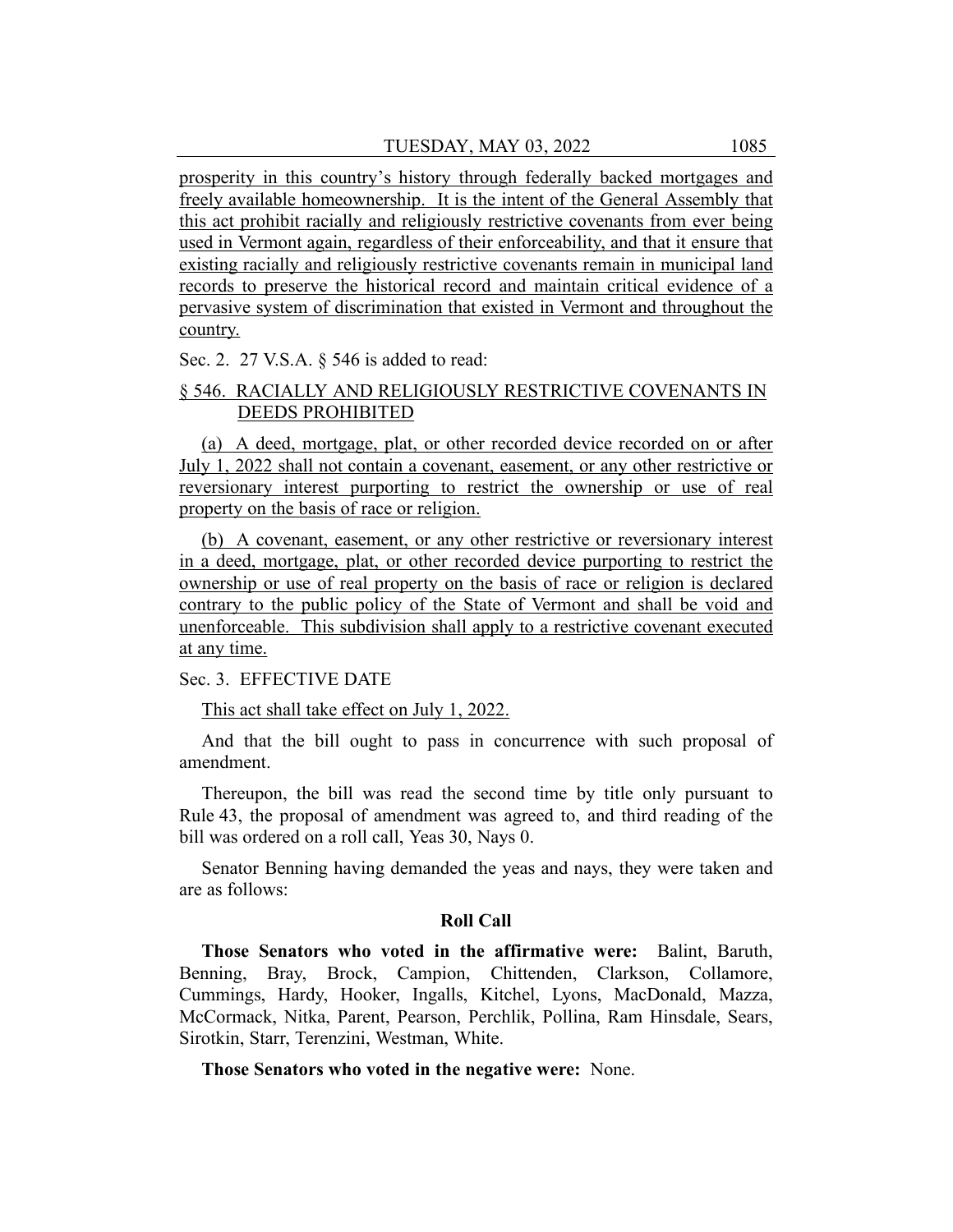prosperity in this country's history through federally backed mortgages and freely available homeownership. It is the intent of the General Assembly that this act prohibit racially and religiously restrictive covenants from ever being used in Vermont again, regardless of their enforceability, and that it ensure that existing racially and religiously restrictive covenants remain in municipal land records to preserve the historical record and maintain critical evidence of a pervasive system of discrimination that existed in Vermont and throughout the country.

Sec. 2. 27 V.S.A. § 546 is added to read:

§ 546. RACIALLY AND RELIGIOUSLY RESTRICTIVE COVENANTS IN DEEDS PROHIBITED

(a) A deed, mortgage, plat, or other recorded device recorded on or after July 1, 2022 shall not contain a covenant, easement, or any other restrictive or reversionary interest purporting to restrict the ownership or use of real property on the basis of race or religion.

(b) A covenant, easement, or any other restrictive or reversionary interest in a deed, mortgage, plat, or other recorded device purporting to restrict the ownership or use of real property on the basis of race or religion is declared contrary to the public policy of the State of Vermont and shall be void and unenforceable. This subdivision shall apply to a restrictive covenant executed at any time.

Sec. 3. EFFECTIVE DATE

This act shall take effect on July 1, 2022.

And that the bill ought to pass in concurrence with such proposal of amendment.

Thereupon, the bill was read the second time by title only pursuant to Rule 43, the proposal of amendment was agreed to, and third reading of the bill was ordered on a roll call, Yeas 30, Nays 0.

Senator Benning having demanded the yeas and nays, they were taken and are as follows:

**Roll Call**

**Those Senators who voted in the affirmative were:** Balint, Baruth, Benning, Bray, Brock, Campion, Chittenden, Clarkson, Collamore, Cummings, Hardy, Hooker, Ingalls, Kitchel, Lyons, MacDonald, Mazza, McCormack, Nitka, Parent, Pearson, Perchlik, Pollina, Ram Hinsdale, Sears, Sirotkin, Starr, Terenzini, Westman, White.

**Those Senators who voted in the negative were:** None.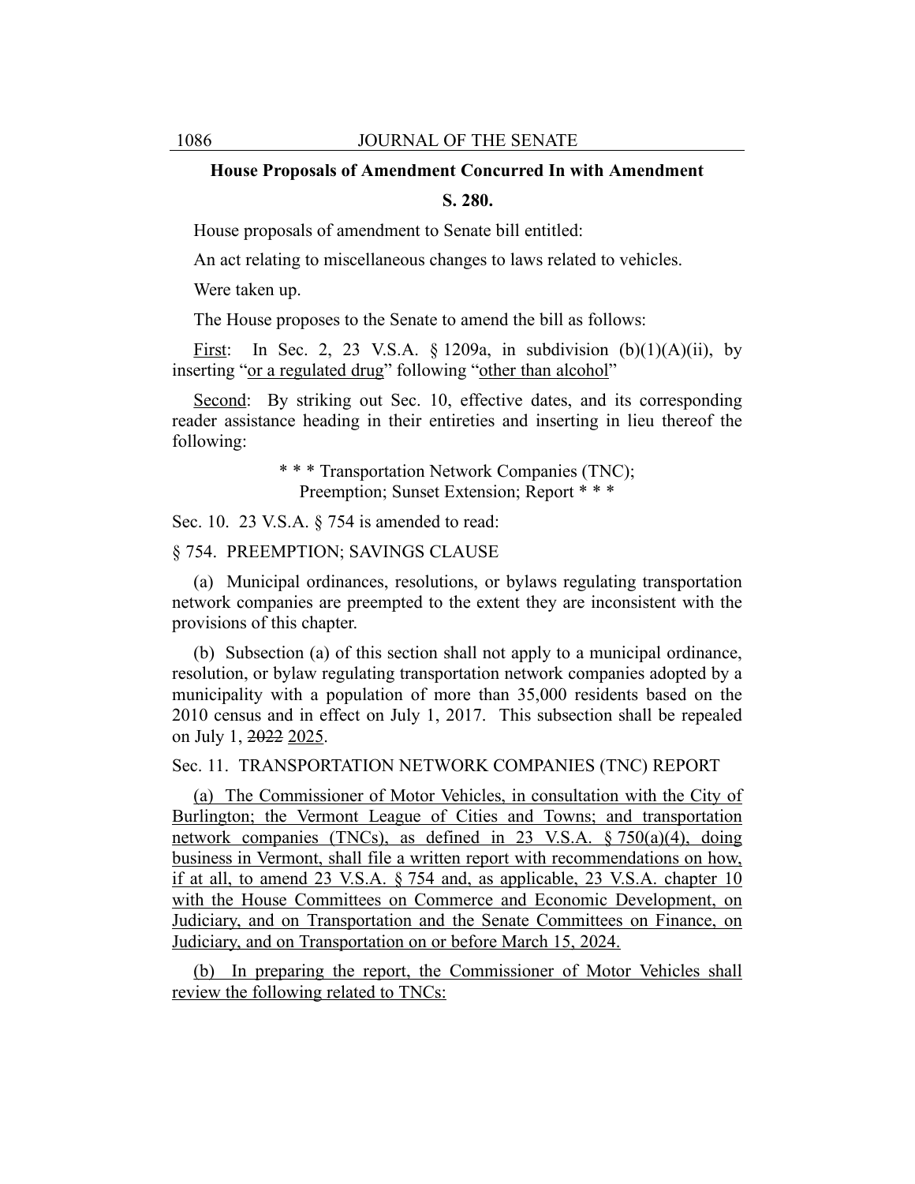**House Proposals of Amendment Concurred In with Amendment**

**S. 280.**

House proposals of amendment to Senate bill entitled:

An act relating to miscellaneous changes to laws related to vehicles.

Were taken up.

The House proposes to the Senate to amend the bill as follows:

First: In Sec. 2, 23 V.S.A. § 1209a, in subdivision (b)(1)(A)(ii), by inserting "or a regulated drug" following "other than alcohol"

Second: By striking out Sec. 10, effective dates, and its corresponding reader assistance heading in their entireties and inserting in lieu thereof the following:

\* \* \* Transportation Network Companies (TNC); Preemption; Sunset Extension; Report \* \* \*

Sec. 10. 23 V.S.A. § 754 is amended to read:

§ 754. PREEMPTION; SAVINGS CLAUSE

(a) Municipal ordinances, resolutions, or bylaws regulating transportation network companies are preempted to the extent they are inconsistent with the provisions of this chapter.

(b) Subsection (a) of this section shall not apply to a municipal ordinance, resolution, or bylaw regulating transportation network companies adopted by a municipality with a population of more than 35,000 residents based on the 2010 census and in effect on July 1, 2017. This subsection shall be repealed on July 1, ~~2022~~ 2025.

Sec. 11. TRANSPORTATION NETWORK COMPANIES (TNC) REPORT

(a) The Commissioner of Motor Vehicles, in consultation with the City of Burlington; the Vermont League of Cities and Towns; and transportation network companies (TNCs), as defined in 23 V.S.A. § 750(a)(4), doing business in Vermont, shall file a written report with recommendations on how, if at all, to amend 23 V.S.A. § 754 and, as applicable, 23 V.S.A. chapter 10 with the House Committees on Commerce and Economic Development, on Judiciary, and on Transportation and the Senate Committees on Finance, on Judiciary, and on Transportation on or before March 15, 2024.

(b) In preparing the report, the Commissioner of Motor Vehicles shall review the following related to TNCs: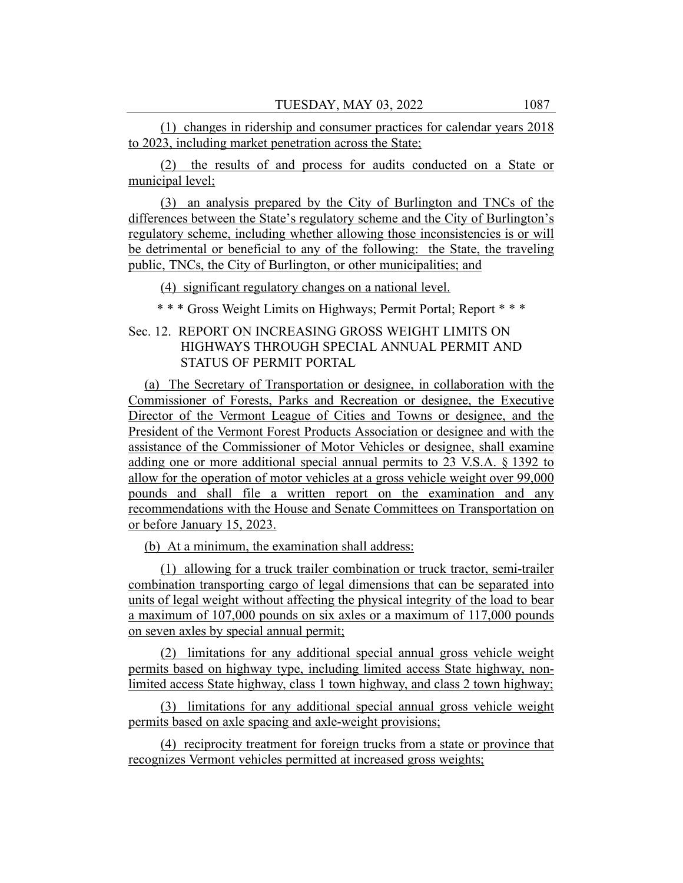(1) changes in ridership and consumer practices for calendar years 2018 to 2023, including market penetration across the State;

(2) the results of and process for audits conducted on a State or municipal level;

(3) an analysis prepared by the City of Burlington and TNCs of the differences between the State's regulatory scheme and the City of Burlington's regulatory scheme, including whether allowing those inconsistencies is or will be detrimental or beneficial to any of the following: the State, the traveling public, TNCs, the City of Burlington, or other municipalities; and

(4) significant regulatory changes on a national level.

\* \* \* Gross Weight Limits on Highways; Permit Portal; Report \* \* \*

Sec. 12. REPORT ON INCREASING GROSS WEIGHT LIMITS ON HIGHWAYS THROUGH SPECIAL ANNUAL PERMIT AND STATUS OF PERMIT PORTAL

(a) The Secretary of Transportation or designee, in collaboration with the Commissioner of Forests, Parks and Recreation or designee, the Executive Director of the Vermont League of Cities and Towns or designee, and the President of the Vermont Forest Products Association or designee and with the assistance of the Commissioner of Motor Vehicles or designee, shall examine adding one or more additional special annual permits to 23 V.S.A. § 1392 to allow for the operation of motor vehicles at a gross vehicle weight over 99,000 pounds and shall file a written report on the examination and any recommendations with the House and Senate Committees on Transportation on or before January 15, 2023.

(b) At a minimum, the examination shall address:

(1) allowing for a truck trailer combination or truck tractor, semi-trailer combination transporting cargo of legal dimensions that can be separated into units of legal weight without affecting the physical integrity of the load to bear a maximum of 107,000 pounds on six axles or a maximum of 117,000 pounds on seven axles by special annual permit;

(2) limitations for any additional special annual gross vehicle weight permits based on highway type, including limited access State highway, non-limited access State highway, class 1 town highway, and class 2 town highway;

(3) limitations for any additional special annual gross vehicle weight permits based on axle spacing and axle-weight provisions;

(4) reciprocity treatment for foreign trucks from a state or province that recognizes Vermont vehicles permitted at increased gross weights;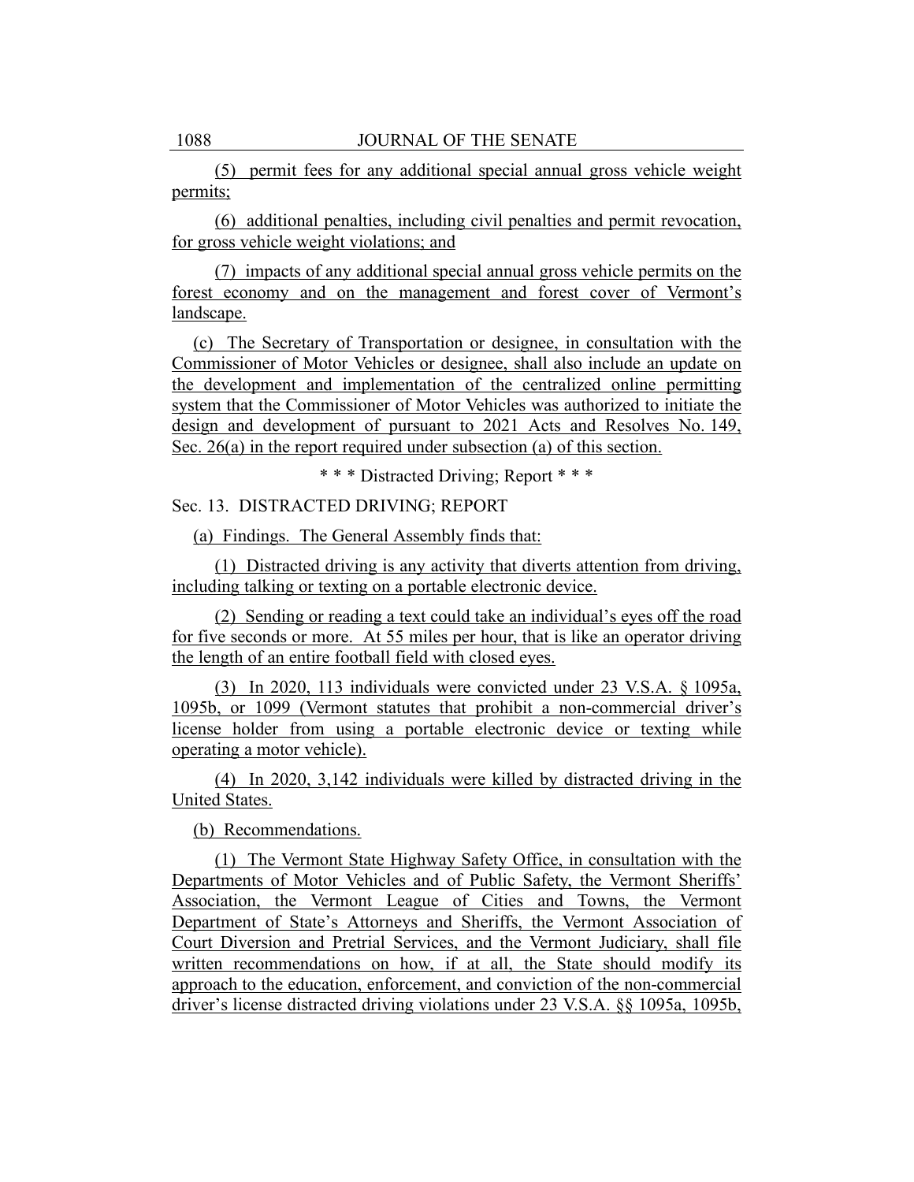(5) permit fees for any additional special annual gross vehicle weight permits;

(6) additional penalties, including civil penalties and permit revocation, for gross vehicle weight violations; and

(7) impacts of any additional special annual gross vehicle permits on the forest economy and on the management and forest cover of Vermont's landscape.

(c) The Secretary of Transportation or designee, in consultation with the Commissioner of Motor Vehicles or designee, shall also include an update on the development and implementation of the centralized online permitting system that the Commissioner of Motor Vehicles was authorized to initiate the design and development of pursuant to 2021 Acts and Resolves No. 149, Sec. 26(a) in the report required under subsection (a) of this section.

\* \* \* Distracted Driving; Report \* \* \*

Sec. 13. DISTRACTED DRIVING; REPORT

(a) Findings. The General Assembly finds that:

(1) Distracted driving is any activity that diverts attention from driving, including talking or texting on a portable electronic device.

(2) Sending or reading a text could take an individual's eyes off the road for five seconds or more. At 55 miles per hour, that is like an operator driving the length of an entire football field with closed eyes.

(3) In 2020, 113 individuals were convicted under 23 V.S.A. § 1095a, 1095b, or 1099 (Vermont statutes that prohibit a non-commercial driver's license holder from using a portable electronic device or texting while operating a motor vehicle).

(4) In 2020, 3,142 individuals were killed by distracted driving in the United States.

(b) Recommendations.

(1) The Vermont State Highway Safety Office, in consultation with the Departments of Motor Vehicles and of Public Safety, the Vermont Sheriffs' Association, the Vermont League of Cities and Towns, the Vermont Department of State's Attorneys and Sheriffs, the Vermont Association of Court Diversion and Pretrial Services, and the Vermont Judiciary, shall file written recommendations on how, if at all, the State should modify its approach to the education, enforcement, and conviction of the non-commercial driver's license distracted driving violations under 23 V.S.A. §§ 1095a, 1095b,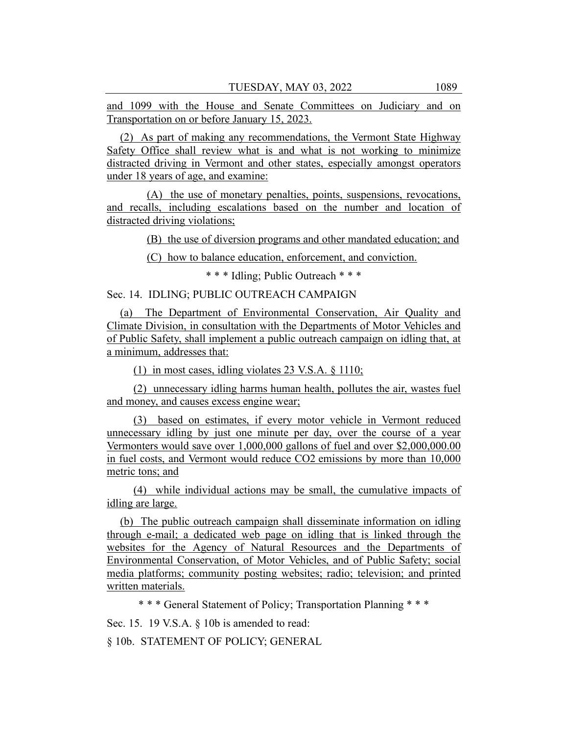and 1099 with the House and Senate Committees on Judiciary and on Transportation on or before January 15, 2023.

(2) As part of making any recommendations, the Vermont State Highway Safety Office shall review what is and what is not working to minimize distracted driving in Vermont and other states, especially amongst operators under 18 years of age, and examine:

(A) the use of monetary penalties, points, suspensions, revocations, and recalls, including escalations based on the number and location of distracted driving violations;

(B) the use of diversion programs and other mandated education; and

(C) how to balance education, enforcement, and conviction.

* * * Idling; Public Outreach * * *

Sec. 14. IDLING; PUBLIC OUTREACH CAMPAIGN

(a) The Department of Environmental Conservation, Air Quality and Climate Division, in consultation with the Departments of Motor Vehicles and of Public Safety, shall implement a public outreach campaign on idling that, at a minimum, addresses that:

(1) in most cases, idling violates 23 V.S.A. § 1110;

(2) unnecessary idling harms human health, pollutes the air, wastes fuel and money, and causes excess engine wear;

(3) based on estimates, if every motor vehicle in Vermont reduced unnecessary idling by just one minute per day, over the course of a year Vermonters would save over 1,000,000 gallons of fuel and over $2,000,000.00 in fuel costs, and Vermont would reduce $CO_2$ emissions by more than 10,000 metric tons; and

(4) while individual actions may be small, the cumulative impacts of idling are large.

(b) The public outreach campaign shall disseminate information on idling through e-mail; a dedicated web page on idling that is linked through the websites for the Agency of Natural Resources and the Departments of Environmental Conservation, of Motor Vehicles, and of Public Safety; social media platforms; community posting websites; radio; television; and printed written materials.

* * * General Statement of Policy; Transportation Planning * * *

Sec. 15. 19 V.S.A. § 10b is amended to read:

§ 10b. STATEMENT OF POLICY; GENERAL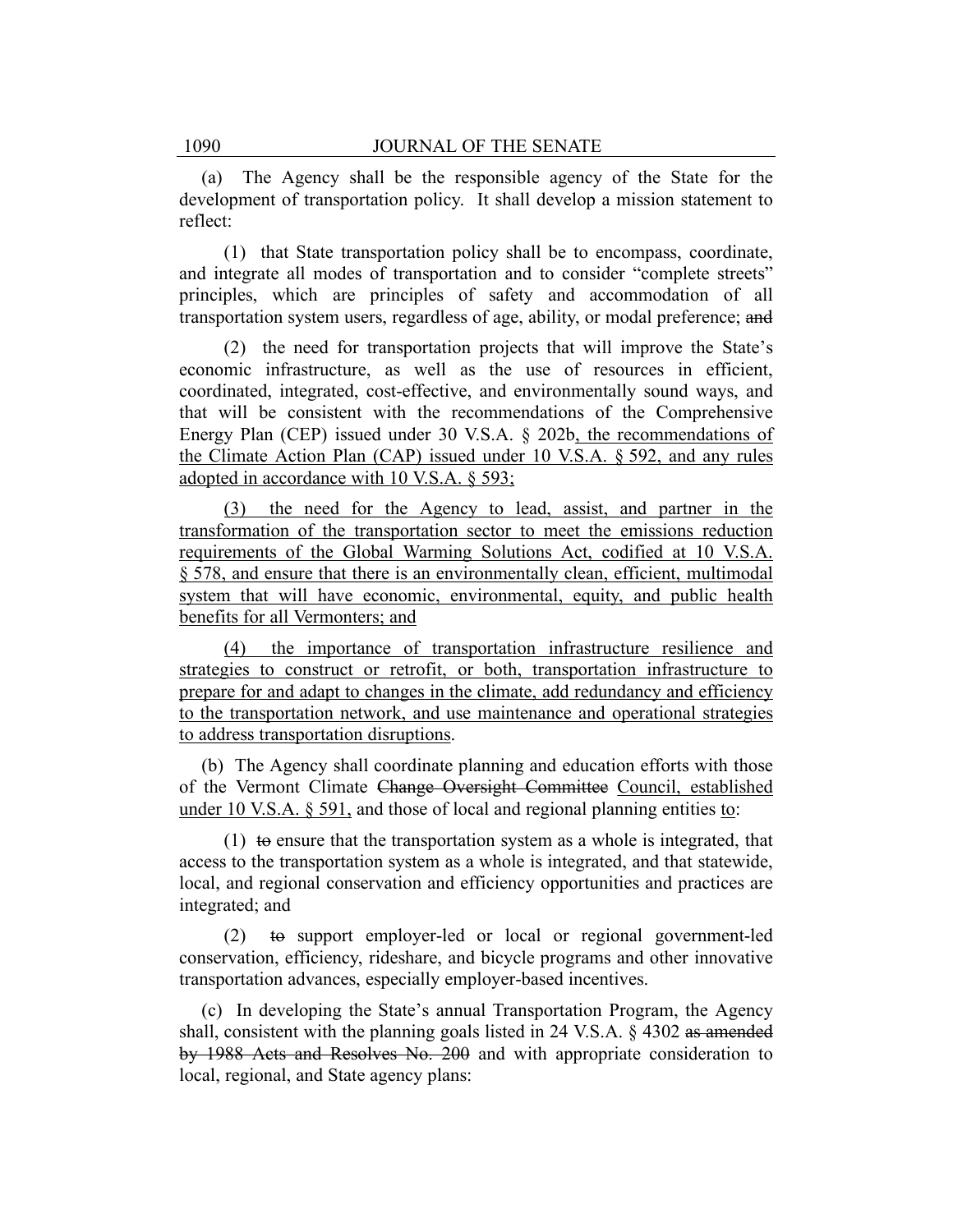(a) The Agency shall be the responsible agency of the State for the development of transportation policy. It shall develop a mission statement to reflect:

(1) that State transportation policy shall be to encompass, coordinate, and integrate all modes of transportation and to consider "complete streets" principles, which are principles of safety and accommodation of all transportation system users, regardless of age, ability, or modal preference; ~~and~~

(2) the need for transportation projects that will improve the State's economic infrastructure, as well as the use of resources in efficient, coordinated, integrated, cost-effective, and environmentally sound ways, and that will be consistent with the recommendations of the Comprehensive Energy Plan (CEP) issued under 30 V.S.A. § 202b<u>, the recommendations of the Climate Action Plan (CAP) issued under 10 V.S.A. § 592, and any rules adopted in accordance with 10 V.S.A. § 593;</u>

<u>(3) the need for the Agency to lead, assist, and partner in the transformation of the transportation sector to meet the emissions reduction requirements of the Global Warming Solutions Act, codified at 10 V.S.A. § 578, and ensure that there is an environmentally clean, efficient, multimodal system that will have economic, environmental, equity, and public health benefits for all Vermonters; and</u>

<u>(4) the importance of transportation infrastructure resilience and strategies to construct or retrofit, or both, transportation infrastructure to prepare for and adapt to changes in the climate, add redundancy and efficiency to the transportation network, and use maintenance and operational strategies to address transportation disruptions</u>.

(b) The Agency shall coordinate planning and education efforts with those of the Vermont Climate ~~Change Oversight Committee~~ <u>Council, established under 10 V.S.A. § 591,</u> and those of local and regional planning entities <u>to</u>:

(1) ~~to~~ ensure that the transportation system as a whole is integrated, that access to the transportation system as a whole is integrated, and that statewide, local, and regional conservation and efficiency opportunities and practices are integrated; and

(2) ~~to~~ support employer-led or local or regional government-led conservation, efficiency, rideshare, and bicycle programs and other innovative transportation advances, especially employer-based incentives.

(c) In developing the State's annual Transportation Program, the Agency shall, consistent with the planning goals listed in 24 V.S.A. § 4302 ~~as amended by 1988 Acts and Resolves No. 200~~ and with appropriate consideration to local, regional, and State agency plans: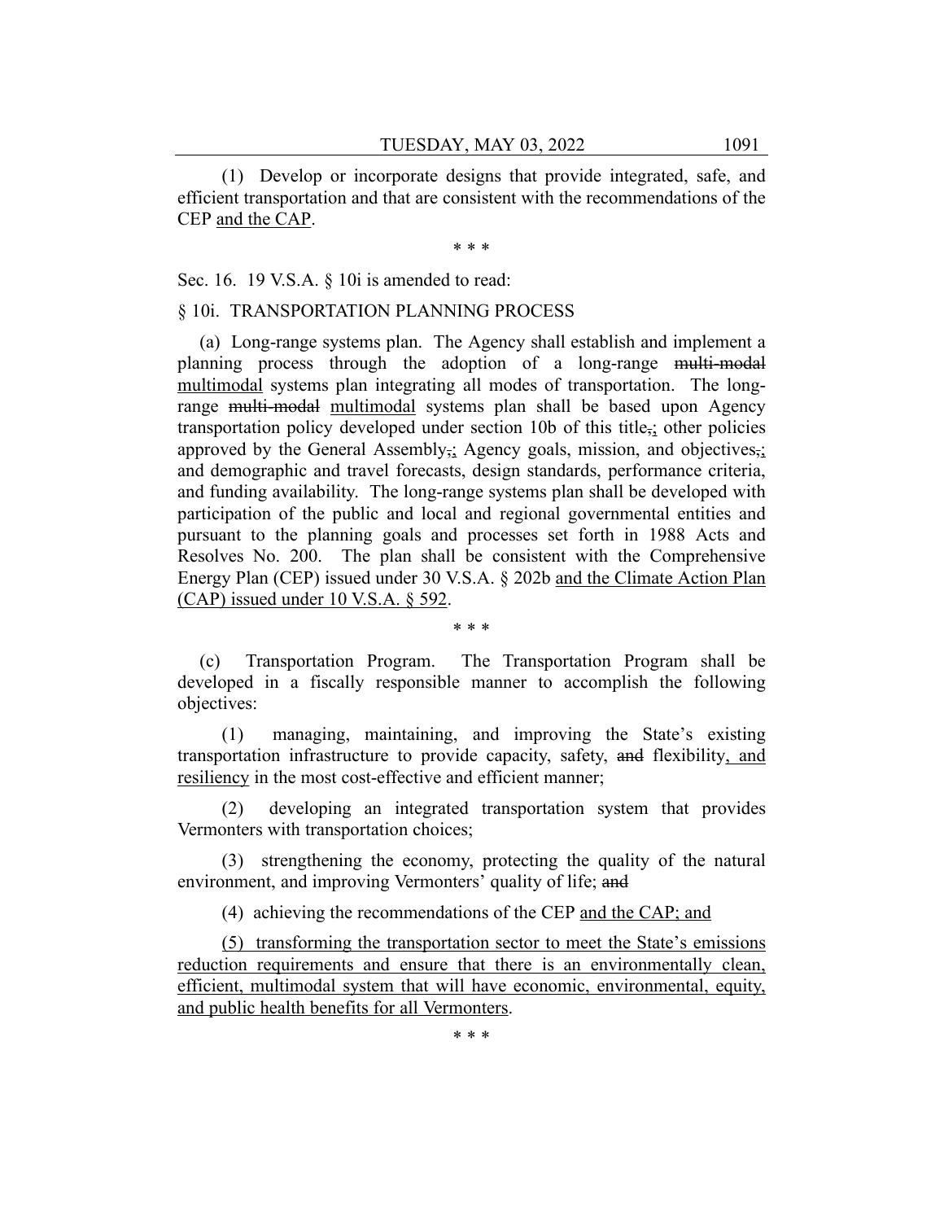(1) Develop or incorporate designs that provide integrated, safe, and efficient transportation and that are consistent with the recommendations of the CEP <u>and the CAP</u>.

\* \* \*

Sec. 16. 19 V.S.A. § 10i is amended to read:

§ 10i. TRANSPORTATION PLANNING PROCESS

(a) Long-range systems plan. The Agency shall establish and implement a planning process through the adoption of a long-range ~~multi-modal~~ <u>multimodal</u> systems plan integrating all modes of transportation. The long-range ~~multi-modal~~ <u>multimodal</u> systems plan shall be based upon Agency transportation policy developed under section 10b of this title~~,~~<u>;</u> other policies approved by the General Assembly~~,~~<u>;</u> Agency goals, mission, and objectives~~,~~<u>;</u> and demographic and travel forecasts, design standards, performance criteria, and funding availability. The long-range systems plan shall be developed with participation of the public and local and regional governmental entities and pursuant to the planning goals and processes set forth in 1988 Acts and Resolves No. 200. The plan shall be consistent with the Comprehensive Energy Plan (CEP) issued under 30 V.S.A. § 202b <u>and the Climate Action Plan (CAP) issued under 10 V.S.A. § 592</u>.

\* \* \*

(c) Transportation Program. The Transportation Program shall be developed in a fiscally responsible manner to accomplish the following objectives:

(1) managing, maintaining, and improving the State's existing transportation infrastructure to provide capacity, safety, ~~and~~ flexibility<u>, and resiliency</u> in the most cost-effective and efficient manner;

(2) developing an integrated transportation system that provides Vermonters with transportation choices;

(3) strengthening the economy, protecting the quality of the natural environment, and improving Vermonters' quality of life; ~~and~~

(4) achieving the recommendations of the CEP <u>and the CAP; and</u>

<u>(5) transforming the transportation sector to meet the State's emissions reduction requirements and ensure that there is an environmentally clean, efficient, multimodal system that will have economic, environmental, equity, and public health benefits for all Vermonters</u>.

\* \* \*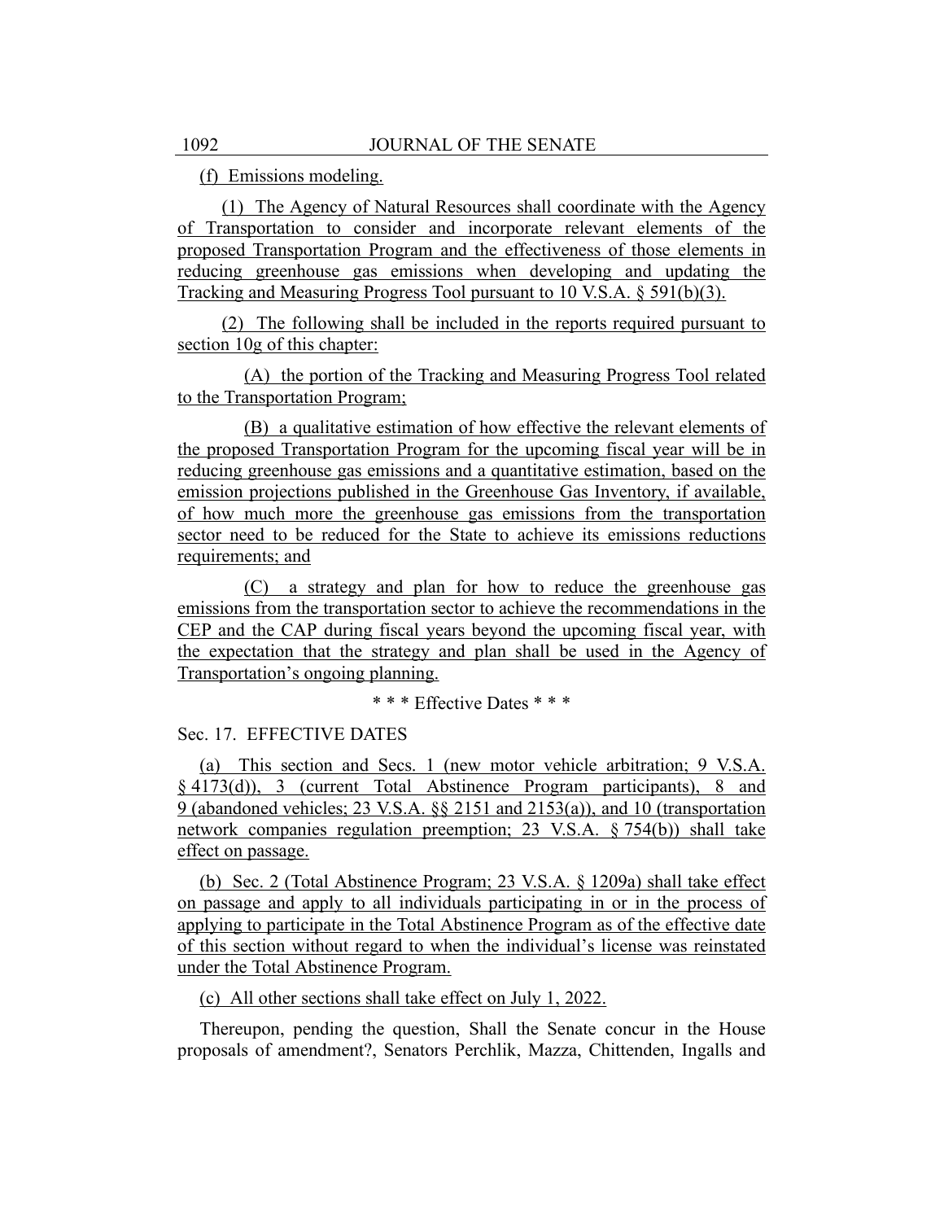(f) Emissions modeling.

(1) The Agency of Natural Resources shall coordinate with the Agency of Transportation to consider and incorporate relevant elements of the proposed Transportation Program and the effectiveness of those elements in reducing greenhouse gas emissions when developing and updating the Tracking and Measuring Progress Tool pursuant to 10 V.S.A. § 591(b)(3).

(2) The following shall be included in the reports required pursuant to section 10g of this chapter:

(A) the portion of the Tracking and Measuring Progress Tool related to the Transportation Program;

(B) a qualitative estimation of how effective the relevant elements of the proposed Transportation Program for the upcoming fiscal year will be in reducing greenhouse gas emissions and a quantitative estimation, based on the emission projections published in the Greenhouse Gas Inventory, if available, of how much more the greenhouse gas emissions from the transportation sector need to be reduced for the State to achieve its emissions reductions requirements; and

(C) a strategy and plan for how to reduce the greenhouse gas emissions from the transportation sector to achieve the recommendations in the CEP and the CAP during fiscal years beyond the upcoming fiscal year, with the expectation that the strategy and plan shall be used in the Agency of Transportation's ongoing planning.

\* \* \* Effective Dates \* \* \*

Sec. 17. EFFECTIVE DATES

(a) This section and Secs. 1 (new motor vehicle arbitration; 9 V.S.A. § 4173(d)), 3 (current Total Abstinence Program participants), 8 and 9 (abandoned vehicles; 23 V.S.A. §§ 2151 and 2153(a)), and 10 (transportation network companies regulation preemption; 23 V.S.A. § 754(b)) shall take effect on passage.

(b) Sec. 2 (Total Abstinence Program; 23 V.S.A. § 1209a) shall take effect on passage and apply to all individuals participating in or in the process of applying to participate in the Total Abstinence Program as of the effective date of this section without regard to when the individual's license was reinstated under the Total Abstinence Program.

(c) All other sections shall take effect on July 1, 2022.

Thereupon, pending the question, Shall the Senate concur in the House proposals of amendment?, Senators Perchlik, Mazza, Chittenden, Ingalls and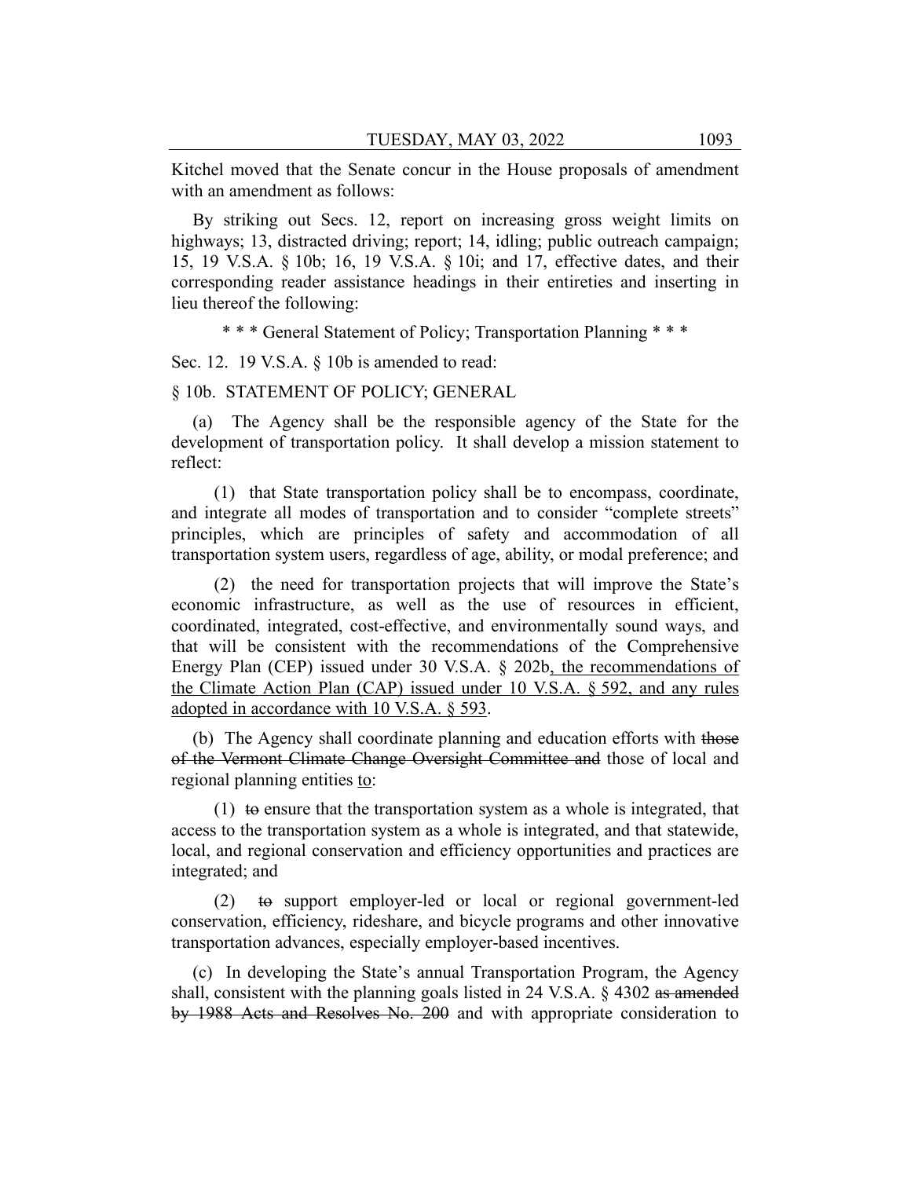Kitchel moved that the Senate concur in the House proposals of amendment with an amendment as follows:

By striking out Secs. 12, report on increasing gross weight limits on highways; 13, distracted driving; report; 14, idling; public outreach campaign; 15, 19 V.S.A. § 10b; 16, 19 V.S.A. § 10i; and 17, effective dates, and their corresponding reader assistance headings in their entireties and inserting in lieu thereof the following:

\* \* \* General Statement of Policy; Transportation Planning \* \* \*

Sec. 12. 19 V.S.A. § 10b is amended to read:

§ 10b. STATEMENT OF POLICY; GENERAL

(a) The Agency shall be the responsible agency of the State for the development of transportation policy. It shall develop a mission statement to reflect:

(1) that State transportation policy shall be to encompass, coordinate, and integrate all modes of transportation and to consider "complete streets" principles, which are principles of safety and accommodation of all transportation system users, regardless of age, ability, or modal preference; and

(2) the need for transportation projects that will improve the State's economic infrastructure, as well as the use of resources in efficient, coordinated, integrated, cost-effective, and environmentally sound ways, and that will be consistent with the recommendations of the Comprehensive Energy Plan (CEP) issued under 30 V.S.A. § 202b, the recommendations of the Climate Action Plan (CAP) issued under 10 V.S.A. § 592, and any rules adopted in accordance with 10 V.S.A. § 593.

(b) The Agency shall coordinate planning and education efforts with ~~those of the Vermont Climate Change Oversight Committee and~~ those of local and regional planning entities to:

(1) ~~to~~ ensure that the transportation system as a whole is integrated, that access to the transportation system as a whole is integrated, and that statewide, local, and regional conservation and efficiency opportunities and practices are integrated; and

(2) ~~to~~ support employer-led or local or regional government-led conservation, efficiency, rideshare, and bicycle programs and other innovative transportation advances, especially employer-based incentives.

(c) In developing the State's annual Transportation Program, the Agency shall, consistent with the planning goals listed in 24 V.S.A. § 4302 ~~as amended by 1988 Acts and Resolves No. 200~~ and with appropriate consideration to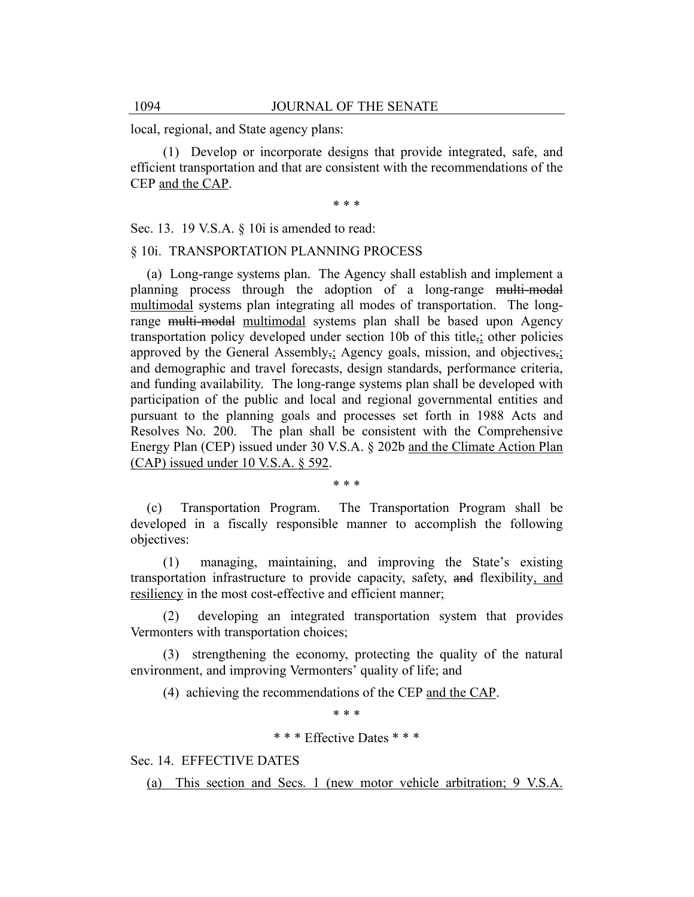local, regional, and State agency plans:

(1) Develop or incorporate designs that provide integrated, safe, and efficient transportation and that are consistent with the recommendations of the CEP and the CAP.

\* \* \*

Sec. 13. 19 V.S.A. § 10i is amended to read:

§ 10i. TRANSPORTATION PLANNING PROCESS

(a) Long-range systems plan. The Agency shall establish and implement a planning process through the adoption of a long-range ~~multi-modal~~ multimodal systems plan integrating all modes of transportation. The long-range ~~multi-modal~~ multimodal systems plan shall be based upon Agency transportation policy developed under section 10b of this title~~,~~; other policies approved by the General Assembly~~,~~; Agency goals, mission, and objectives~~,~~; and demographic and travel forecasts, design standards, performance criteria, and funding availability. The long-range systems plan shall be developed with participation of the public and local and regional governmental entities and pursuant to the planning goals and processes set forth in 1988 Acts and Resolves No. 200. The plan shall be consistent with the Comprehensive Energy Plan (CEP) issued under 30 V.S.A. § 202b and the Climate Action Plan (CAP) issued under 10 V.S.A. § 592.

\* \* \*

(c) Transportation Program. The Transportation Program shall be developed in a fiscally responsible manner to accomplish the following objectives:

(1) managing, maintaining, and improving the State's existing transportation infrastructure to provide capacity, safety, ~~and~~ flexibility, and resiliency in the most cost-effective and efficient manner;

(2) developing an integrated transportation system that provides Vermonters with transportation choices;

(3) strengthening the economy, protecting the quality of the natural environment, and improving Vermonters' quality of life; and

(4) achieving the recommendations of the CEP and the CAP.

\* \* \*

\* \* \* Effective Dates \* \* \*

Sec. 14. EFFECTIVE DATES

(a) This section and Secs. 1 (new motor vehicle arbitration; 9 V.S.A.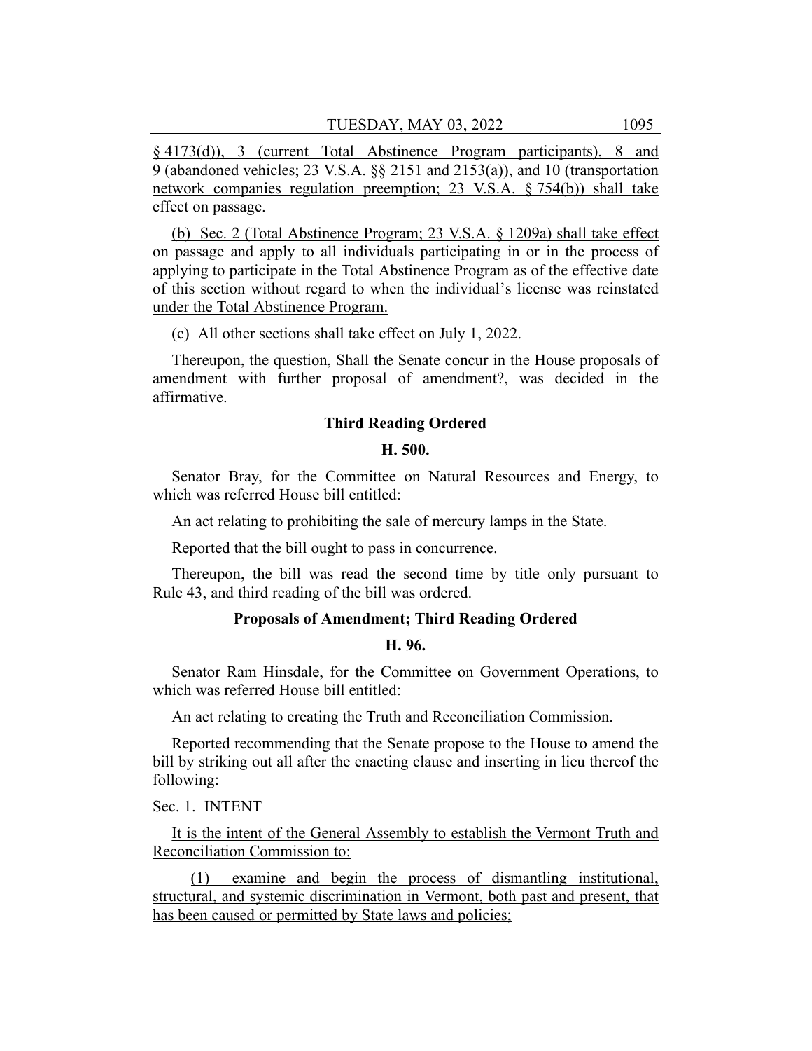§ 4173(d)), 3 (current Total Abstinence Program participants), 8 and 9 (abandoned vehicles; 23 V.S.A. §§ 2151 and 2153(a)), and 10 (transportation network companies regulation preemption; 23 V.S.A. § 754(b)) shall take effect on passage.

(b) Sec. 2 (Total Abstinence Program; 23 V.S.A. § 1209a) shall take effect on passage and apply to all individuals participating in or in the process of applying to participate in the Total Abstinence Program as of the effective date of this section without regard to when the individual's license was reinstated under the Total Abstinence Program.

(c) All other sections shall take effect on July 1, 2022.

Thereupon, the question, Shall the Senate concur in the House proposals of amendment with further proposal of amendment?, was decided in the affirmative.

**Third Reading Ordered**

**H. 500.**

Senator Bray, for the Committee on Natural Resources and Energy, to which was referred House bill entitled:

An act relating to prohibiting the sale of mercury lamps in the State.

Reported that the bill ought to pass in concurrence.

Thereupon, the bill was read the second time by title only pursuant to Rule 43, and third reading of the bill was ordered.

**Proposals of Amendment; Third Reading Ordered**

**H. 96.**

Senator Ram Hinsdale, for the Committee on Government Operations, to which was referred House bill entitled:

An act relating to creating the Truth and Reconciliation Commission.

Reported recommending that the Senate propose to the House to amend the bill by striking out all after the enacting clause and inserting in lieu thereof the following:

Sec. 1. INTENT

It is the intent of the General Assembly to establish the Vermont Truth and Reconciliation Commission to:

(1) examine and begin the process of dismantling institutional, structural, and systemic discrimination in Vermont, both past and present, that has been caused or permitted by State laws and policies;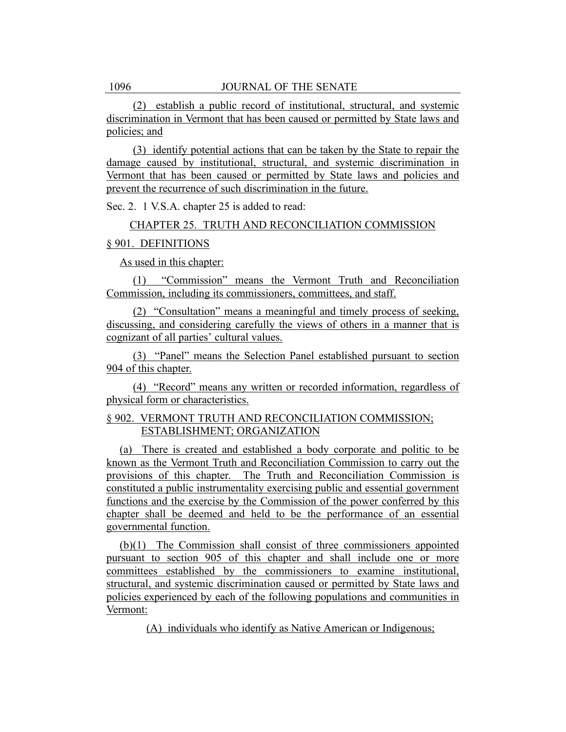(2) establish a public record of institutional, structural, and systemic discrimination in Vermont that has been caused or permitted by State laws and policies; and

(3) identify potential actions that can be taken by the State to repair the damage caused by institutional, structural, and systemic discrimination in Vermont that has been caused or permitted by State laws and policies and prevent the recurrence of such discrimination in the future.

Sec. 2. 1 V.S.A. chapter 25 is added to read:

CHAPTER 25. TRUTH AND RECONCILIATION COMMISSION

§ 901. DEFINITIONS

As used in this chapter:

(1) "Commission" means the Vermont Truth and Reconciliation Commission, including its commissioners, committees, and staff.

(2) "Consultation" means a meaningful and timely process of seeking, discussing, and considering carefully the views of others in a manner that is cognizant of all parties' cultural values.

(3) "Panel" means the Selection Panel established pursuant to section 904 of this chapter.

(4) "Record" means any written or recorded information, regardless of physical form or characteristics.

§ 902. VERMONT TRUTH AND RECONCILIATION COMMISSION; ESTABLISHMENT; ORGANIZATION

(a) There is created and established a body corporate and politic to be known as the Vermont Truth and Reconciliation Commission to carry out the provisions of this chapter. The Truth and Reconciliation Commission is constituted a public instrumentality exercising public and essential government functions and the exercise by the Commission of the power conferred by this chapter shall be deemed and held to be the performance of an essential governmental function.

(b)(1) The Commission shall consist of three commissioners appointed pursuant to section 905 of this chapter and shall include one or more committees established by the commissioners to examine institutional, structural, and systemic discrimination caused or permitted by State laws and policies experienced by each of the following populations and communities in Vermont:

(A) individuals who identify as Native American or Indigenous;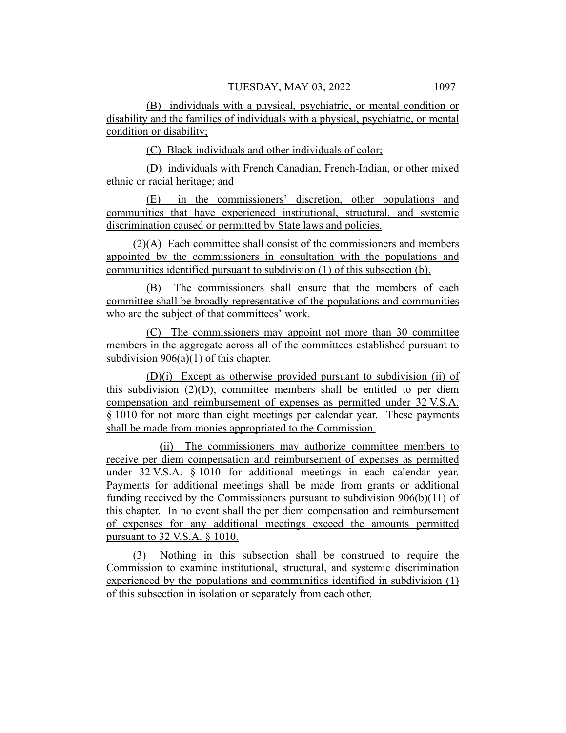(B) individuals with a physical, psychiatric, or mental condition or disability and the families of individuals with a physical, psychiatric, or mental condition or disability;

(C) Black individuals and other individuals of color;

(D) individuals with French Canadian, French-Indian, or other mixed ethnic or racial heritage; and

(E) in the commissioners' discretion, other populations and communities that have experienced institutional, structural, and systemic discrimination caused or permitted by State laws and policies.

(2)(A) Each committee shall consist of the commissioners and members appointed by the commissioners in consultation with the populations and communities identified pursuant to subdivision (1) of this subsection (b).

(B) The commissioners shall ensure that the members of each committee shall be broadly representative of the populations and communities who are the subject of that committees' work.

(C) The commissioners may appoint not more than 30 committee members in the aggregate across all of the committees established pursuant to subdivision 906(a)(1) of this chapter.

(D)(i) Except as otherwise provided pursuant to subdivision (ii) of this subdivision (2)(D), committee members shall be entitled to per diem compensation and reimbursement of expenses as permitted under 32 V.S.A. § 1010 for not more than eight meetings per calendar year. These payments shall be made from monies appropriated to the Commission.

(ii) The commissioners may authorize committee members to receive per diem compensation and reimbursement of expenses as permitted under 32 V.S.A. § 1010 for additional meetings in each calendar year. Payments for additional meetings shall be made from grants or additional funding received by the Commissioners pursuant to subdivision 906(b)(11) of this chapter. In no event shall the per diem compensation and reimbursement of expenses for any additional meetings exceed the amounts permitted pursuant to 32 V.S.A. § 1010.

(3) Nothing in this subsection shall be construed to require the Commission to examine institutional, structural, and systemic discrimination experienced by the populations and communities identified in subdivision (1) of this subsection in isolation or separately from each other.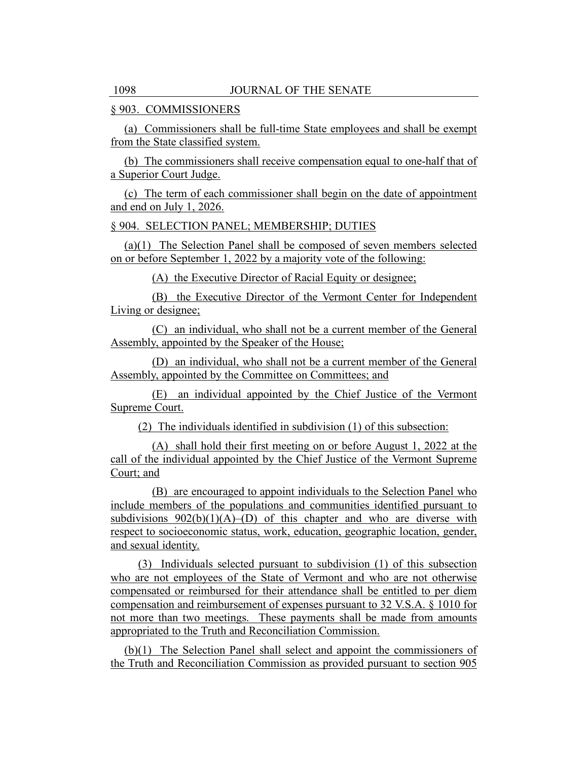§ 903. COMMISSIONERS

(a) Commissioners shall be full-time State employees and shall be exempt from the State classified system.

(b) The commissioners shall receive compensation equal to one-half that of a Superior Court Judge.

(c) The term of each commissioner shall begin on the date of appointment and end on July 1, 2026.

§ 904. SELECTION PANEL; MEMBERSHIP; DUTIES

(a)(1) The Selection Panel shall be composed of seven members selected on or before September 1, 2022 by a majority vote of the following:

(A) the Executive Director of Racial Equity or designee;

(B) the Executive Director of the Vermont Center for Independent Living or designee;

(C) an individual, who shall not be a current member of the General Assembly, appointed by the Speaker of the House;

(D) an individual, who shall not be a current member of the General Assembly, appointed by the Committee on Committees; and

(E) an individual appointed by the Chief Justice of the Vermont Supreme Court.

(2) The individuals identified in subdivision (1) of this subsection:

(A) shall hold their first meeting on or before August 1, 2022 at the call of the individual appointed by the Chief Justice of the Vermont Supreme Court; and

(B) are encouraged to appoint individuals to the Selection Panel who include members of the populations and communities identified pursuant to subdivisions 902(b)(1)(A)–(D) of this chapter and who are diverse with respect to socioeconomic status, work, education, geographic location, gender, and sexual identity.

(3) Individuals selected pursuant to subdivision (1) of this subsection who are not employees of the State of Vermont and who are not otherwise compensated or reimbursed for their attendance shall be entitled to per diem compensation and reimbursement of expenses pursuant to 32 V.S.A. § 1010 for not more than two meetings. These payments shall be made from amounts appropriated to the Truth and Reconciliation Commission.

(b)(1) The Selection Panel shall select and appoint the commissioners of the Truth and Reconciliation Commission as provided pursuant to section 905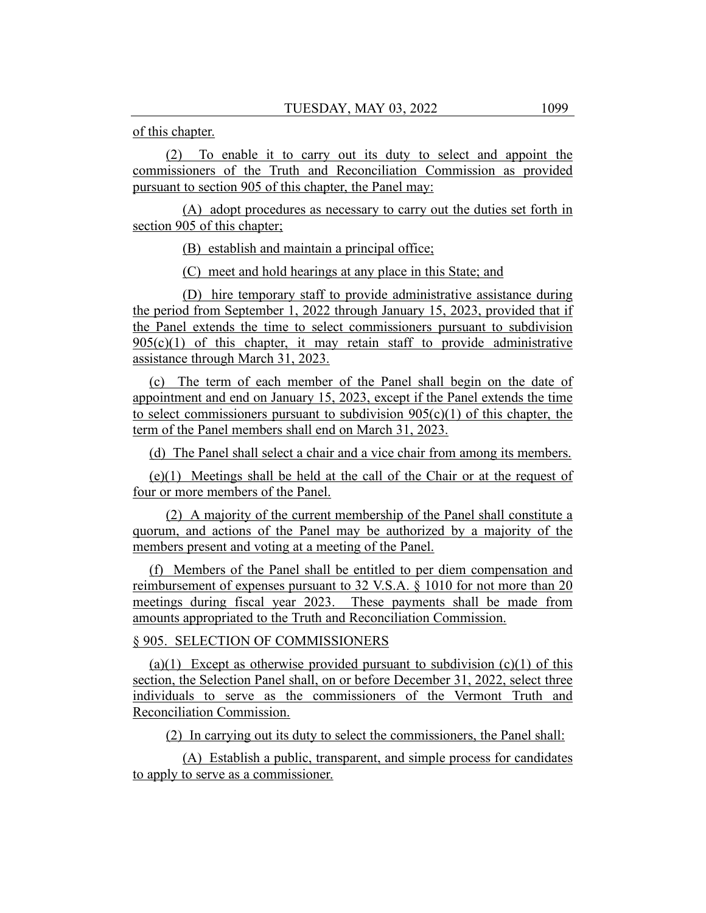of this chapter.

(2) To enable it to carry out its duty to select and appoint the commissioners of the Truth and Reconciliation Commission as provided pursuant to section 905 of this chapter, the Panel may:

(A) adopt procedures as necessary to carry out the duties set forth in section 905 of this chapter;

(B) establish and maintain a principal office;

(C) meet and hold hearings at any place in this State; and

(D) hire temporary staff to provide administrative assistance during the period from September 1, 2022 through January 15, 2023, provided that if the Panel extends the time to select commissioners pursuant to subdivision 905(c)(1) of this chapter, it may retain staff to provide administrative assistance through March 31, 2023.

(c) The term of each member of the Panel shall begin on the date of appointment and end on January 15, 2023, except if the Panel extends the time to select commissioners pursuant to subdivision 905(c)(1) of this chapter, the term of the Panel members shall end on March 31, 2023.

(d) The Panel shall select a chair and a vice chair from among its members.

(e)(1) Meetings shall be held at the call of the Chair or at the request of four or more members of the Panel.

(2) A majority of the current membership of the Panel shall constitute a quorum, and actions of the Panel may be authorized by a majority of the members present and voting at a meeting of the Panel.

(f) Members of the Panel shall be entitled to per diem compensation and reimbursement of expenses pursuant to 32 V.S.A. § 1010 for not more than 20 meetings during fiscal year 2023. These payments shall be made from amounts appropriated to the Truth and Reconciliation Commission.

§ 905. SELECTION OF COMMISSIONERS

(a)(1) Except as otherwise provided pursuant to subdivision (c)(1) of this section, the Selection Panel shall, on or before December 31, 2022, select three individuals to serve as the commissioners of the Vermont Truth and Reconciliation Commission.

(2) In carrying out its duty to select the commissioners, the Panel shall:

(A) Establish a public, transparent, and simple process for candidates to apply to serve as a commissioner.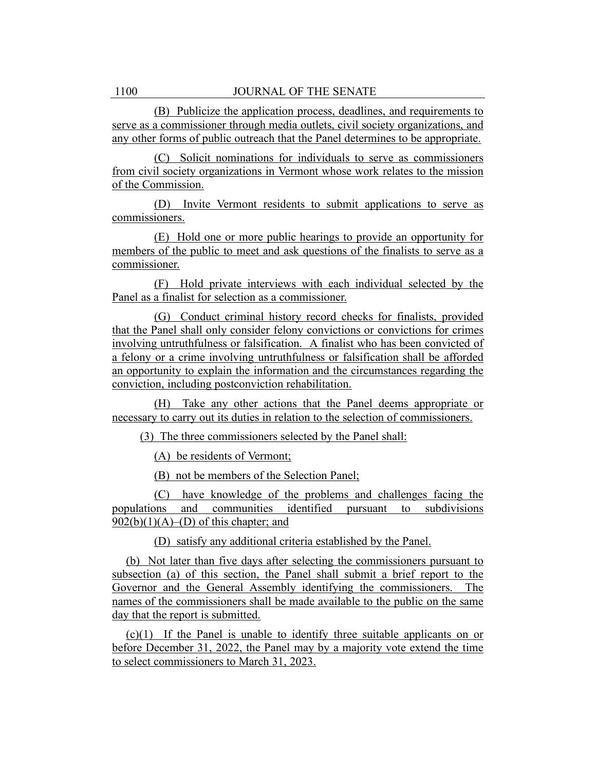(B) Publicize the application process, deadlines, and requirements to serve as a commissioner through media outlets, civil society organizations, and any other forms of public outreach that the Panel determines to be appropriate.

(C) Solicit nominations for individuals to serve as commissioners from civil society organizations in Vermont whose work relates to the mission of the Commission.

(D) Invite Vermont residents to submit applications to serve as commissioners.

(E) Hold one or more public hearings to provide an opportunity for members of the public to meet and ask questions of the finalists to serve as a commissioner.

(F) Hold private interviews with each individual selected by the Panel as a finalist for selection as a commissioner.

(G) Conduct criminal history record checks for finalists, provided that the Panel shall only consider felony convictions or convictions for crimes involving untruthfulness or falsification. A finalist who has been convicted of a felony or a crime involving untruthfulness or falsification shall be afforded an opportunity to explain the information and the circumstances regarding the conviction, including postconviction rehabilitation.

(H) Take any other actions that the Panel deems appropriate or necessary to carry out its duties in relation to the selection of commissioners.

(3) The three commissioners selected by the Panel shall:

(A) be residents of Vermont;

(B) not be members of the Selection Panel;

(C) have knowledge of the problems and challenges facing the populations and communities identified pursuant to subdivisions 902(b)(1)(A)–(D) of this chapter; and

(D) satisfy any additional criteria established by the Panel.

(b) Not later than five days after selecting the commissioners pursuant to subsection (a) of this section, the Panel shall submit a brief report to the Governor and the General Assembly identifying the commissioners. The names of the commissioners shall be made available to the public on the same day that the report is submitted.

(c)(1) If the Panel is unable to identify three suitable applicants on or before December 31, 2022, the Panel may by a majority vote extend the time to select commissioners to March 31, 2023.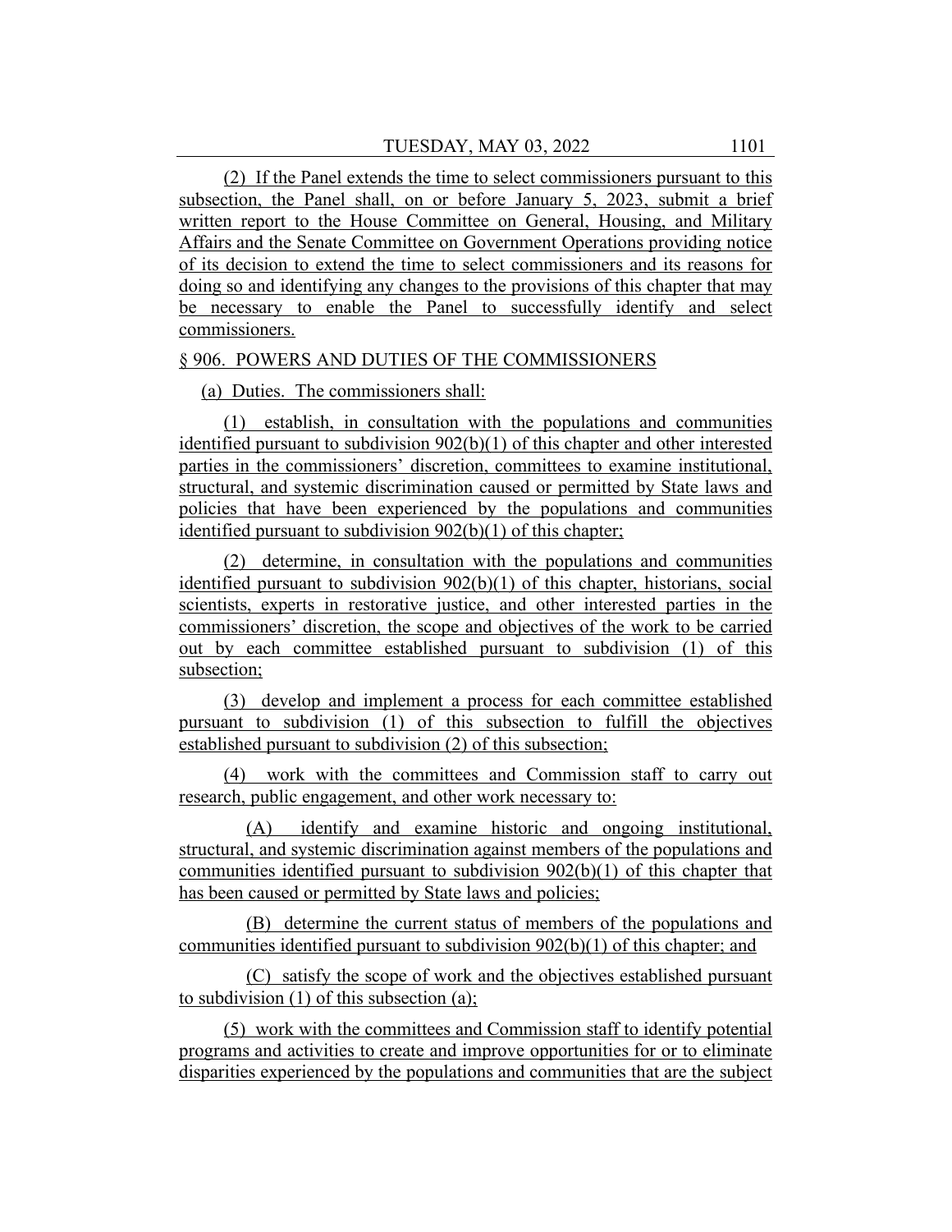(2) If the Panel extends the time to select commissioners pursuant to this subsection, the Panel shall, on or before January 5, 2023, submit a brief written report to the House Committee on General, Housing, and Military Affairs and the Senate Committee on Government Operations providing notice of its decision to extend the time to select commissioners and its reasons for doing so and identifying any changes to the provisions of this chapter that may be necessary to enable the Panel to successfully identify and select commissioners.

§ 906. POWERS AND DUTIES OF THE COMMISSIONERS

(a) Duties. The commissioners shall:

(1) establish, in consultation with the populations and communities identified pursuant to subdivision 902(b)(1) of this chapter and other interested parties in the commissioners' discretion, committees to examine institutional, structural, and systemic discrimination caused or permitted by State laws and policies that have been experienced by the populations and communities identified pursuant to subdivision 902(b)(1) of this chapter;

(2) determine, in consultation with the populations and communities identified pursuant to subdivision 902(b)(1) of this chapter, historians, social scientists, experts in restorative justice, and other interested parties in the commissioners' discretion, the scope and objectives of the work to be carried out by each committee established pursuant to subdivision (1) of this subsection;

(3) develop and implement a process for each committee established pursuant to subdivision (1) of this subsection to fulfill the objectives established pursuant to subdivision (2) of this subsection;

(4) work with the committees and Commission staff to carry out research, public engagement, and other work necessary to:

(A) identify and examine historic and ongoing institutional, structural, and systemic discrimination against members of the populations and communities identified pursuant to subdivision 902(b)(1) of this chapter that has been caused or permitted by State laws and policies;

(B) determine the current status of members of the populations and communities identified pursuant to subdivision 902(b)(1) of this chapter; and

(C) satisfy the scope of work and the objectives established pursuant to subdivision (1) of this subsection (a);

(5) work with the committees and Commission staff to identify potential programs and activities to create and improve opportunities for or to eliminate disparities experienced by the populations and communities that are the subject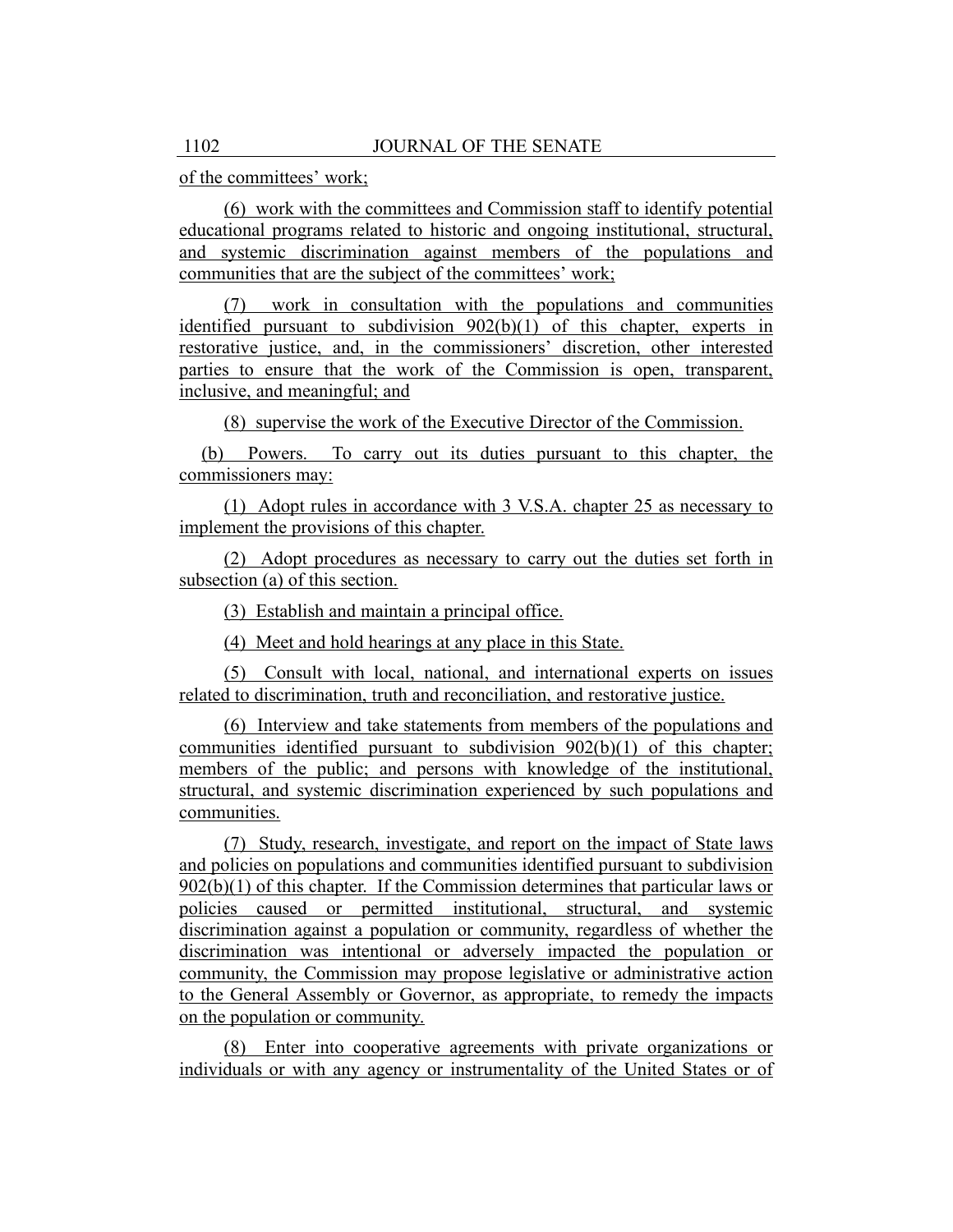of the committees' work;

(6) work with the committees and Commission staff to identify potential educational programs related to historic and ongoing institutional, structural, and systemic discrimination against members of the populations and communities that are the subject of the committees' work;

(7) work in consultation with the populations and communities identified pursuant to subdivision 902(b)(1) of this chapter, experts in restorative justice, and, in the commissioners' discretion, other interested parties to ensure that the work of the Commission is open, transparent, inclusive, and meaningful; and

(8) supervise the work of the Executive Director of the Commission.

(b) Powers. To carry out its duties pursuant to this chapter, the commissioners may:

(1) Adopt rules in accordance with 3 V.S.A. chapter 25 as necessary to implement the provisions of this chapter.

(2) Adopt procedures as necessary to carry out the duties set forth in subsection (a) of this section.

(3) Establish and maintain a principal office.

(4) Meet and hold hearings at any place in this State.

(5) Consult with local, national, and international experts on issues related to discrimination, truth and reconciliation, and restorative justice.

(6) Interview and take statements from members of the populations and communities identified pursuant to subdivision 902(b)(1) of this chapter; members of the public; and persons with knowledge of the institutional, structural, and systemic discrimination experienced by such populations and communities.

(7) Study, research, investigate, and report on the impact of State laws and policies on populations and communities identified pursuant to subdivision 902(b)(1) of this chapter. If the Commission determines that particular laws or policies caused or permitted institutional, structural, and systemic discrimination against a population or community, regardless of whether the discrimination was intentional or adversely impacted the population or community, the Commission may propose legislative or administrative action to the General Assembly or Governor, as appropriate, to remedy the impacts on the population or community.

(8) Enter into cooperative agreements with private organizations or individuals or with any agency or instrumentality of the United States or of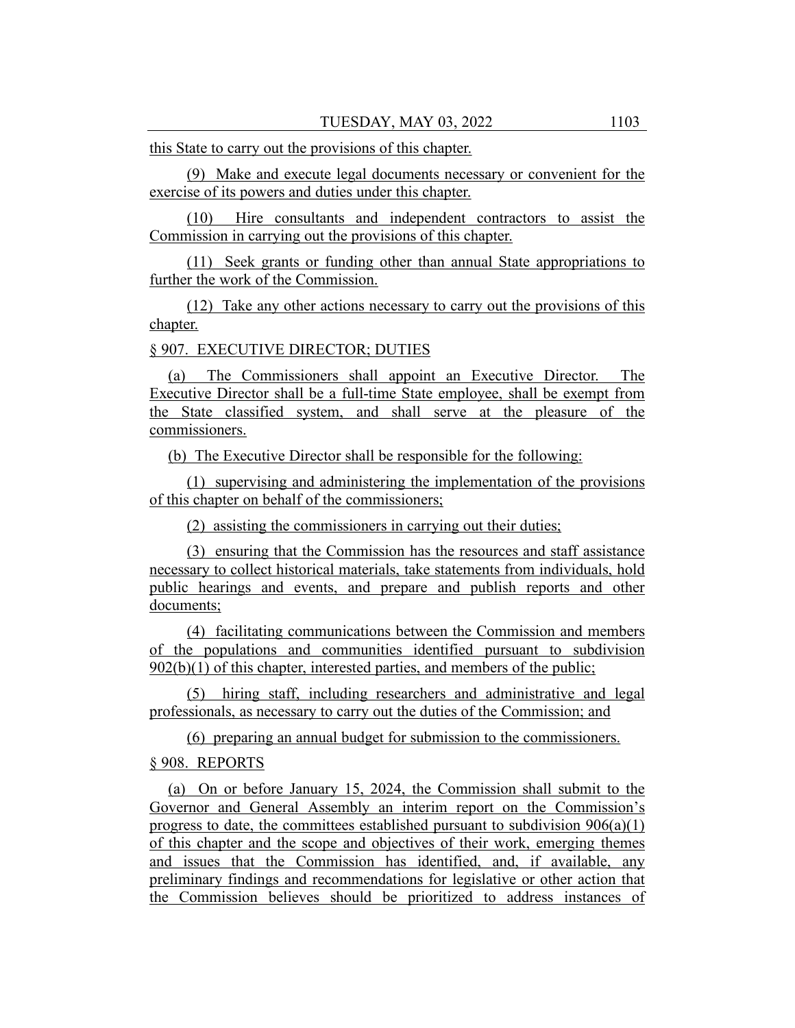this State to carry out the provisions of this chapter.

(9) Make and execute legal documents necessary or convenient for the exercise of its powers and duties under this chapter.

(10) Hire consultants and independent contractors to assist the Commission in carrying out the provisions of this chapter.

(11) Seek grants or funding other than annual State appropriations to further the work of the Commission.

(12) Take any other actions necessary to carry out the provisions of this chapter.

§ 907. EXECUTIVE DIRECTOR; DUTIES

(a) The Commissioners shall appoint an Executive Director. The Executive Director shall be a full-time State employee, shall be exempt from the State classified system, and shall serve at the pleasure of the commissioners.

(b) The Executive Director shall be responsible for the following:

(1) supervising and administering the implementation of the provisions of this chapter on behalf of the commissioners;

(2) assisting the commissioners in carrying out their duties;

(3) ensuring that the Commission has the resources and staff assistance necessary to collect historical materials, take statements from individuals, hold public hearings and events, and prepare and publish reports and other documents;

(4) facilitating communications between the Commission and members of the populations and communities identified pursuant to subdivision 902(b)(1) of this chapter, interested parties, and members of the public;

(5) hiring staff, including researchers and administrative and legal professionals, as necessary to carry out the duties of the Commission; and

(6) preparing an annual budget for submission to the commissioners.

§ 908. REPORTS

(a) On or before January 15, 2024, the Commission shall submit to the Governor and General Assembly an interim report on the Commission's progress to date, the committees established pursuant to subdivision 906(a)(1) of this chapter and the scope and objectives of their work, emerging themes and issues that the Commission has identified, and, if available, any preliminary findings and recommendations for legislative or other action that the Commission believes should be prioritized to address instances of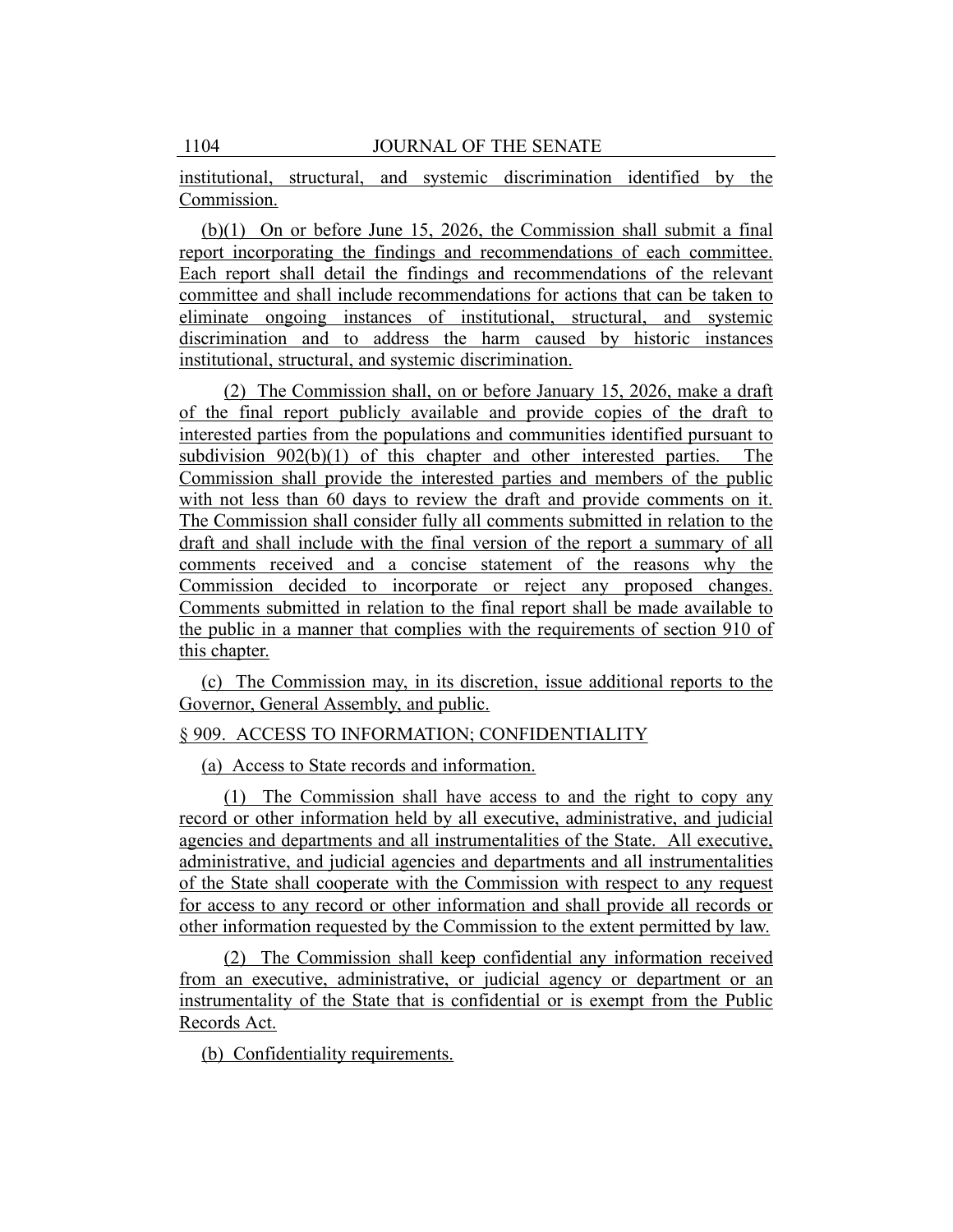institutional, structural, and systemic discrimination identified by the Commission.

(b)(1) On or before June 15, 2026, the Commission shall submit a final report incorporating the findings and recommendations of each committee. Each report shall detail the findings and recommendations of the relevant committee and shall include recommendations for actions that can be taken to eliminate ongoing instances of institutional, structural, and systemic discrimination and to address the harm caused by historic instances institutional, structural, and systemic discrimination.

(2) The Commission shall, on or before January 15, 2026, make a draft of the final report publicly available and provide copies of the draft to interested parties from the populations and communities identified pursuant to subdivision 902(b)(1) of this chapter and other interested parties. The Commission shall provide the interested parties and members of the public with not less than 60 days to review the draft and provide comments on it. The Commission shall consider fully all comments submitted in relation to the draft and shall include with the final version of the report a summary of all comments received and a concise statement of the reasons why the Commission decided to incorporate or reject any proposed changes. Comments submitted in relation to the final report shall be made available to the public in a manner that complies with the requirements of section 910 of this chapter.

(c) The Commission may, in its discretion, issue additional reports to the Governor, General Assembly, and public.

§ 909. ACCESS TO INFORMATION; CONFIDENTIALITY

(a) Access to State records and information.

(1) The Commission shall have access to and the right to copy any record or other information held by all executive, administrative, and judicial agencies and departments and all instrumentalities of the State. All executive, administrative, and judicial agencies and departments and all instrumentalities of the State shall cooperate with the Commission with respect to any request for access to any record or other information and shall provide all records or other information requested by the Commission to the extent permitted by law.

(2) The Commission shall keep confidential any information received from an executive, administrative, or judicial agency or department or an instrumentality of the State that is confidential or is exempt from the Public Records Act.

(b) Confidentiality requirements.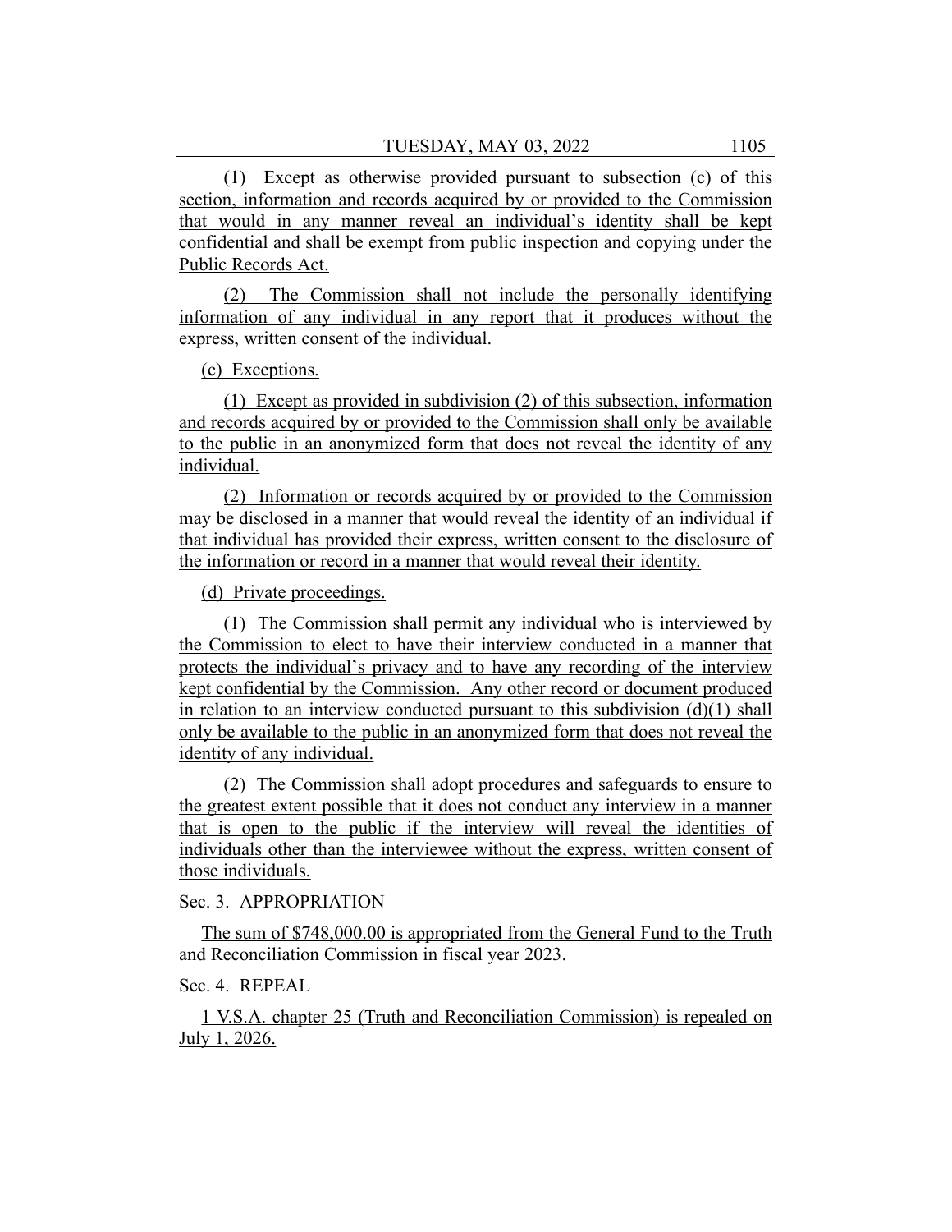(1) Except as otherwise provided pursuant to subsection (c) of this section, information and records acquired by or provided to the Commission that would in any manner reveal an individual's identity shall be kept confidential and shall be exempt from public inspection and copying under the Public Records Act.

(2) The Commission shall not include the personally identifying information of any individual in any report that it produces without the express, written consent of the individual.

(c) Exceptions.

(1) Except as provided in subdivision (2) of this subsection, information and records acquired by or provided to the Commission shall only be available to the public in an anonymized form that does not reveal the identity of any individual.

(2) Information or records acquired by or provided to the Commission may be disclosed in a manner that would reveal the identity of an individual if that individual has provided their express, written consent to the disclosure of the information or record in a manner that would reveal their identity.

(d) Private proceedings.

(1) The Commission shall permit any individual who is interviewed by the Commission to elect to have their interview conducted in a manner that protects the individual's privacy and to have any recording of the interview kept confidential by the Commission. Any other record or document produced in relation to an interview conducted pursuant to this subdivision (d)(1) shall only be available to the public in an anonymized form that does not reveal the identity of any individual.

(2) The Commission shall adopt procedures and safeguards to ensure to the greatest extent possible that it does not conduct any interview in a manner that is open to the public if the interview will reveal the identities of individuals other than the interviewee without the express, written consent of those individuals.

Sec. 3. APPROPRIATION

The sum of $748,000.00 is appropriated from the General Fund to the Truth and Reconciliation Commission in fiscal year 2023.

Sec. 4. REPEAL

1 V.S.A. chapter 25 (Truth and Reconciliation Commission) is repealed on July 1, 2026.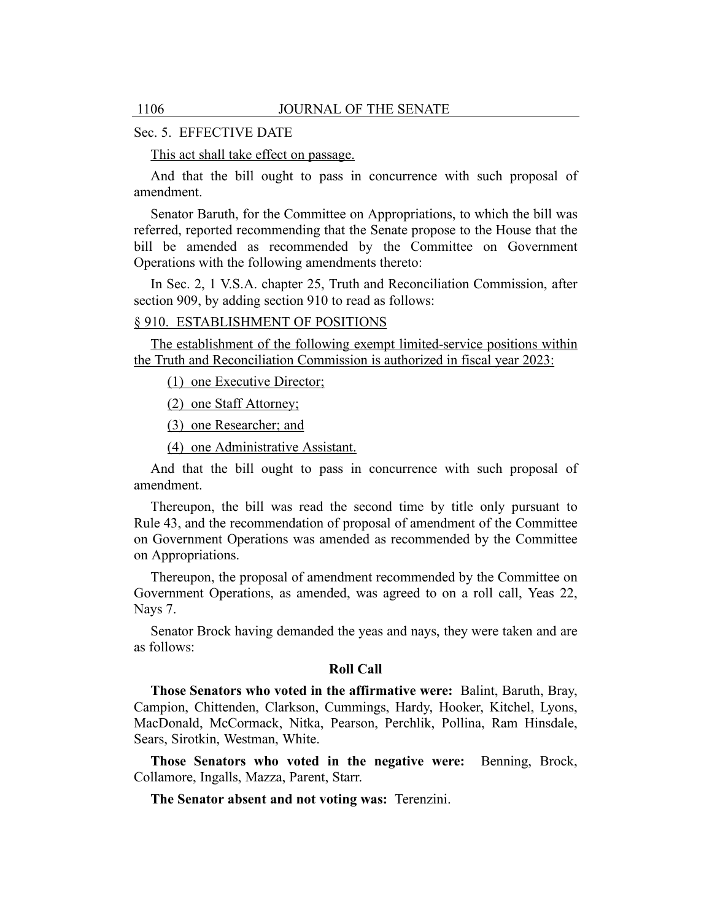Sec. 5. EFFECTIVE DATE

This act shall take effect on passage.

And that the bill ought to pass in concurrence with such proposal of amendment.

Senator Baruth, for the Committee on Appropriations, to which the bill was referred, reported recommending that the Senate propose to the House that the bill be amended as recommended by the Committee on Government Operations with the following amendments thereto:

In Sec. 2, 1 V.S.A. chapter 25, Truth and Reconciliation Commission, after section 909, by adding section 910 to read as follows:

§ 910. ESTABLISHMENT OF POSITIONS

The establishment of the following exempt limited-service positions within the Truth and Reconciliation Commission is authorized in fiscal year 2023:

(1) one Executive Director;

(2) one Staff Attorney;

(3) one Researcher; and

(4) one Administrative Assistant.

And that the bill ought to pass in concurrence with such proposal of amendment.

Thereupon, the bill was read the second time by title only pursuant to Rule 43, and the recommendation of proposal of amendment of the Committee on Government Operations was amended as recommended by the Committee on Appropriations.

Thereupon, the proposal of amendment recommended by the Committee on Government Operations, as amended, was agreed to on a roll call, Yeas 22, Nays 7.

Senator Brock having demanded the yeas and nays, they were taken and are as follows:

**Roll Call**

**Those Senators who voted in the affirmative were:** Balint, Baruth, Bray, Campion, Chittenden, Clarkson, Cummings, Hardy, Hooker, Kitchel, Lyons, MacDonald, McCormack, Nitka, Pearson, Perchlik, Pollina, Ram Hinsdale, Sears, Sirotkin, Westman, White.

**Those Senators who voted in the negative were:** Benning, Brock, Collamore, Ingalls, Mazza, Parent, Starr.

**The Senator absent and not voting was:** Terenzini.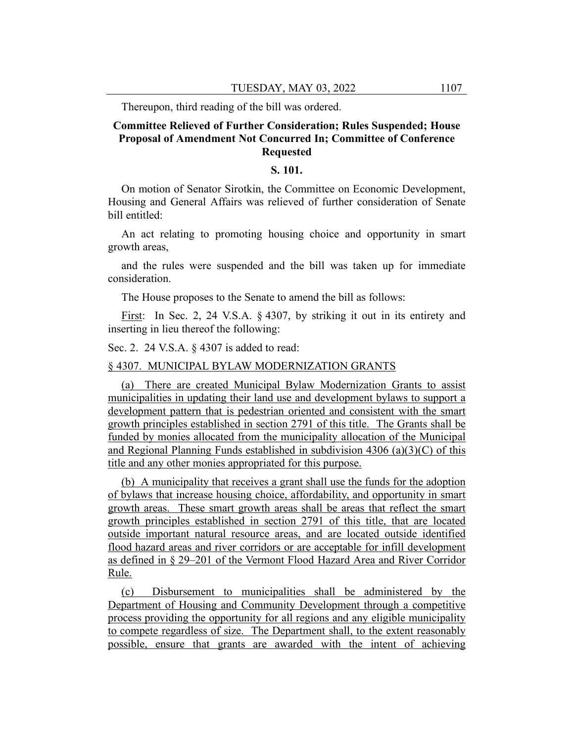Thereupon, third reading of the bill was ordered.

## Committee Relieved of Further Consideration; Rules Suspended; House Proposal of Amendment Not Concurred In; Committee of Conference Requested

### S. 101.

On motion of Senator Sirotkin, the Committee on Economic Development, Housing and General Affairs was relieved of further consideration of Senate bill entitled:

An act relating to promoting housing choice and opportunity in smart growth areas,

and the rules were suspended and the bill was taken up for immediate consideration.

The House proposes to the Senate to amend the bill as follows:

First: In Sec. 2, 24 V.S.A. § 4307, by striking it out in its entirety and inserting in lieu thereof the following:

Sec. 2. 24 V.S.A. § 4307 is added to read:

§ 4307. MUNICIPAL BYLAW MODERNIZATION GRANTS

(a) There are created Municipal Bylaw Modernization Grants to assist municipalities in updating their land use and development bylaws to support a development pattern that is pedestrian oriented and consistent with the smart growth principles established in section 2791 of this title. The Grants shall be funded by monies allocated from the municipality allocation of the Municipal and Regional Planning Funds established in subdivision 4306 (a)(3)(C) of this title and any other monies appropriated for this purpose.

(b) A municipality that receives a grant shall use the funds for the adoption of bylaws that increase housing choice, affordability, and opportunity in smart growth areas. These smart growth areas shall be areas that reflect the smart growth principles established in section 2791 of this title, that are located outside important natural resource areas, and are located outside identified flood hazard areas and river corridors or are acceptable for infill development as defined in § 29–201 of the Vermont Flood Hazard Area and River Corridor Rule.

(c) Disbursement to municipalities shall be administered by the Department of Housing and Community Development through a competitive process providing the opportunity for all regions and any eligible municipality to compete regardless of size. The Department shall, to the extent reasonably possible, ensure that grants are awarded with the intent of achieving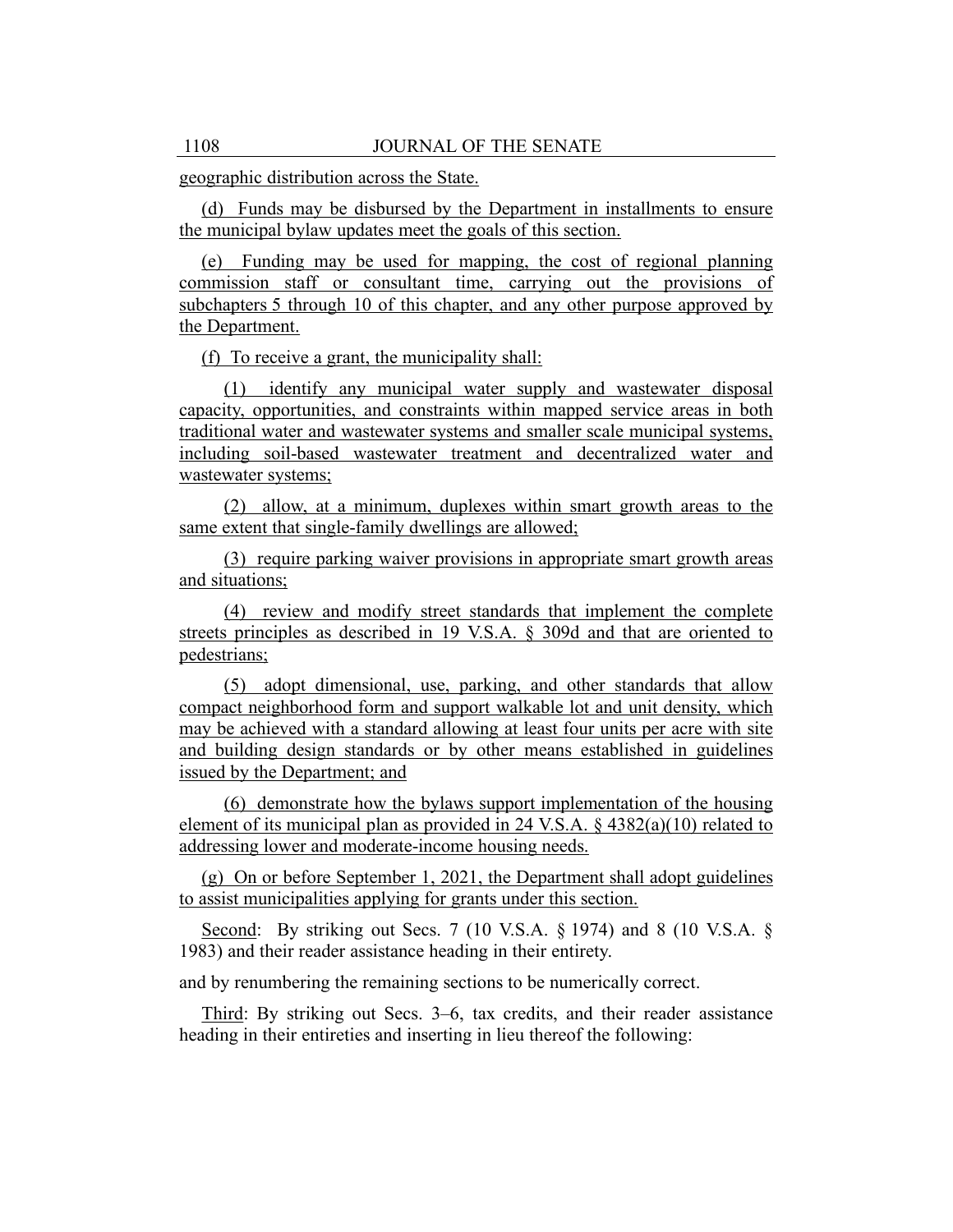geographic distribution across the State.

(d) Funds may be disbursed by the Department in installments to ensure the municipal bylaw updates meet the goals of this section.

(e) Funding may be used for mapping, the cost of regional planning commission staff or consultant time, carrying out the provisions of subchapters 5 through 10 of this chapter, and any other purpose approved by the Department.

(f) To receive a grant, the municipality shall:

(1) identify any municipal water supply and wastewater disposal capacity, opportunities, and constraints within mapped service areas in both traditional water and wastewater systems and smaller scale municipal systems, including soil-based wastewater treatment and decentralized water and wastewater systems;

(2) allow, at a minimum, duplexes within smart growth areas to the same extent that single-family dwellings are allowed;

(3) require parking waiver provisions in appropriate smart growth areas and situations;

(4) review and modify street standards that implement the complete streets principles as described in 19 V.S.A. § 309d and that are oriented to pedestrians;

(5) adopt dimensional, use, parking, and other standards that allow compact neighborhood form and support walkable lot and unit density, which may be achieved with a standard allowing at least four units per acre with site and building design standards or by other means established in guidelines issued by the Department; and

(6) demonstrate how the bylaws support implementation of the housing element of its municipal plan as provided in 24 V.S.A. § 4382(a)(10) related to addressing lower and moderate-income housing needs.

(g) On or before September 1, 2021, the Department shall adopt guidelines to assist municipalities applying for grants under this section.

Second: By striking out Secs. 7 (10 V.S.A. § 1974) and 8 (10 V.S.A. § 1983) and their reader assistance heading in their entirety.

and by renumbering the remaining sections to be numerically correct.

Third: By striking out Secs. 3–6, tax credits, and their reader assistance heading in their entireties and inserting in lieu thereof the following: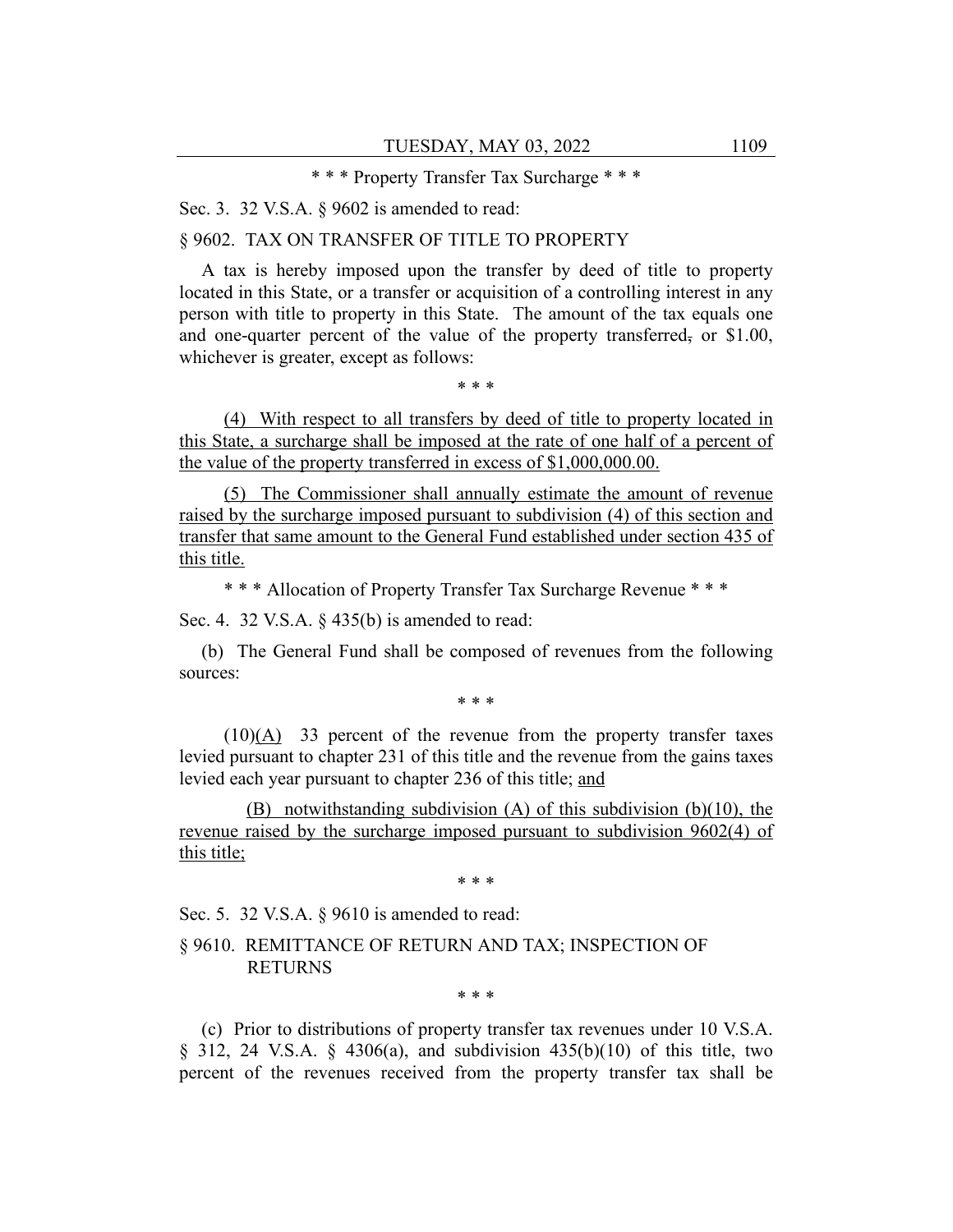\* \* \* Property Transfer Tax Surcharge \* \* \*

Sec. 3. 32 V.S.A. § 9602 is amended to read:

§ 9602. TAX ON TRANSFER OF TITLE TO PROPERTY

A tax is hereby imposed upon the transfer by deed of title to property located in this State, or a transfer or acquisition of a controlling interest in any person with title to property in this State. The amount of the tax equals one and one-quarter percent of the value of the property transferred~~,~~ or $1.00, whichever is greater, except as follows:

\* \* \*

<u>(4) With respect to all transfers by deed of title to property located in this State, a surcharge shall be imposed at the rate of one half of a percent of the value of the property transferred in excess of $1,000,000.00.</u>

<u>(5) The Commissioner shall annually estimate the amount of revenue raised by the surcharge imposed pursuant to subdivision (4) of this section and transfer that same amount to the General Fund established under section 435 of this title.</u>

\* \* \* Allocation of Property Transfer Tax Surcharge Revenue \* \* \*

Sec. 4. 32 V.S.A. § 435(b) is amended to read:

(b) The General Fund shall be composed of revenues from the following sources:

\* \* \*

(10)<u>(A)</u> 33 percent of the revenue from the property transfer taxes levied pursuant to chapter 231 of this title and the revenue from the gains taxes levied each year pursuant to chapter 236 of this title; <u>and</u>

<u>(B) notwithstanding subdivision (A) of this subdivision (b)(10), the revenue raised by the surcharge imposed pursuant to subdivision 9602(4) of this title;</u>

\* \* \*

Sec. 5. 32 V.S.A. § 9610 is amended to read:

§ 9610. REMITTANCE OF RETURN AND TAX; INSPECTION OF RETURNS

\* \* \*

(c) Prior to distributions of property transfer tax revenues under 10 V.S.A. § 312, 24 V.S.A. § 4306(a), and subdivision 435(b)(10) of this title, two percent of the revenues received from the property transfer tax shall be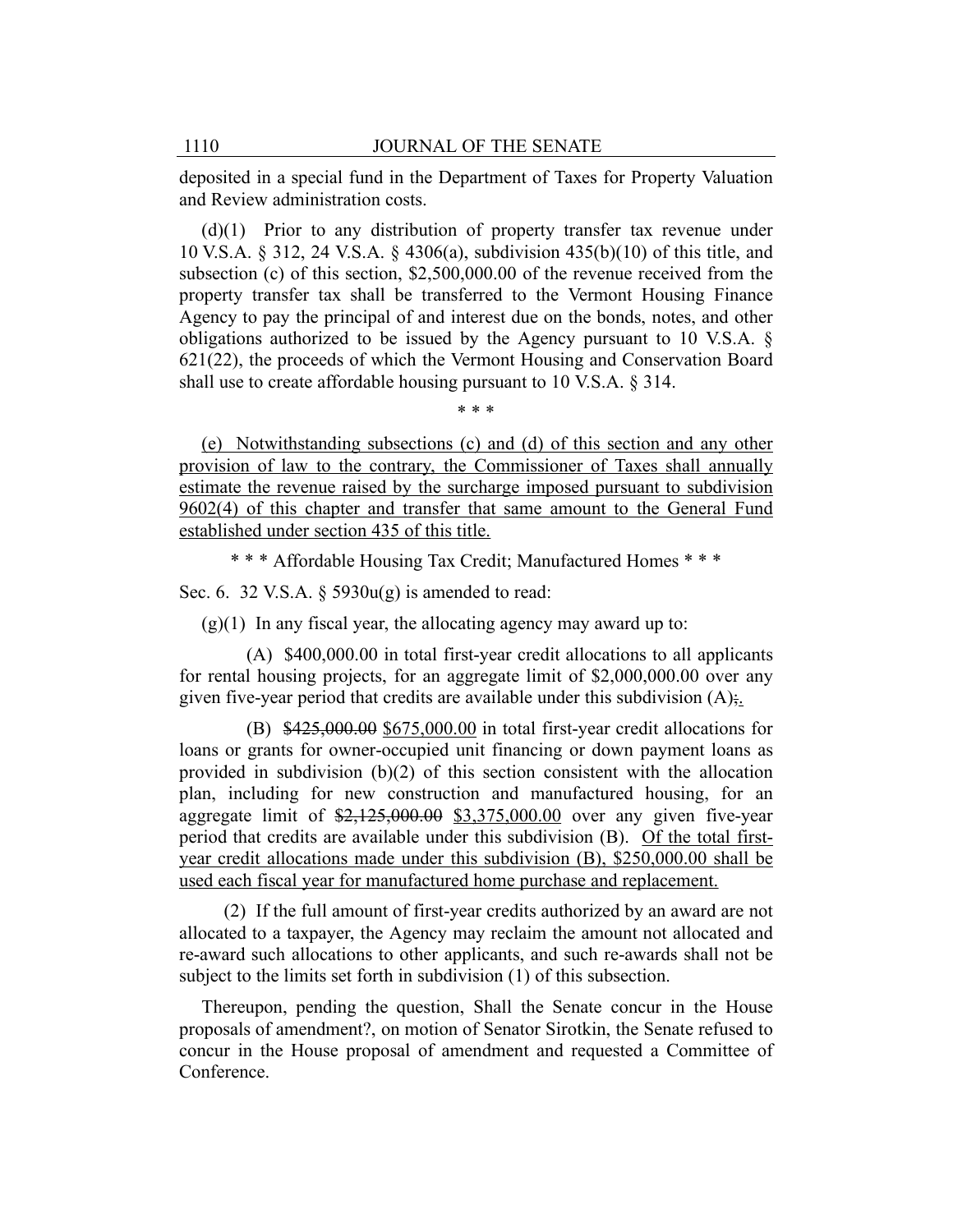deposited in a special fund in the Department of Taxes for Property Valuation and Review administration costs.

(d)(1) Prior to any distribution of property transfer tax revenue under 10 V.S.A. § 312, 24 V.S.A. § 4306(a), subdivision 435(b)(10) of this title, and subsection (c) of this section, $2,500,000.00 of the revenue received from the property transfer tax shall be transferred to the Vermont Housing Finance Agency to pay the principal of and interest due on the bonds, notes, and other obligations authorized to be issued by the Agency pursuant to 10 V.S.A. § 621(22), the proceeds of which the Vermont Housing and Conservation Board shall use to create affordable housing pursuant to 10 V.S.A. § 314.

\* \* \*

<u>(e) Notwithstanding subsections (c) and (d) of this section and any other provision of law to the contrary, the Commissioner of Taxes shall annually estimate the revenue raised by the surcharge imposed pursuant to subdivision 9602(4) of this chapter and transfer that same amount to the General Fund established under section 435 of this title.</u>

\* \* \* Affordable Housing Tax Credit; Manufactured Homes \* \* \*

Sec. 6. 32 V.S.A. § 5930u(g) is amended to read:

(g)(1) In any fiscal year, the allocating agency may award up to:

(A) $400,000.00 in total first-year credit allocations to all applicants for rental housing projects, for an aggregate limit of $2,000,000.00 over any given five-year period that credits are available under this subdivision (A)~~;~~<u>.</u>

(B) ~~$425,000.00~~ <u>$675,000.00</u> in total first-year credit allocations for loans or grants for owner-occupied unit financing or down payment loans as provided in subdivision (b)(2) of this section consistent with the allocation plan, including for new construction and manufactured housing, for an aggregate limit of ~~$2,125,000.00~~ <u>$3,375,000.00</u> over any given five-year period that credits are available under this subdivision (B). <u>Of the total first-year credit allocations made under this subdivision (B), $250,000.00 shall be used each fiscal year for manufactured home purchase and replacement.</u>

(2) If the full amount of first-year credits authorized by an award are not allocated to a taxpayer, the Agency may reclaim the amount not allocated and re-award such allocations to other applicants, and such re-awards shall not be subject to the limits set forth in subdivision (1) of this subsection.

Thereupon, pending the question, Shall the Senate concur in the House proposals of amendment?, on motion of Senator Sirotkin, the Senate refused to concur in the House proposal of amendment and requested a Committee of Conference.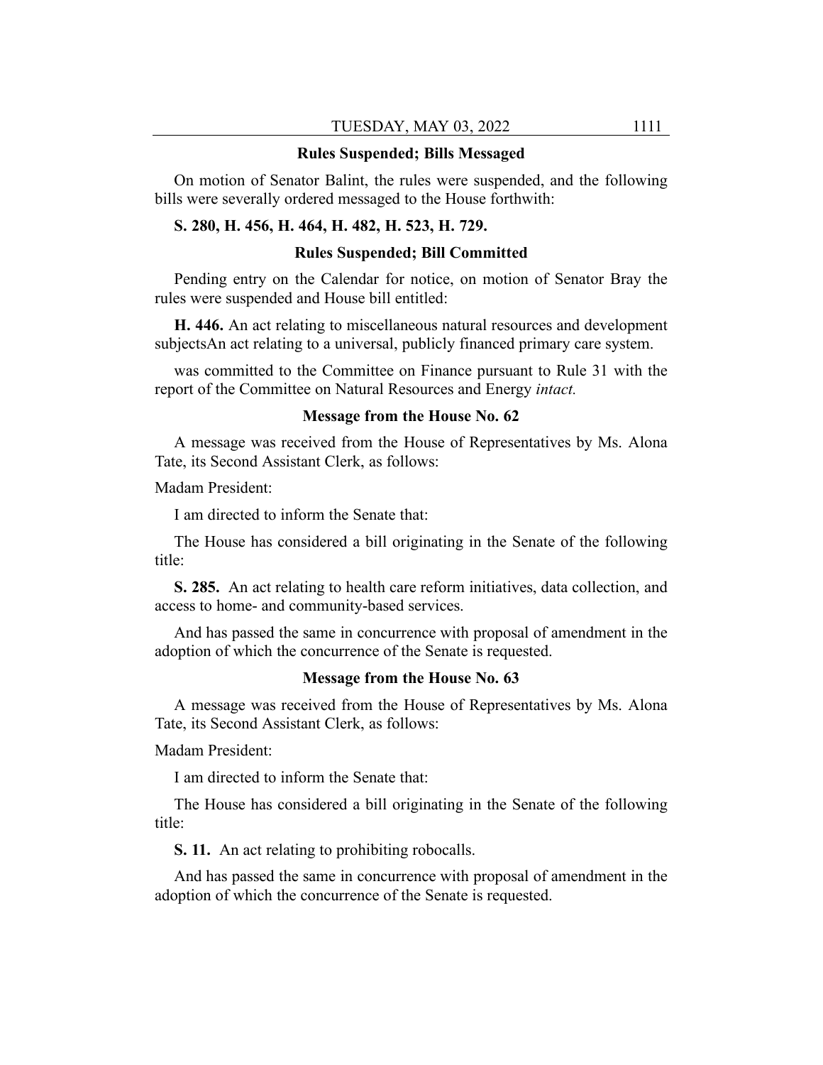### Rules Suspended; Bills Messaged

On motion of Senator Balint, the rules were suspended, and the following bills were severally ordered messaged to the House forthwith:

**S. 280, H. 456, H. 464, H. 482, H. 523, H. 729.**

### Rules Suspended; Bill Committed

Pending entry on the Calendar for notice, on motion of Senator Bray the rules were suspended and House bill entitled:

**H. 446.** An act relating to miscellaneous natural resources and development subjectsAn act relating to a universal, publicly financed primary care system.

was committed to the Committee on Finance pursuant to Rule 31 with the report of the Committee on Natural Resources and Energy *intact.*

### Message from the House No. 62

A message was received from the House of Representatives by Ms. Alona Tate, its Second Assistant Clerk, as follows:

Madam President:

I am directed to inform the Senate that:

The House has considered a bill originating in the Senate of the following title:

**S. 285.** An act relating to health care reform initiatives, data collection, and access to home- and community-based services.

And has passed the same in concurrence with proposal of amendment in the adoption of which the concurrence of the Senate is requested.

### Message from the House No. 63

A message was received from the House of Representatives by Ms. Alona Tate, its Second Assistant Clerk, as follows:

Madam President:

I am directed to inform the Senate that:

The House has considered a bill originating in the Senate of the following title:

**S. 11.** An act relating to prohibiting robocalls.

And has passed the same in concurrence with proposal of amendment in the adoption of which the concurrence of the Senate is requested.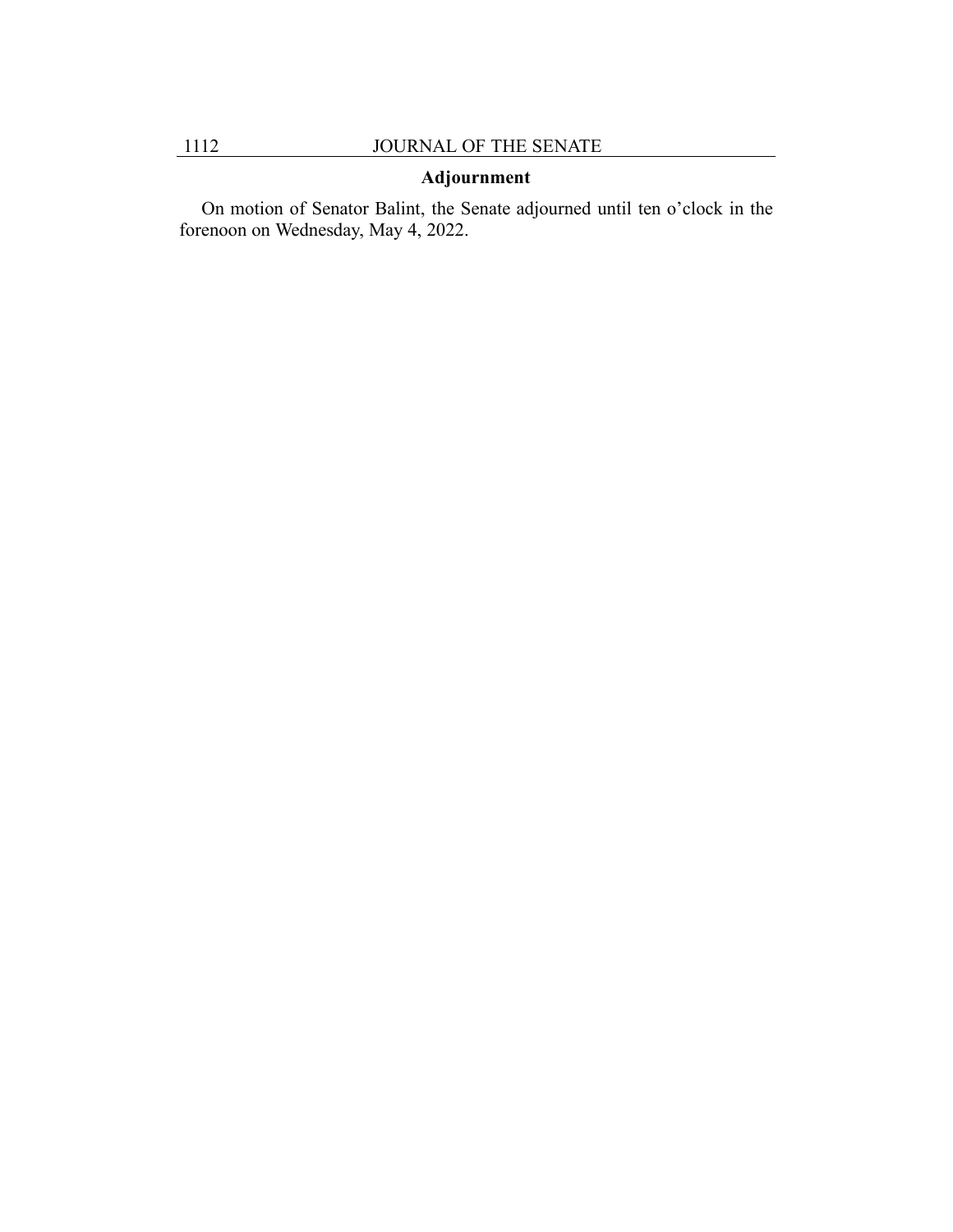## Adjournment

On motion of Senator Balint, the Senate adjourned until ten o'clock in the forenoon on Wednesday, May 4, 2022.